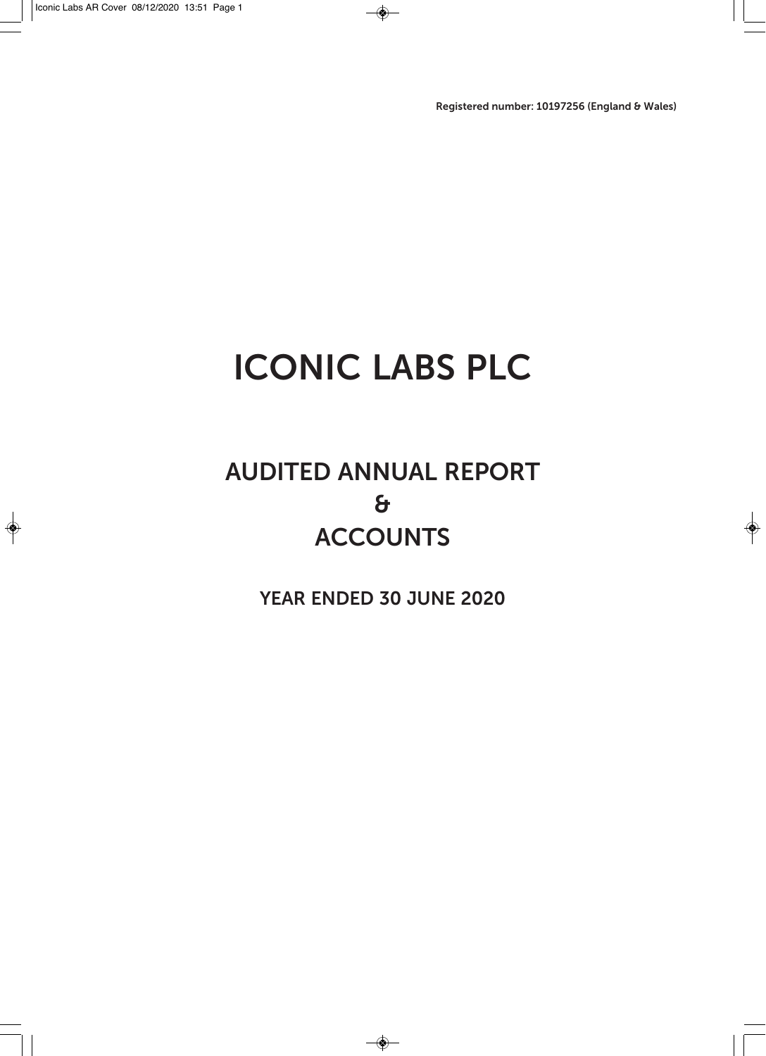Registered number: 10197256 (England & Wales)

# ICONIC LABS PLC

## AUDITED ANNUAL REPORT & ACCOUNTS

### YEAR ENDED 30 JUNE 2020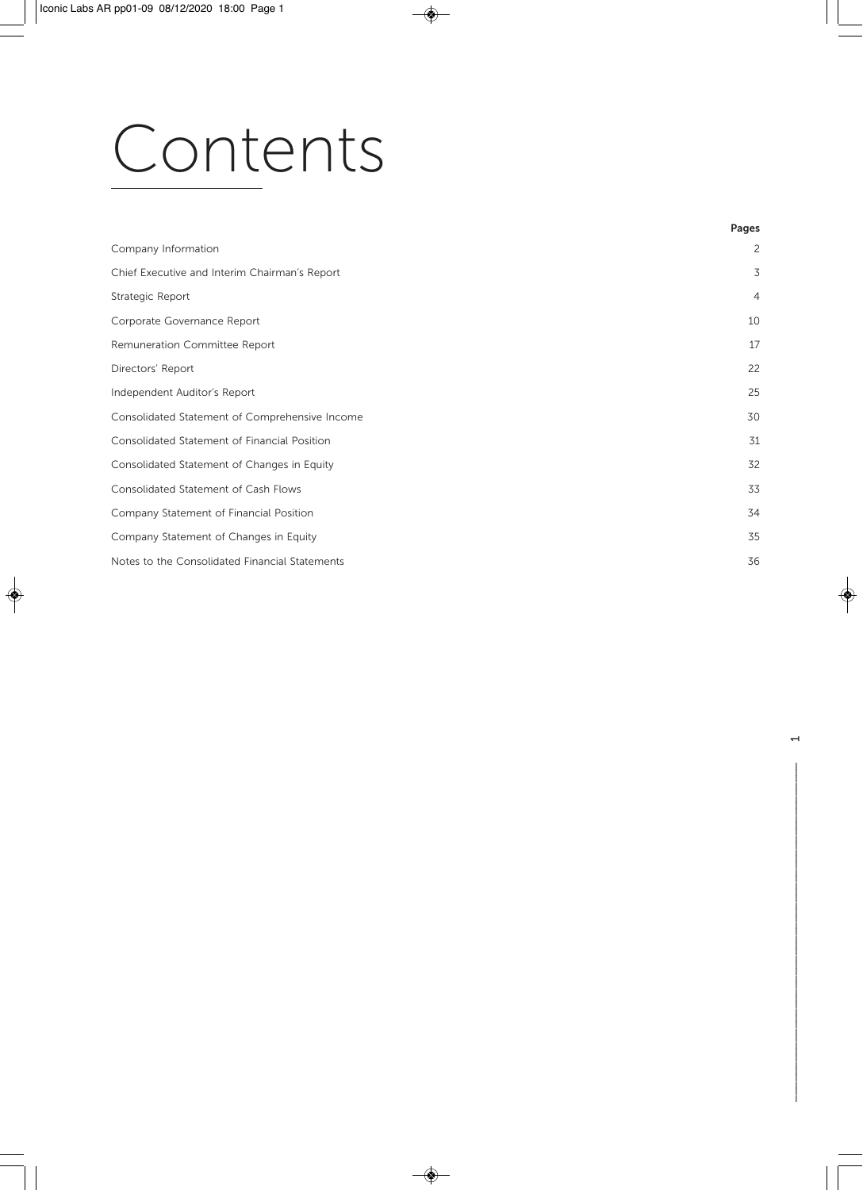# Contents

| | Pages |
|---|---|
| Company Information | 2 |
| Chief Executive and Interim Chairman's Report | 3 |
| Strategic Report | 4 |
| Corporate Governance Report | 10 |
| Remuneration Committee Report | 17 |
| Directors' Report | 22 |
| Independent Auditor's Report | 25 |
| Consolidated Statement of Comprehensive Income | 30 |
| Consolidated Statement of Financial Position | 31 |
| Consolidated Statement of Changes in Equity | 32 |
| Consolidated Statement of Cash Flows | 33 |
| Company Statement of Financial Position | 34 |
| Company Statement of Changes in Equity | 35 |
| Notes to the Consolidated Financial Statements | 36 |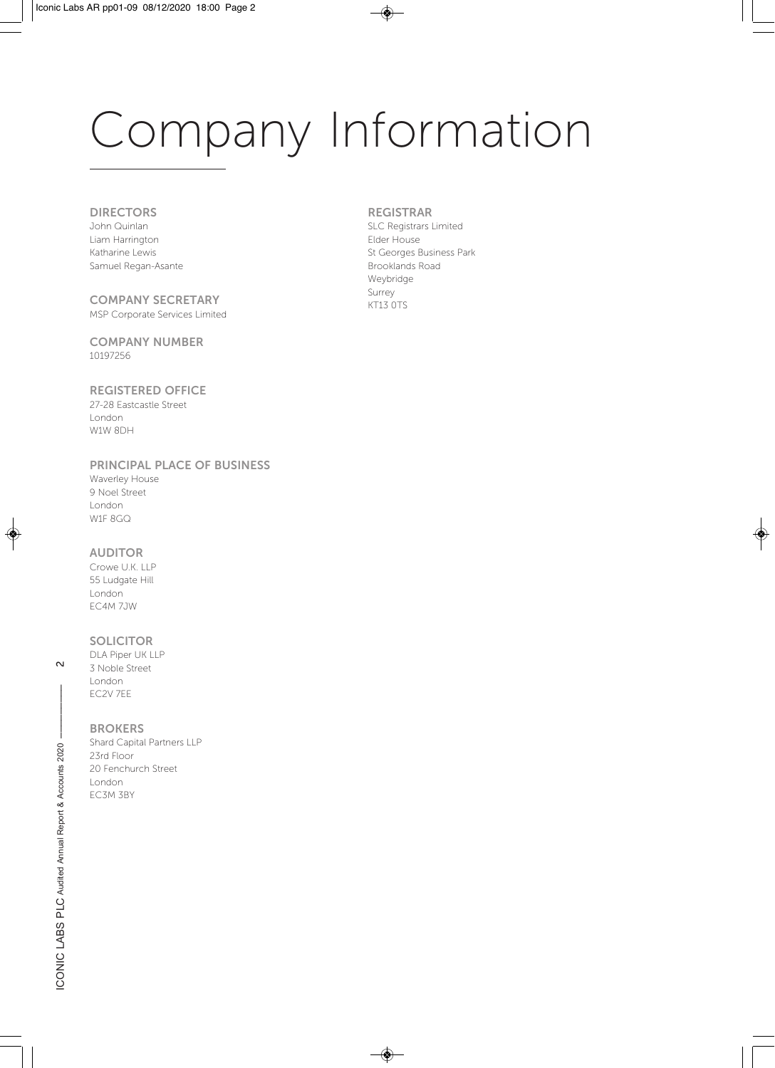# Company Information

## DIRECTORS

John Quinlan
Liam Harrington
Katharine Lewis
Samuel Regan-Asante

## COMPANY SECRETARY

MSP Corporate Services Limited

## COMPANY NUMBER

10197256

## REGISTERED OFFICE

27-28 Eastcastle Street
London
W1W 8DH

## PRINCIPAL PLACE OF BUSINESS

Waverley House
9 Noel Street
London
W1F 8GQ

## AUDITOR

Crowe U.K. LLP
55 Ludgate Hill
London
EC4M 7JW

## SOLICITOR

DLA Piper UK LLP
3 Noble Street
London
EC2V 7EE

## BROKERS

Shard Capital Partners LLP
23rd Floor
20 Fenchurch Street
London
EC3M 3BY

## REGISTRAR

SLC Registrars Limited
Elder House
St Georges Business Park
Brooklands Road
Weybridge
Surrey
KT13 0TS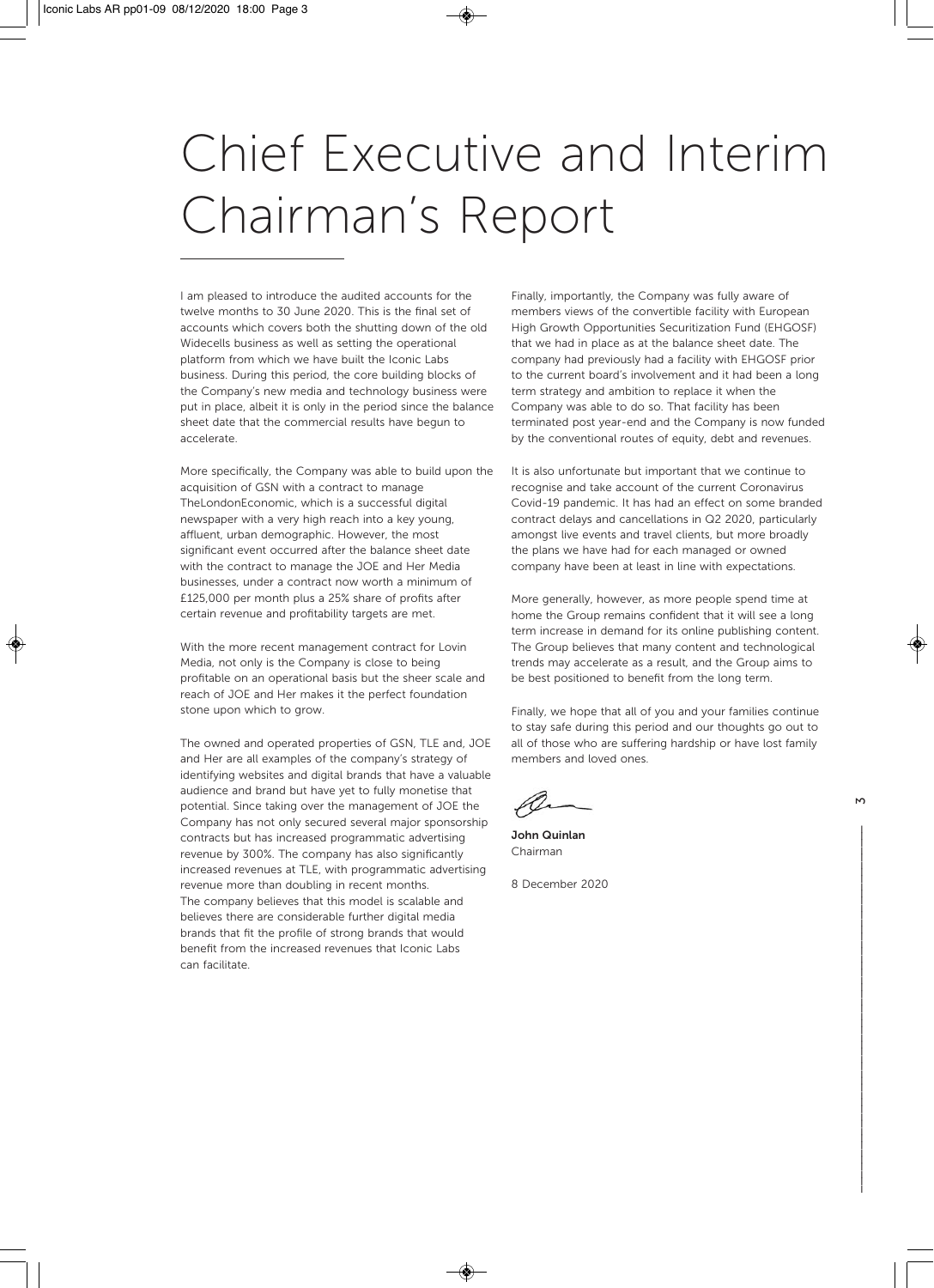# Chief Executive and Interim Chairman's Report

I am pleased to introduce the audited accounts for the twelve months to 30 June 2020. This is the final set of accounts which covers both the shutting down of the old Widecells business as well as setting the operational platform from which we have built the Iconic Labs business. During this period, the core building blocks of the Company's new media and technology business were put in place, albeit it is only in the period since the balance sheet date that the commercial results have begun to accelerate.

More specifically, the Company was able to build upon the acquisition of GSN with a contract to manage TheLondonEconomic, which is a successful digital newspaper with a very high reach into a key young, affluent, urban demographic. However, the most significant event occurred after the balance sheet date with the contract to manage the JOE and Her Media businesses, under a contract now worth a minimum of £125,000 per month plus a 25% share of profits after certain revenue and profitability targets are met.

With the more recent management contract for Lovin Media, not only is the Company is close to being profitable on an operational basis but the sheer scale and reach of JOE and Her makes it the perfect foundation stone upon which to grow.

The owned and operated properties of GSN, TLE and, JOE and Her are all examples of the company's strategy of identifying websites and digital brands that have a valuable audience and brand but have yet to fully monetise that potential. Since taking over the management of JOE the Company has not only secured several major sponsorship contracts but has increased programmatic advertising revenue by 300%. The company has also significantly increased revenues at TLE, with programmatic advertising revenue more than doubling in recent months.
The company believes that this model is scalable and believes there are considerable further digital media brands that fit the profile of strong brands that would benefit from the increased revenues that Iconic Labs can facilitate.

Finally, importantly, the Company was fully aware of members views of the convertible facility with European High Growth Opportunities Securitization Fund (EHGOSF) that we had in place as at the balance sheet date. The company had previously had a facility with EHGOSF prior to the current board's involvement and it had been a long term strategy and ambition to replace it when the Company was able to do so. That facility has been terminated post year-end and the Company is now funded by the conventional routes of equity, debt and revenues.

It is also unfortunate but important that we continue to recognise and take account of the current Coronavirus Covid-19 pandemic. It has had an effect on some branded contract delays and cancellations in Q2 2020, particularly amongst live events and travel clients, but more broadly the plans we have had for each managed or owned company have been at least in line with expectations.

More generally, however, as more people spend time at home the Group remains confident that it will see a long term increase in demand for its online publishing content. The Group believes that many content and technological trends may accelerate as a result, and the Group aims to be best positioned to benefit from the long term.

Finally, we hope that all of you and your families continue to stay safe during this period and our thoughts go out to all of those who are suffering hardship or have lost family members and loved ones.

**John Quinlan**
Chairman

8 December 2020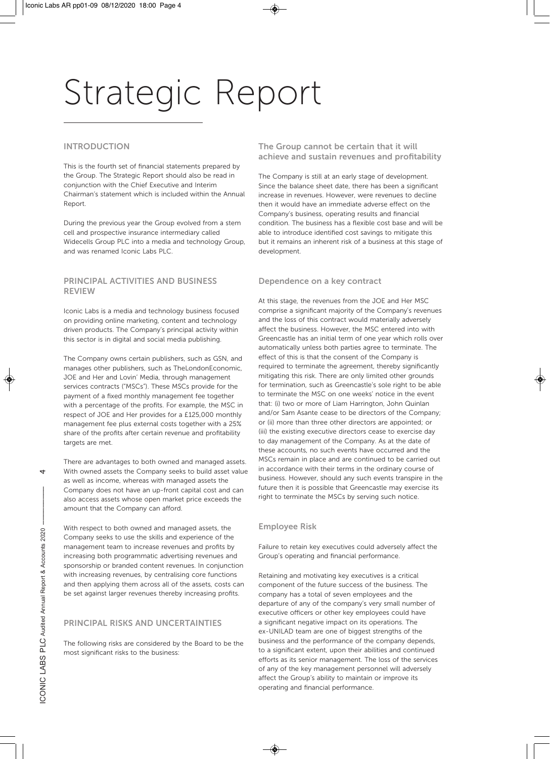# Strategic Report

## INTRODUCTION

This is the fourth set of financial statements prepared by the Group. The Strategic Report should also be read in conjunction with the Chief Executive and Interim Chairman's statement which is included within the Annual Report.

During the previous year the Group evolved from a stem cell and prospective insurance intermediary called Widecells Group PLC into a media and technology Group, and was renamed Iconic Labs PLC.

## PRINCIPAL ACTIVITIES AND BUSINESS REVIEW

Iconic Labs is a media and technology business focused on providing online marketing, content and technology driven products. The Company's principal activity within this sector is in digital and social media publishing.

The Company owns certain publishers, such as GSN, and manages other publishers, such as TheLondonEconomic, JOE and Her and Lovin' Media, through management services contracts ("MSCs"). These MSCs provide for the payment of a fixed monthly management fee together with a percentage of the profits. For example, the MSC in respect of JOE and Her provides for a £125,000 monthly management fee plus external costs together with a 25% share of the profits after certain revenue and profitability targets are met.

There are advantages to both owned and managed assets. With owned assets the Company seeks to build asset value as well as income, whereas with managed assets the Company does not have an up-front capital cost and can also access assets whose open market price exceeds the amount that the Company can afford.

With respect to both owned and managed assets, the Company seeks to use the skills and experience of the management team to increase revenues and profits by increasing both programmatic advertising revenues and sponsorship or branded content revenues. In conjunction with increasing revenues, by centralising core functions and then applying them across all of the assets, costs can be set against larger revenues thereby increasing profits.

## PRINCIPAL RISKS AND UNCERTAINTIES

The following risks are considered by the Board to be the most significant risks to the business:

### The Group cannot be certain that it will achieve and sustain revenues and profitability

The Company is still at an early stage of development. Since the balance sheet date, there has been a significant increase in revenues. However, were revenues to decline then it would have an immediate adverse effect on the Company's business, operating results and financial condition. The business has a flexible cost base and will be able to introduce identified cost savings to mitigate this but it remains an inherent risk of a business at this stage of development.

### Dependence on a key contract

At this stage, the revenues from the JOE and Her MSC comprise a significant majority of the Company's revenues and the loss of this contract would materially adversely affect the business. However, the MSC entered into with Greencastle has an initial term of one year which rolls over automatically unless both parties agree to terminate. The effect of this is that the consent of the Company is required to terminate the agreement, thereby significantly mitigating this risk. There are only limited other grounds for termination, such as Greencastle's sole right to be able to terminate the MSC on one weeks' notice in the event that: (i) two or more of Liam Harrington, John Quinlan and/or Sam Asante cease to be directors of the Company; or (ii) more than three other directors are appointed; or (iii) the existing executive directors cease to exercise day to day management of the Company. As at the date of these accounts, no such events have occurred and the MSCs remain in place and are continued to be carried out in accordance with their terms in the ordinary course of business. However, should any such events transpire in the future then it is possible that Greencastle may exercise its right to terminate the MSCs by serving such notice.

### Employee Risk

Failure to retain key executives could adversely affect the Group's operating and financial performance.

Retaining and motivating key executives is a critical component of the future success of the business. The company has a total of seven employees and the departure of any of the company's very small number of executive officers or other key employees could have a significant negative impact on its operations. The ex-UNILAD team are one of biggest strengths of the business and the performance of the company depends, to a significant extent, upon their abilities and continued efforts as its senior management. The loss of the services of any of the key management personnel will adversely affect the Group's ability to maintain or improve its operating and financial performance.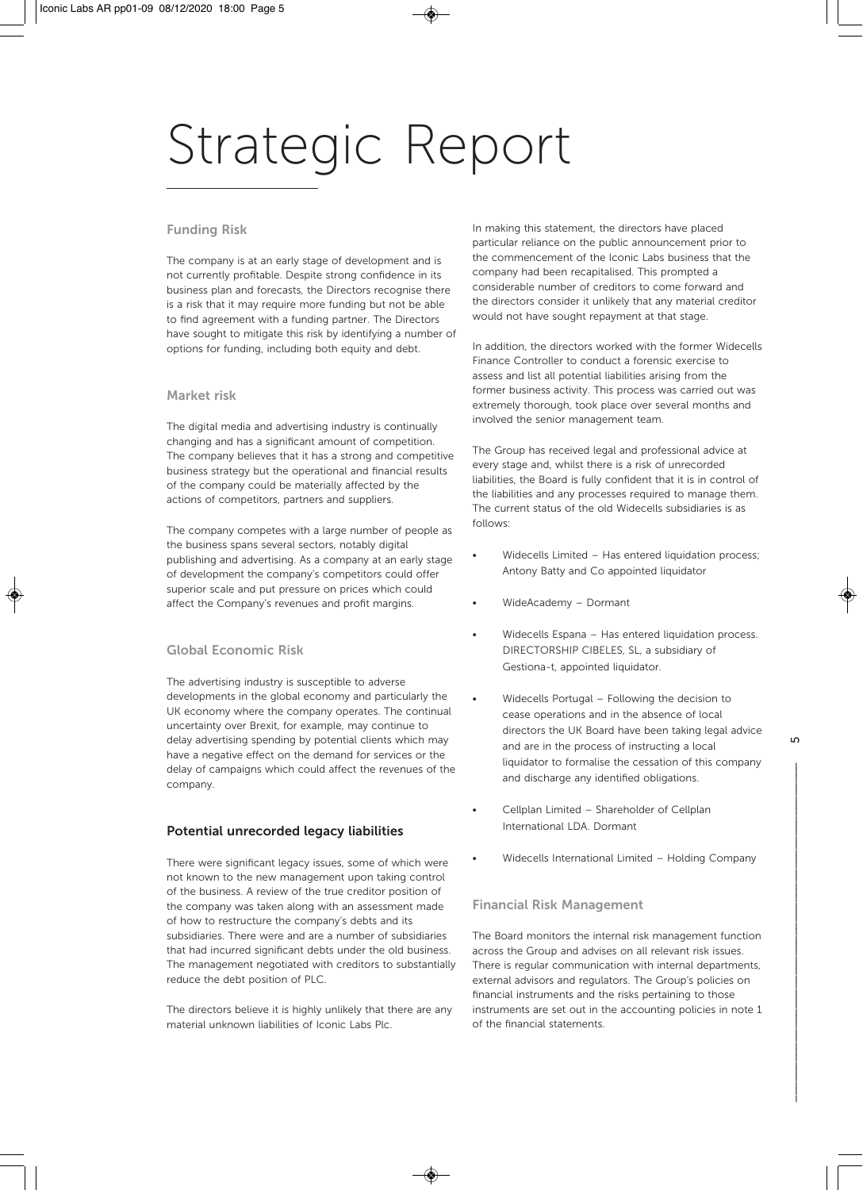# Strategic Report

### Funding Risk

The company is at an early stage of development and is not currently profitable. Despite strong confidence in its business plan and forecasts, the Directors recognise there is a risk that it may require more funding but not be able to find agreement with a funding partner. The Directors have sought to mitigate this risk by identifying a number of options for funding, including both equity and debt.

### Market risk

The digital media and advertising industry is continually changing and has a significant amount of competition. The company believes that it has a strong and competitive business strategy but the operational and financial results of the company could be materially affected by the actions of competitors, partners and suppliers.

The company competes with a large number of people as the business spans several sectors, notably digital publishing and advertising. As a company at an early stage of development the company's competitors could offer superior scale and put pressure on prices which could affect the Company's revenues and profit margins.

### Global Economic Risk

The advertising industry is susceptible to adverse developments in the global economy and particularly the UK economy where the company operates. The continual uncertainty over Brexit, for example, may continue to delay advertising spending by potential clients which may have a negative effect on the demand for services or the delay of campaigns which could affect the revenues of the company.

### Potential unrecorded legacy liabilities

There were significant legacy issues, some of which were not known to the new management upon taking control of the business. A review of the true creditor position of the company was taken along with an assessment made of how to restructure the company's debts and its subsidiaries. There were and are a number of subsidiaries that had incurred significant debts under the old business. The management negotiated with creditors to substantially reduce the debt position of PLC.

The directors believe it is highly unlikely that there are any material unknown liabilities of Iconic Labs Plc.

In making this statement, the directors have placed particular reliance on the public announcement prior to the commencement of the Iconic Labs business that the company had been recapitalised. This prompted a considerable number of creditors to come forward and the directors consider it unlikely that any material creditor would not have sought repayment at that stage.

In addition, the directors worked with the former Widecells Finance Controller to conduct a forensic exercise to assess and list all potential liabilities arising from the former business activity. This process was carried out was extremely thorough, took place over several months and involved the senior management team.

The Group has received legal and professional advice at every stage and, whilst there is a risk of unrecorded liabilities, the Board is fully confident that it is in control of the liabilities and any processes required to manage them. The current status of the old Widecells subsidiaries is as follows:

- Widecells Limited – Has entered liquidation process; Antony Batty and Co appointed liquidator
- WideAcademy – Dormant
- Widecells Espana – Has entered liquidation process. DIRECTORSHIP CIBELES, SL, a subsidiary of Gestiona-t, appointed liquidator.
- Widecells Portugal – Following the decision to cease operations and in the absence of local directors the UK Board have been taking legal advice and are in the process of instructing a local liquidator to formalise the cessation of this company and discharge any identified obligations.
- Cellplan Limited – Shareholder of Cellplan International LDA. Dormant
- Widecells International Limited – Holding Company

### Financial Risk Management

The Board monitors the internal risk management function across the Group and advises on all relevant risk issues. There is regular communication with internal departments, external advisors and regulators. The Group's policies on financial instruments and the risks pertaining to those instruments are set out in the accounting policies in note 1 of the financial statements.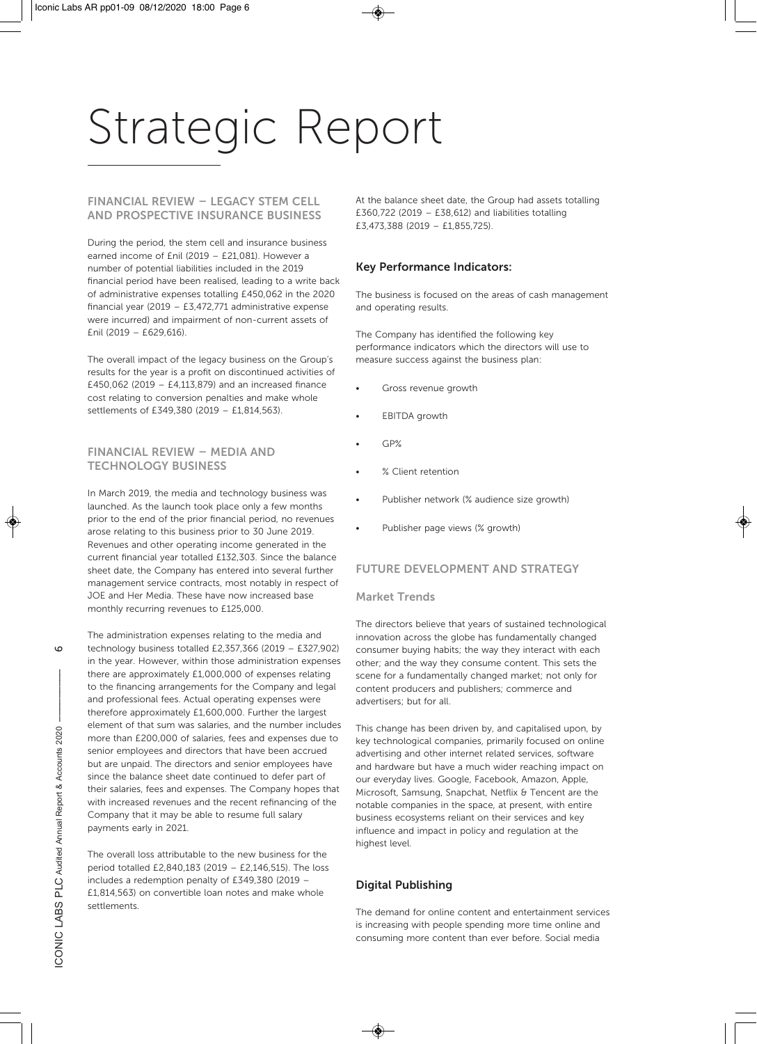# Strategic Report

## FINANCIAL REVIEW – LEGACY STEM CELL AND PROSPECTIVE INSURANCE BUSINESS

During the period, the stem cell and insurance business earned income of £nil (2019 – £21,081). However a number of potential liabilities included in the 2019 financial period have been realised, leading to a write back of administrative expenses totalling £450,062 in the 2020 financial year (2019 – £3,472,771 administrative expense were incurred) and impairment of non-current assets of £nil (2019 – £629,616).

The overall impact of the legacy business on the Group's results for the year is a profit on discontinued activities of £450,062 (2019 – £4,113,879) and an increased finance cost relating to conversion penalties and make whole settlements of £349,380 (2019 – £1,814,563).

## FINANCIAL REVIEW – MEDIA AND TECHNOLOGY BUSINESS

In March 2019, the media and technology business was launched. As the launch took place only a few months prior to the end of the prior financial period, no revenues arose relating to this business prior to 30 June 2019. Revenues and other operating income generated in the current financial year totalled £132,303. Since the balance sheet date, the Company has entered into several further management service contracts, most notably in respect of JOE and Her Media. These have now increased base monthly recurring revenues to £125,000.

The administration expenses relating to the media and technology business totalled £2,357,366 (2019 – £327,902) in the year. However, within those administration expenses there are approximately £1,000,000 of expenses relating to the financing arrangements for the Company and legal and professional fees. Actual operating expenses were therefore approximately £1,600,000. Further the largest element of that sum was salaries, and the number includes more than £200,000 of salaries, fees and expenses due to senior employees and directors that have been accrued but are unpaid. The directors and senior employees have since the balance sheet date continued to defer part of their salaries, fees and expenses. The Company hopes that with increased revenues and the recent refinancing of the Company that it may be able to resume full salary payments early in 2021.

The overall loss attributable to the new business for the period totalled £2,840,183 (2019 – £2,146,515). The loss includes a redemption penalty of £349,380 (2019 – £1,814,563) on convertible loan notes and make whole settlements.

At the balance sheet date, the Group had assets totalling £360,722 (2019 – £38,612) and liabilities totalling £3,473,388 (2019 – £1,855,725).

### Key Performance Indicators:

The business is focused on the areas of cash management and operating results.

The Company has identified the following key performance indicators which the directors will use to measure success against the business plan:

- Gross revenue growth
- EBITDA growth
- GP%
- % Client retention
- Publisher network (% audience size growth)
- Publisher page views (% growth)

## FUTURE DEVELOPMENT AND STRATEGY

### Market Trends

The directors believe that years of sustained technological innovation across the globe has fundamentally changed consumer buying habits; the way they interact with each other; and the way they consume content. This sets the scene for a fundamentally changed market; not only for content producers and publishers; commerce and advertisers; but for all.

This change has been driven by, and capitalised upon, by key technological companies, primarily focused on online advertising and other internet related services, software and hardware but have a much wider reaching impact on our everyday lives. Google, Facebook, Amazon, Apple, Microsoft, Samsung, Snapchat, Netflix & Tencent are the notable companies in the space, at present, with entire business ecosystems reliant on their services and key influence and impact in policy and regulation at the highest level.

### Digital Publishing

The demand for online content and entertainment services is increasing with people spending more time online and consuming more content than ever before. Social media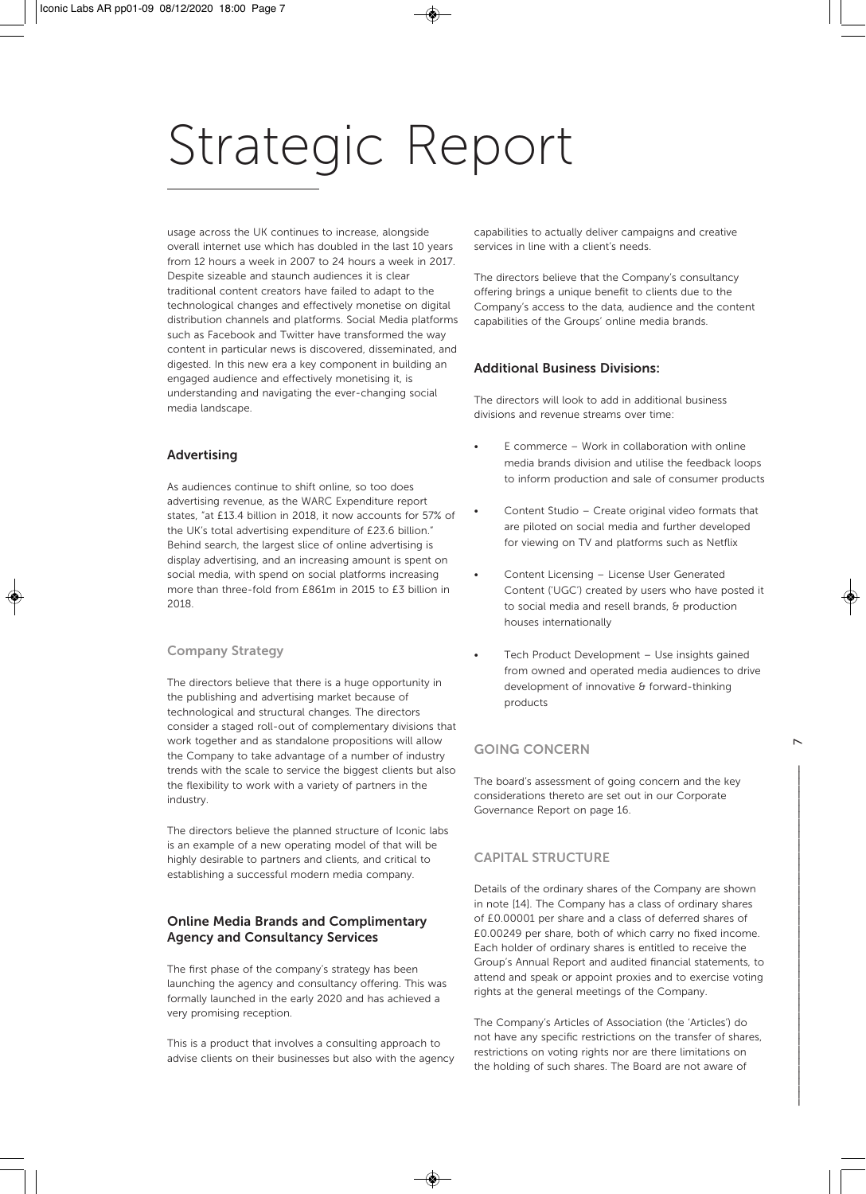# Strategic Report

usage across the UK continues to increase, alongside overall internet use which has doubled in the last 10 years from 12 hours a week in 2007 to 24 hours a week in 2017. Despite sizeable and staunch audiences it is clear traditional content creators have failed to adapt to the technological changes and effectively monetise on digital distribution channels and platforms. Social Media platforms such as Facebook and Twitter have transformed the way content in particular news is discovered, disseminated, and digested. In this new era a key component in building an engaged audience and effectively monetising it, is understanding and navigating the ever-changing social media landscape.

### Advertising

As audiences continue to shift online, so too does advertising revenue, as the WARC Expenditure report states, "at £13.4 billion in 2018, it now accounts for 57% of the UK's total advertising expenditure of £23.6 billion." Behind search, the largest slice of online advertising is display advertising, and an increasing amount is spent on social media, with spend on social platforms increasing more than three-fold from £861m in 2015 to £3 billion in 2018.

### Company Strategy

The directors believe that there is a huge opportunity in the publishing and advertising market because of technological and structural changes. The directors consider a staged roll-out of complementary divisions that work together and as standalone propositions will allow the Company to take advantage of a number of industry trends with the scale to service the biggest clients but also the flexibility to work with a variety of partners in the industry.

The directors believe the planned structure of Iconic labs is an example of a new operating model of that will be highly desirable to partners and clients, and critical to establishing a successful modern media company.

### Online Media Brands and Complimentary Agency and Consultancy Services

The first phase of the company's strategy has been launching the agency and consultancy offering. This was formally launched in the early 2020 and has achieved a very promising reception.

This is a product that involves a consulting approach to advise clients on their businesses but also with the agency capabilities to actually deliver campaigns and creative services in line with a client's needs.

The directors believe that the Company's consultancy offering brings a unique benefit to clients due to the Company's access to the data, audience and the content capabilities of the Groups' online media brands.

### Additional Business Divisions:

The directors will look to add in additional business divisions and revenue streams over time:

- E commerce – Work in collaboration with online media brands division and utilise the feedback loops to inform production and sale of consumer products
- Content Studio – Create original video formats that are piloted on social media and further developed for viewing on TV and platforms such as Netflix
- Content Licensing – License User Generated Content ('UGC') created by users who have posted it to social media and resell brands, & production houses internationally
- Tech Product Development – Use insights gained from owned and operated media audiences to drive development of innovative & forward-thinking products

### GOING CONCERN

The board's assessment of going concern and the key considerations thereto are set out in our Corporate Governance Report on page 16.

### CAPITAL STRUCTURE

Details of the ordinary shares of the Company are shown in note [14]. The Company has a class of ordinary shares of £0.00001 per share and a class of deferred shares of £0.00249 per share, both of which carry no fixed income. Each holder of ordinary shares is entitled to receive the Group's Annual Report and audited financial statements, to attend and speak or appoint proxies and to exercise voting rights at the general meetings of the Company.

The Company's Articles of Association (the 'Articles') do not have any specific restrictions on the transfer of shares, restrictions on voting rights nor are there limitations on the holding of such shares. The Board are not aware of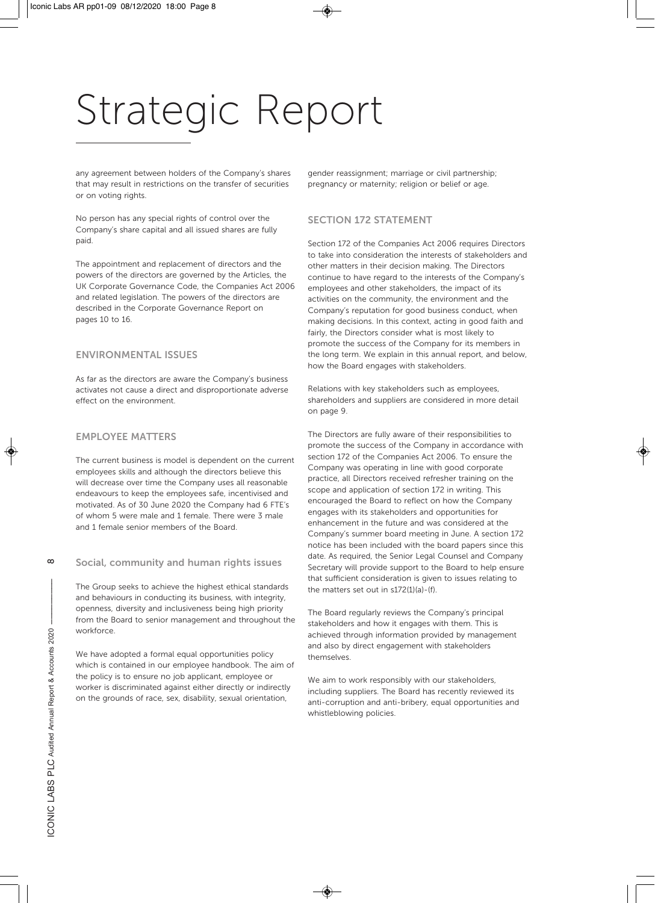# Strategic Report

any agreement between holders of the Company's shares that may result in restrictions on the transfer of securities or on voting rights.

No person has any special rights of control over the Company's share capital and all issued shares are fully paid.

The appointment and replacement of directors and the powers of the directors are governed by the Articles, the UK Corporate Governance Code, the Companies Act 2006 and related legislation. The powers of the directors are described in the Corporate Governance Report on pages 10 to 16.

## ENVIRONMENTAL ISSUES

As far as the directors are aware the Company's business activates not cause a direct and disproportionate adverse effect on the environment.

## EMPLOYEE MATTERS

The current business is model is dependent on the current employees skills and although the directors believe this will decrease over time the Company uses all reasonable endeavours to keep the employees safe, incentivised and motivated. As of 30 June 2020 the Company had 6 FTE's of whom 5 were male and 1 female. There were 3 male and 1 female senior members of the Board.

### Social, community and human rights issues

The Group seeks to achieve the highest ethical standards and behaviours in conducting its business, with integrity, openness, diversity and inclusiveness being high priority from the Board to senior management and throughout the workforce.

We have adopted a formal equal opportunities policy which is contained in our employee handbook. The aim of the policy is to ensure no job applicant, employee or worker is discriminated against either directly or indirectly on the grounds of race, sex, disability, sexual orientation, gender reassignment; marriage or civil partnership; pregnancy or maternity; religion or belief or age.

## SECTION 172 STATEMENT

Section 172 of the Companies Act 2006 requires Directors to take into consideration the interests of stakeholders and other matters in their decision making. The Directors continue to have regard to the interests of the Company's employees and other stakeholders, the impact of its activities on the community, the environment and the Company's reputation for good business conduct, when making decisions. In this context, acting in good faith and fairly, the Directors consider what is most likely to promote the success of the Company for its members in the long term. We explain in this annual report, and below, how the Board engages with stakeholders.

Relations with key stakeholders such as employees, shareholders and suppliers are considered in more detail on page 9.

The Directors are fully aware of their responsibilities to promote the success of the Company in accordance with section 172 of the Companies Act 2006. To ensure the Company was operating in line with good corporate practice, all Directors received refresher training on the scope and application of section 172 in writing. This encouraged the Board to reflect on how the Company engages with its stakeholders and opportunities for enhancement in the future and was considered at the Company's summer board meeting in June. A section 172 notice has been included with the board papers since this date. As required, the Senior Legal Counsel and Company Secretary will provide support to the Board to help ensure that sufficient consideration is given to issues relating to the matters set out in s172(1)(a)-(f).

The Board regularly reviews the Company's principal stakeholders and how it engages with them. This is achieved through information provided by management and also by direct engagement with stakeholders themselves.

We aim to work responsibly with our stakeholders, including suppliers. The Board has recently reviewed its anti-corruption and anti-bribery, equal opportunities and whistleblowing policies.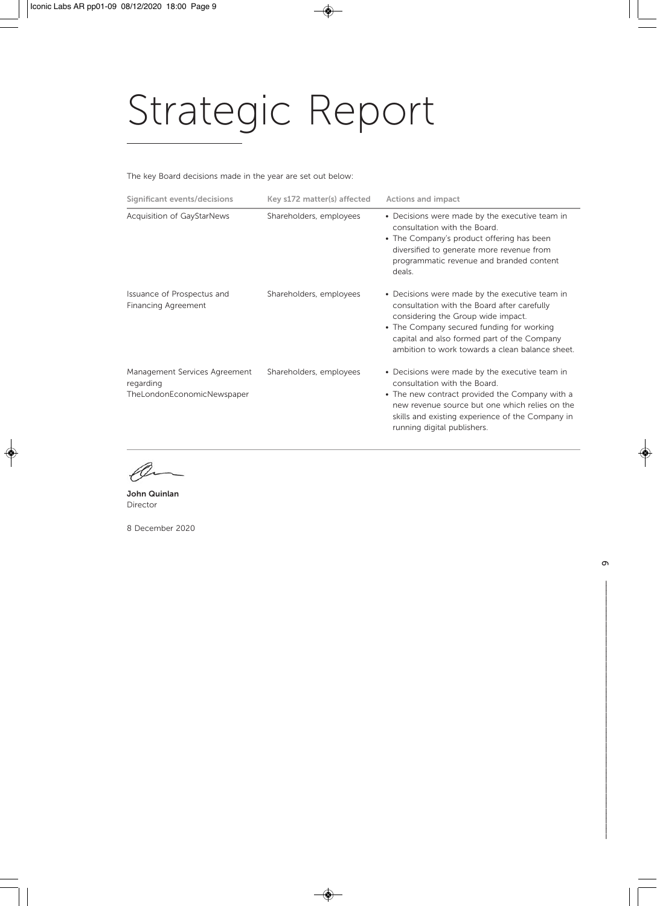# Strategic Report

The key Board decisions made in the year are set out below:

| Significant events/decisions | Key s172 matter(s) affected | Actions and impact |
| --- | --- | --- |
| Acquisition of GayStarNews | Shareholders, employees | • Decisions were made by the executive team in consultation with the Board.<br>• The Company's product offering has been diversified to generate more revenue from programmatic revenue and branded content deals. |
| Issuance of Prospectus and Financing Agreement | Shareholders, employees | • Decisions were made by the executive team in consultation with the Board after carefully considering the Group wide impact.<br>• The Company secured funding for working capital and also formed part of the Company ambition to work towards a clean balance sheet. |
| Management Services Agreement regarding TheLondonEconomicNewspaper | Shareholders, employees | • Decisions were made by the executive team in consultation with the Board.<br>• The new contract provided the Company with a new revenue source but one which relies on the skills and existing experience of the Company in running digital publishers. |

**John Quinlan**
Director

8 December 2020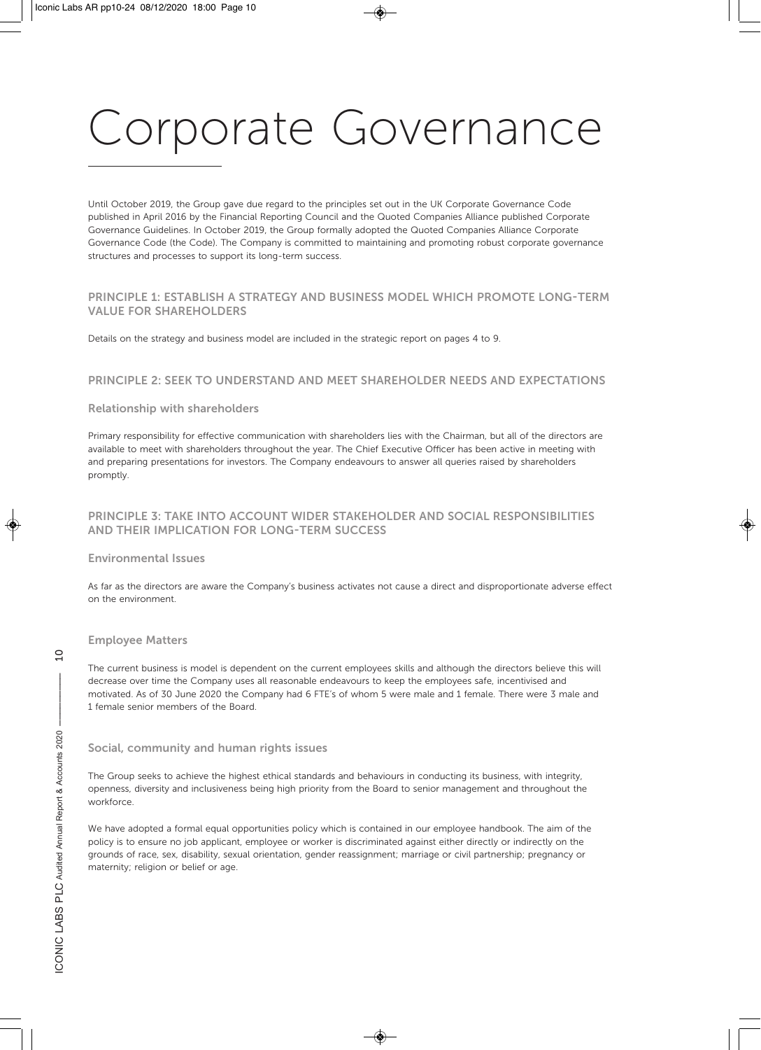# Corporate Governance

Until October 2019, the Group gave due regard to the principles set out in the UK Corporate Governance Code published in April 2016 by the Financial Reporting Council and the Quoted Companies Alliance published Corporate Governance Guidelines. In October 2019, the Group formally adopted the Quoted Companies Alliance Corporate Governance Code (the Code). The Company is committed to maintaining and promoting robust corporate governance structures and processes to support its long-term success.

## PRINCIPLE 1: ESTABLISH A STRATEGY AND BUSINESS MODEL WHICH PROMOTE LONG-TERM VALUE FOR SHAREHOLDERS

Details on the strategy and business model are included in the strategic report on pages 4 to 9.

## PRINCIPLE 2: SEEK TO UNDERSTAND AND MEET SHAREHOLDER NEEDS AND EXPECTATIONS

### Relationship with shareholders

Primary responsibility for effective communication with shareholders lies with the Chairman, but all of the directors are available to meet with shareholders throughout the year. The Chief Executive Officer has been active in meeting with and preparing presentations for investors. The Company endeavours to answer all queries raised by shareholders promptly.

## PRINCIPLE 3: TAKE INTO ACCOUNT WIDER STAKEHOLDER AND SOCIAL RESPONSIBILITIES AND THEIR IMPLICATION FOR LONG-TERM SUCCESS

### Environmental Issues

As far as the directors are aware the Company's business activates not cause a direct and disproportionate adverse effect on the environment.

### Employee Matters

The current business is model is dependent on the current employees skills and although the directors believe this will decrease over time the Company uses all reasonable endeavours to keep the employees safe, incentivised and motivated. As of 30 June 2020 the Company had 6 FTE's of whom 5 were male and 1 female. There were 3 male and 1 female senior members of the Board.

### Social, community and human rights issues

The Group seeks to achieve the highest ethical standards and behaviours in conducting its business, with integrity, openness, diversity and inclusiveness being high priority from the Board to senior management and throughout the workforce.

We have adopted a formal equal opportunities policy which is contained in our employee handbook. The aim of the policy is to ensure no job applicant, employee or worker is discriminated against either directly or indirectly on the grounds of race, sex, disability, sexual orientation, gender reassignment; marriage or civil partnership; pregnancy or maternity; religion or belief or age.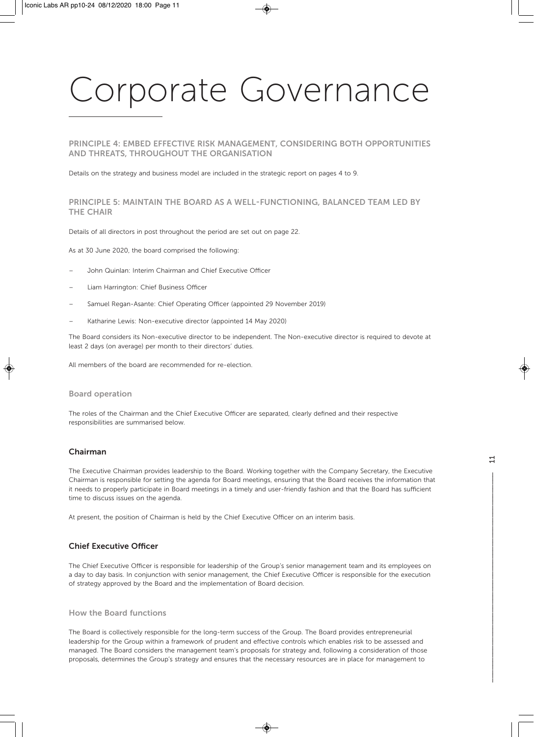# Corporate Governance

## PRINCIPLE 4: EMBED EFFECTIVE RISK MANAGEMENT, CONSIDERING BOTH OPPORTUNITIES AND THREATS, THROUGHOUT THE ORGANISATION

Details on the strategy and business model are included in the strategic report on pages 4 to 9.

## PRINCIPLE 5: MAINTAIN THE BOARD AS A WELL-FUNCTIONING, BALANCED TEAM LED BY THE CHAIR

Details of all directors in post throughout the period are set out on page 22.

As at 30 June 2020, the board comprised the following:

- John Quinlan: Interim Chairman and Chief Executive Officer
- Liam Harrington: Chief Business Officer
- Samuel Regan-Asante: Chief Operating Officer (appointed 29 November 2019)
- Katharine Lewis: Non-executive director (appointed 14 May 2020)

The Board considers its Non-executive director to be independent. The Non-executive director is required to devote at least 2 days (on average) per month to their directors' duties.

All members of the board are recommended for re-election.

### Board operation

The roles of the Chairman and the Chief Executive Officer are separated, clearly defined and their respective responsibilities are summarised below.

### Chairman

The Executive Chairman provides leadership to the Board. Working together with the Company Secretary, the Executive Chairman is responsible for setting the agenda for Board meetings, ensuring that the Board receives the information that it needs to properly participate in Board meetings in a timely and user-friendly fashion and that the Board has sufficient time to discuss issues on the agenda.

At present, the position of Chairman is held by the Chief Executive Officer on an interim basis.

### Chief Executive Officer

The Chief Executive Officer is responsible for leadership of the Group's senior management team and its employees on a day to day basis. In conjunction with senior management, the Chief Executive Officer is responsible for the execution of strategy approved by the Board and the implementation of Board decision.

### How the Board functions

The Board is collectively responsible for the long-term success of the Group. The Board provides entrepreneurial leadership for the Group within a framework of prudent and effective controls which enables risk to be assessed and managed. The Board considers the management team's proposals for strategy and, following a consideration of those proposals, determines the Group's strategy and ensures that the necessary resources are in place for management to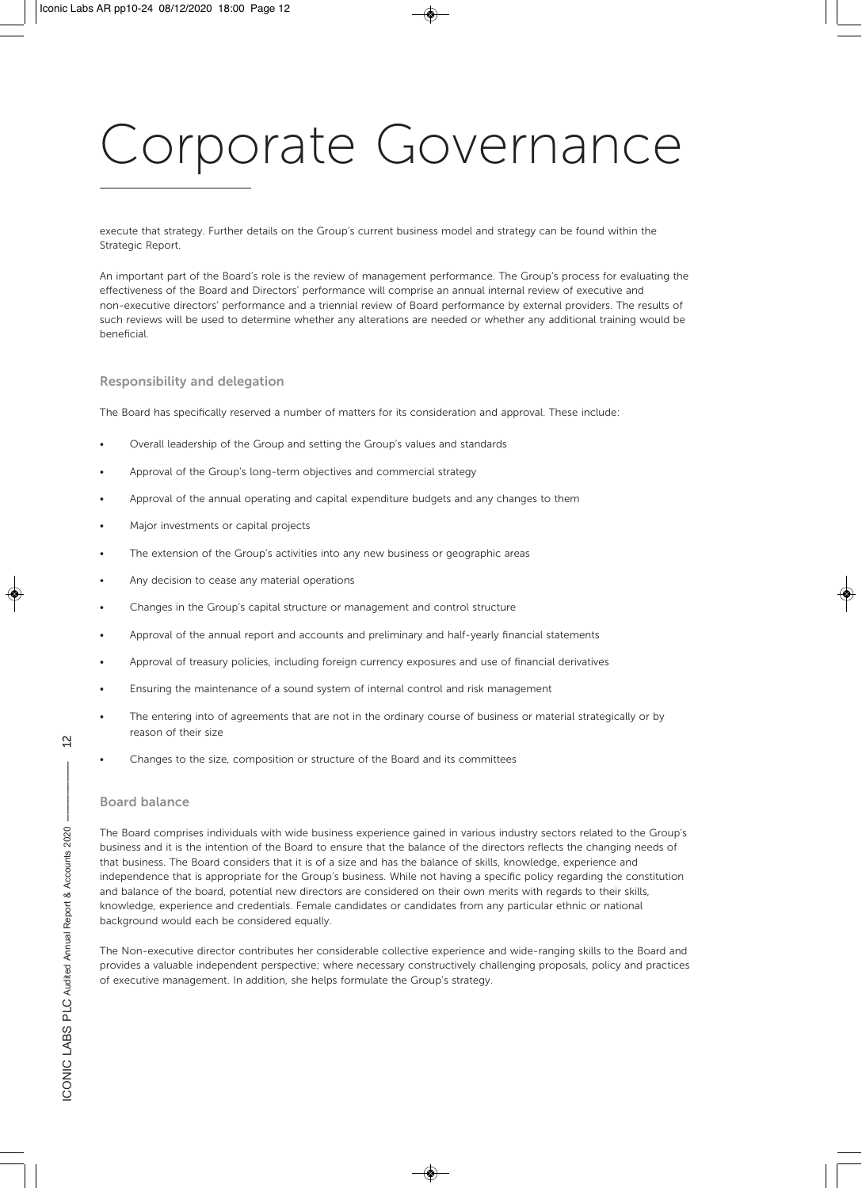# Corporate Governance

execute that strategy. Further details on the Group's current business model and strategy can be found within the Strategic Report.

An important part of the Board's role is the review of management performance. The Group's process for evaluating the effectiveness of the Board and Directors' performance will comprise an annual internal review of executive and non-executive directors' performance and a triennial review of Board performance by external providers. The results of such reviews will be used to determine whether any alterations are needed or whether any additional training would be beneficial.

### Responsibility and delegation

The Board has specifically reserved a number of matters for its consideration and approval. These include:

- Overall leadership of the Group and setting the Group's values and standards
- Approval of the Group's long-term objectives and commercial strategy
- Approval of the annual operating and capital expenditure budgets and any changes to them
- Major investments or capital projects
- The extension of the Group's activities into any new business or geographic areas
- Any decision to cease any material operations
- Changes in the Group's capital structure or management and control structure
- Approval of the annual report and accounts and preliminary and half-yearly financial statements
- Approval of treasury policies, including foreign currency exposures and use of financial derivatives
- Ensuring the maintenance of a sound system of internal control and risk management
- The entering into of agreements that are not in the ordinary course of business or material strategically or by reason of their size
- Changes to the size, composition or structure of the Board and its committees

### Board balance

The Board comprises individuals with wide business experience gained in various industry sectors related to the Group's business and it is the intention of the Board to ensure that the balance of the directors reflects the changing needs of that business. The Board considers that it is of a size and has the balance of skills, knowledge, experience and independence that is appropriate for the Group's business. While not having a specific policy regarding the constitution and balance of the board, potential new directors are considered on their own merits with regards to their skills, knowledge, experience and credentials. Female candidates or candidates from any particular ethnic or national background would each be considered equally.

The Non-executive director contributes her considerable collective experience and wide-ranging skills to the Board and provides a valuable independent perspective; where necessary constructively challenging proposals, policy and practices of executive management. In addition, she helps formulate the Group's strategy.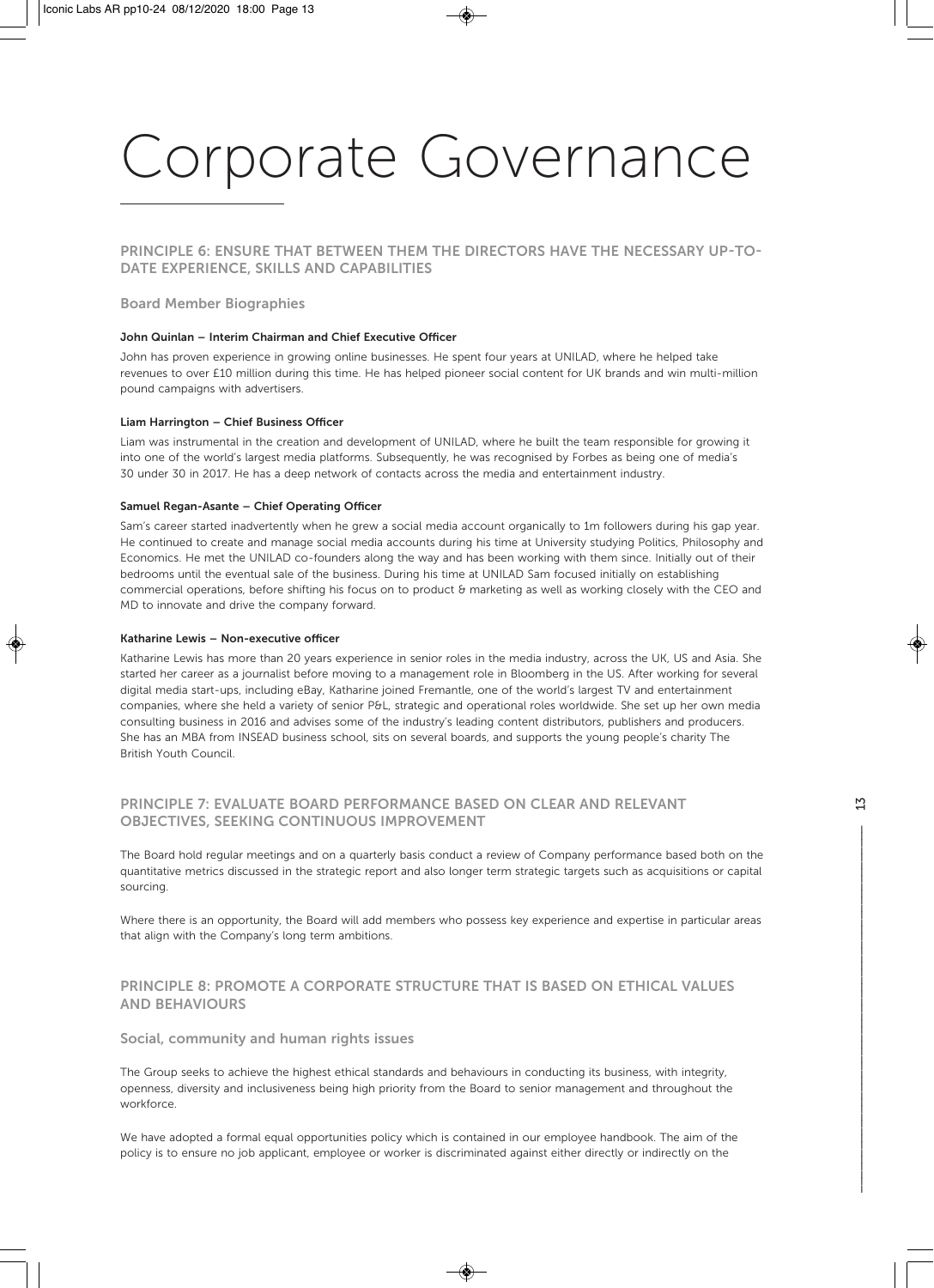# Corporate Governance

## PRINCIPLE 6: ENSURE THAT BETWEEN THEM THE DIRECTORS HAVE THE NECESSARY UP-TO-DATE EXPERIENCE, SKILLS AND CAPABILITIES

### Board Member Biographies

**John Quinlan – Interim Chairman and Chief Executive Officer**

John has proven experience in growing online businesses. He spent four years at UNILAD, where he helped take revenues to over £10 million during this time. He has helped pioneer social content for UK brands and win multi-million pound campaigns with advertisers.

**Liam Harrington – Chief Business Officer**

Liam was instrumental in the creation and development of UNILAD, where he built the team responsible for growing it into one of the world's largest media platforms. Subsequently, he was recognised by Forbes as being one of media's 30 under 30 in 2017. He has a deep network of contacts across the media and entertainment industry.

**Samuel Regan-Asante – Chief Operating Officer**

Sam's career started inadvertently when he grew a social media account organically to 1m followers during his gap year. He continued to create and manage social media accounts during his time at University studying Politics, Philosophy and Economics. He met the UNILAD co-founders along the way and has been working with them since. Initially out of their bedrooms until the eventual sale of the business. During his time at UNILAD Sam focused initially on establishing commercial operations, before shifting his focus on to product & marketing as well as working closely with the CEO and MD to innovate and drive the company forward.

**Katharine Lewis – Non-executive officer**

Katharine Lewis has more than 20 years experience in senior roles in the media industry, across the UK, US and Asia. She started her career as a journalist before moving to a management role in Bloomberg in the US. After working for several digital media start-ups, including eBay, Katharine joined Fremantle, one of the world's largest TV and entertainment companies, where she held a variety of senior P&L, strategic and operational roles worldwide. She set up her own media consulting business in 2016 and advises some of the industry's leading content distributors, publishers and producers. She has an MBA from INSEAD business school, sits on several boards, and supports the young people's charity The British Youth Council.

## PRINCIPLE 7: EVALUATE BOARD PERFORMANCE BASED ON CLEAR AND RELEVANT OBJECTIVES, SEEKING CONTINUOUS IMPROVEMENT

The Board hold regular meetings and on a quarterly basis conduct a review of Company performance based both on the quantitative metrics discussed in the strategic report and also longer term strategic targets such as acquisitions or capital sourcing.

Where there is an opportunity, the Board will add members who possess key experience and expertise in particular areas that align with the Company's long term ambitions.

## PRINCIPLE 8: PROMOTE A CORPORATE STRUCTURE THAT IS BASED ON ETHICAL VALUES AND BEHAVIOURS

### Social, community and human rights issues

The Group seeks to achieve the highest ethical standards and behaviours in conducting its business, with integrity, openness, diversity and inclusiveness being high priority from the Board to senior management and throughout the workforce.

We have adopted a formal equal opportunities policy which is contained in our employee handbook. The aim of the policy is to ensure no job applicant, employee or worker is discriminated against either directly or indirectly on the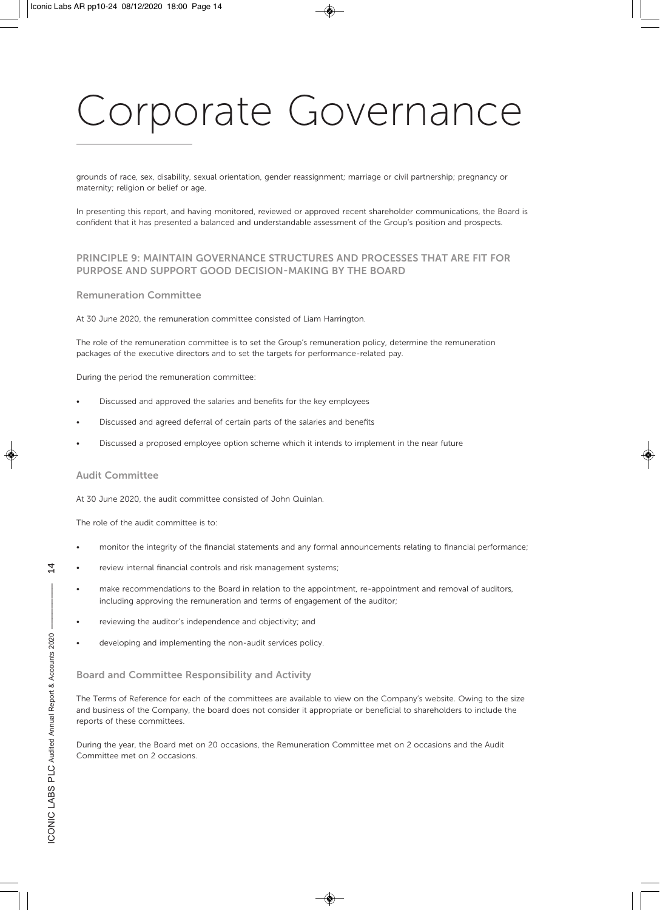# Corporate Governance

grounds of race, sex, disability, sexual orientation, gender reassignment; marriage or civil partnership; pregnancy or maternity; religion or belief or age.

In presenting this report, and having monitored, reviewed or approved recent shareholder communications, the Board is confident that it has presented a balanced and understandable assessment of the Group's position and prospects.

## PRINCIPLE 9: MAINTAIN GOVERNANCE STRUCTURES AND PROCESSES THAT ARE FIT FOR PURPOSE AND SUPPORT GOOD DECISION-MAKING BY THE BOARD

### Remuneration Committee

At 30 June 2020, the remuneration committee consisted of Liam Harrington.

The role of the remuneration committee is to set the Group's remuneration policy, determine the remuneration packages of the executive directors and to set the targets for performance-related pay.

During the period the remuneration committee:

- Discussed and approved the salaries and benefits for the key employees
- Discussed and agreed deferral of certain parts of the salaries and benefits
- Discussed a proposed employee option scheme which it intends to implement in the near future

### Audit Committee

At 30 June 2020, the audit committee consisted of John Quinlan.

The role of the audit committee is to:

- monitor the integrity of the financial statements and any formal announcements relating to financial performance;
- review internal financial controls and risk management systems;
- make recommendations to the Board in relation to the appointment, re-appointment and removal of auditors, including approving the remuneration and terms of engagement of the auditor;
- reviewing the auditor's independence and objectivity; and
- developing and implementing the non-audit services policy.

### Board and Committee Responsibility and Activity

The Terms of Reference for each of the committees are available to view on the Company's website. Owing to the size and business of the Company, the board does not consider it appropriate or beneficial to shareholders to include the reports of these committees.

During the year, the Board met on 20 occasions, the Remuneration Committee met on 2 occasions and the Audit Committee met on 2 occasions.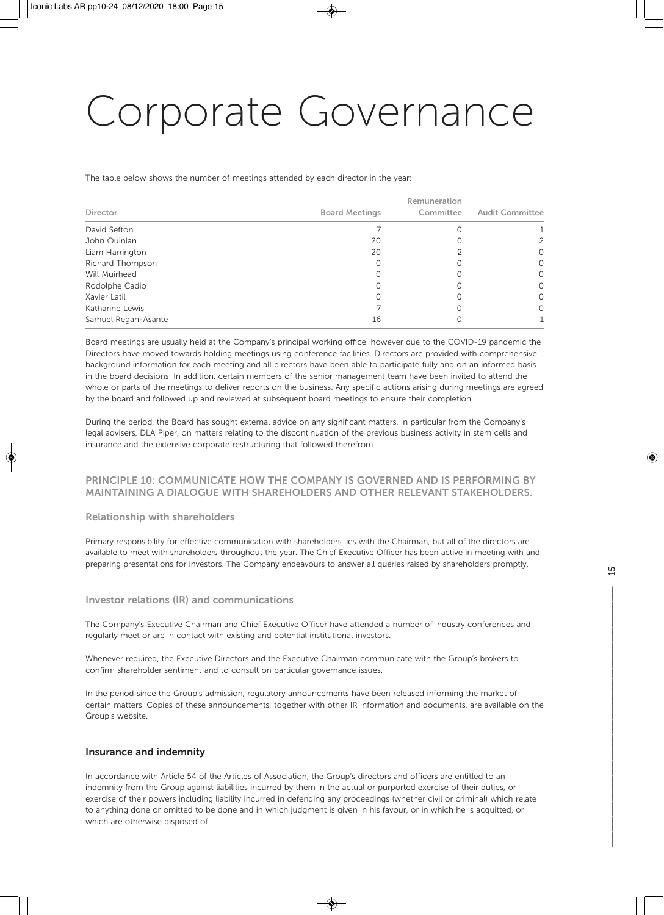# Corporate Governance

The table below shows the number of meetings attended by each director in the year:

| Director | Board Meetings | Remuneration Committee | Audit Committee |
|---|---|---|---|
| David Sefton | 7 | 0 | 1 |
| John Quinlan | 20 | 0 | 2 |
| Liam Harrington | 20 | 2 | 0 |
| Richard Thompson | 0 | 0 | 0 |
| Will Muirhead | 0 | 0 | 0 |
| Rodolphe Cadio | 0 | 0 | 0 |
| Xavier Latil | 0 | 0 | 0 |
| Katharine Lewis | 7 | 0 | 0 |
| Samuel Regan-Asante | 16 | 0 | 1 |

Board meetings are usually held at the Company's principal working office, however due to the COVID-19 pandemic the Directors have moved towards holding meetings using conference facilities. Directors are provided with comprehensive background information for each meeting and all directors have been able to participate fully and on an informed basis in the board decisions. In addition, certain members of the senior management team have been invited to attend the whole or parts of the meetings to deliver reports on the business. Any specific actions arising during meetings are agreed by the board and followed up and reviewed at subsequent board meetings to ensure their completion.

During the period, the Board has sought external advice on any significant matters, in particular from the Company's legal advisers, DLA Piper, on matters relating to the discontinuation of the previous business activity in stem cells and insurance and the extensive corporate restructuring that followed therefrom.

## PRINCIPLE 10: COMMUNICATE HOW THE COMPANY IS GOVERNED AND IS PERFORMING BY MAINTAINING A DIALOGUE WITH SHAREHOLDERS AND OTHER RELEVANT STAKEHOLDERS.

### Relationship with shareholders

Primary responsibility for effective communication with shareholders lies with the Chairman, but all of the directors are available to meet with shareholders throughout the year. The Chief Executive Officer has been active in meeting with and preparing presentations for investors. The Company endeavours to answer all queries raised by shareholders promptly.

### Investor relations (IR) and communications

The Company's Executive Chairman and Chief Executive Officer have attended a number of industry conferences and regularly meet or are in contact with existing and potential institutional investors.

Whenever required, the Executive Directors and the Executive Chairman communicate with the Group's brokers to confirm shareholder sentiment and to consult on particular governance issues.

In the period since the Group's admission, regulatory announcements have been released informing the market of certain matters. Copies of these announcements, together with other IR information and documents, are available on the Group's website.

### Insurance and indemnity

In accordance with Article 54 of the Articles of Association, the Group's directors and officers are entitled to an indemnity from the Group against liabilities incurred by them in the actual or purported exercise of their duties, or exercise of their powers including liability incurred in defending any proceedings (whether civil or criminal) which relate to anything done or omitted to be done and in which judgment is given in his favour, or in which he is acquitted, or which are otherwise disposed of.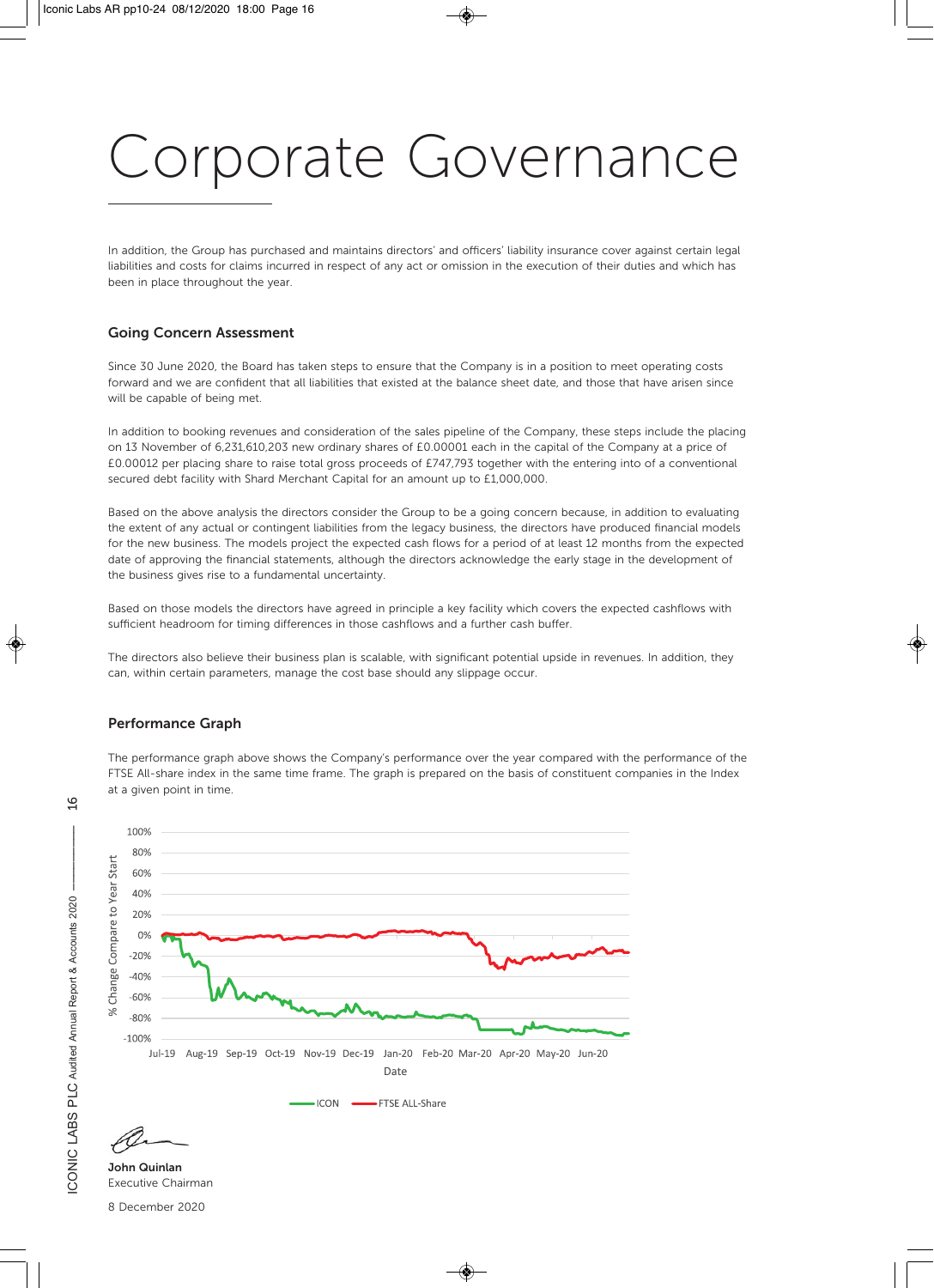# Corporate Governance

In addition, the Group has purchased and maintains directors' and officers' liability insurance cover against certain legal liabilities and costs for claims incurred in respect of any act or omission in the execution of their duties and which has been in place throughout the year.

## Going Concern Assessment

Since 30 June 2020, the Board has taken steps to ensure that the Company is in a position to meet operating costs forward and we are confident that all liabilities that existed at the balance sheet date, and those that have arisen since will be capable of being met.

In addition to booking revenues and consideration of the sales pipeline of the Company, these steps include the placing on 13 November of 6,231,610,203 new ordinary shares of £0.00001 each in the capital of the Company at a price of £0.00012 per placing share to raise total gross proceeds of £747,793 together with the entering into of a conventional secured debt facility with Shard Merchant Capital for an amount up to £1,000,000.

Based on the above analysis the directors consider the Group to be a going concern because, in addition to evaluating the extent of any actual or contingent liabilities from the legacy business, the directors have produced financial models for the new business. The models project the expected cash flows for a period of at least 12 months from the expected date of approving the financial statements, although the directors acknowledge the early stage in the development of the business gives rise to a fundamental uncertainty.

Based on those models the directors have agreed in principle a key facility which covers the expected cashflows with sufficient headroom for timing differences in those cashflows and a further cash buffer.

The directors also believe their business plan is scalable, with significant potential upside in revenues. In addition, they can, within certain parameters, manage the cost base should any slippage occur.

## Performance Graph

The performance graph above shows the Company's performance over the year compared with the performance of the FTSE All-share index in the same time frame. The graph is prepared on the basis of constituent companies in the Index at a given point in time.

John Quinlan
Executive Chairman

8 December 2020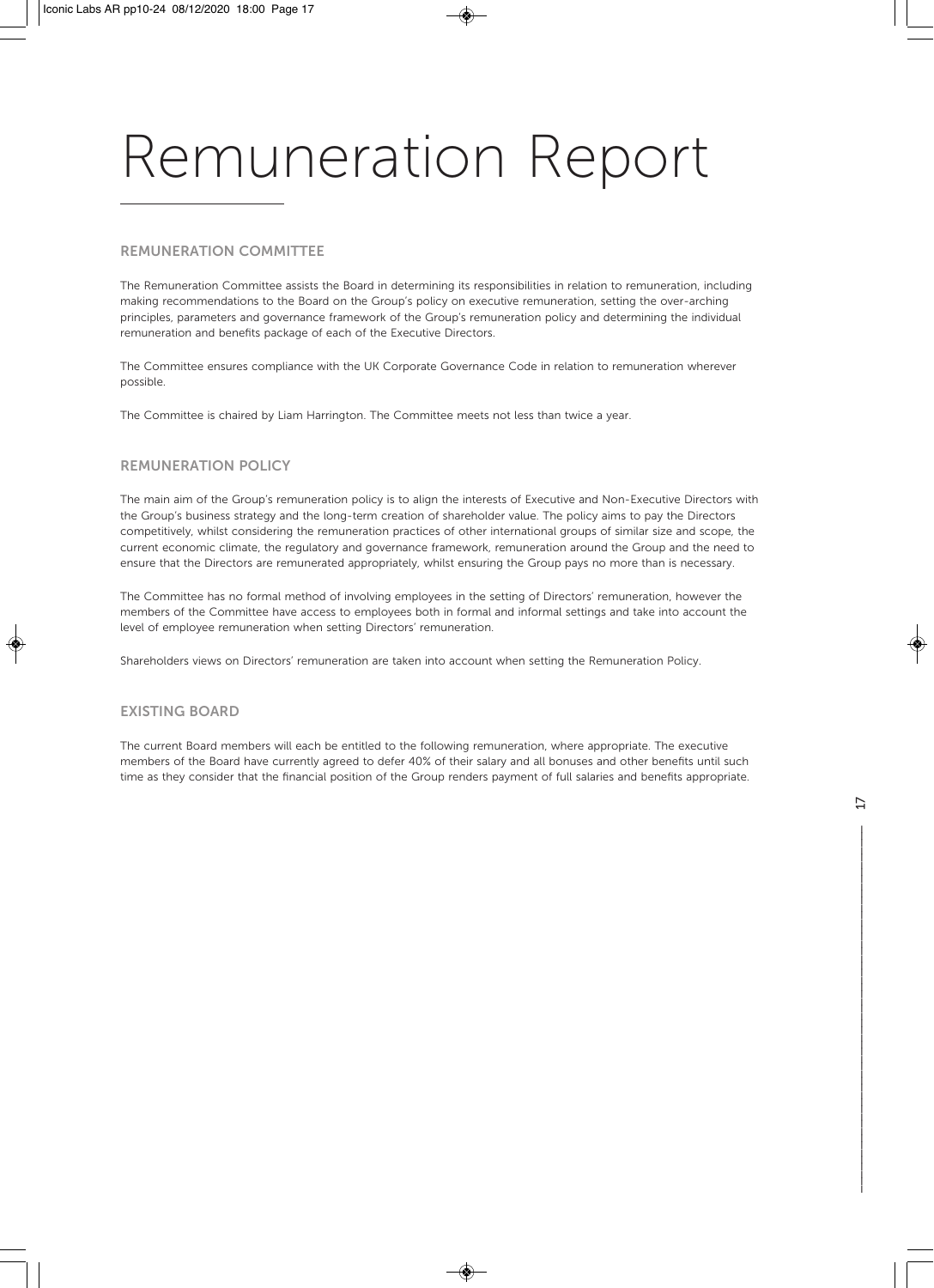# Remuneration Report

## REMUNERATION COMMITTEE

The Remuneration Committee assists the Board in determining its responsibilities in relation to remuneration, including making recommendations to the Board on the Group's policy on executive remuneration, setting the over-arching principles, parameters and governance framework of the Group's remuneration policy and determining the individual remuneration and benefits package of each of the Executive Directors.

The Committee ensures compliance with the UK Corporate Governance Code in relation to remuneration wherever possible.

The Committee is chaired by Liam Harrington. The Committee meets not less than twice a year.

## REMUNERATION POLICY

The main aim of the Group's remuneration policy is to align the interests of Executive and Non-Executive Directors with the Group's business strategy and the long-term creation of shareholder value. The policy aims to pay the Directors competitively, whilst considering the remuneration practices of other international groups of similar size and scope, the current economic climate, the regulatory and governance framework, remuneration around the Group and the need to ensure that the Directors are remunerated appropriately, whilst ensuring the Group pays no more than is necessary.

The Committee has no formal method of involving employees in the setting of Directors' remuneration, however the members of the Committee have access to employees both in formal and informal settings and take into account the level of employee remuneration when setting Directors' remuneration.

Shareholders views on Directors' remuneration are taken into account when setting the Remuneration Policy.

## EXISTING BOARD

The current Board members will each be entitled to the following remuneration, where appropriate. The executive members of the Board have currently agreed to defer 40% of their salary and all bonuses and other benefits until such time as they consider that the financial position of the Group renders payment of full salaries and benefits appropriate.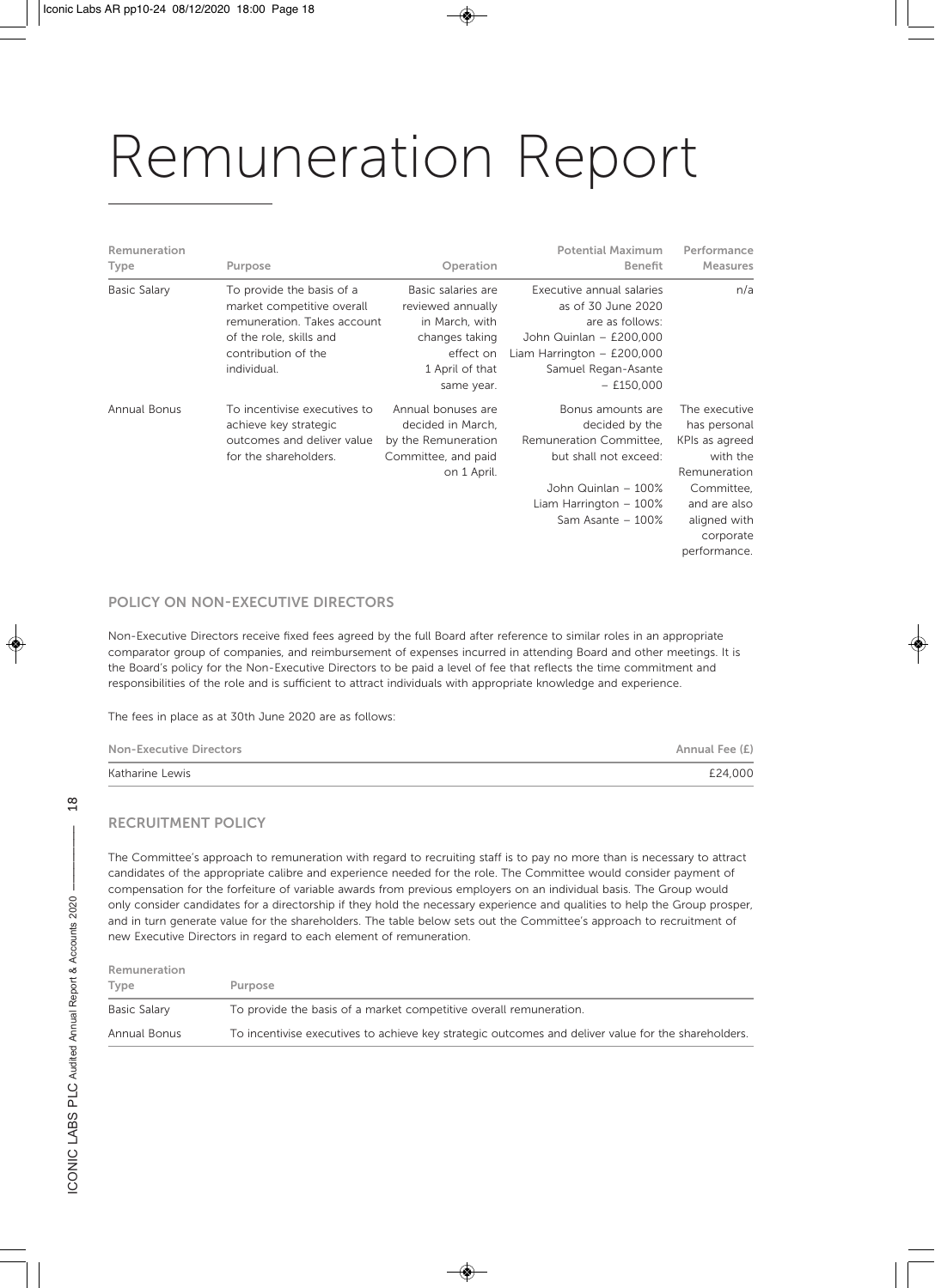# Remuneration Report

| Remuneration Type | Purpose | Operation | Potential Maximum Benefit | Performance Measures |
|---|---|---|---|---|
| Basic Salary | To provide the basis of a market competitive overall remuneration. Takes account of the role, skills and contribution of the individual. | Basic salaries are reviewed annually in March, with changes taking effect on 1 April of that same year. | Executive annual salaries as of 30 June 2020 are as follows: John Quinlan – £200,000 Liam Harrington – £200,000 Samuel Regan-Asante – £150,000 | n/a |
| Annual Bonus | To incentivise executives to achieve key strategic outcomes and deliver value for the shareholders. | Annual bonuses are decided in March, by the Remuneration Committee, and paid on 1 April. | Bonus amounts are decided by the Remuneration Committee, but shall not exceed: John Quinlan – 100% Liam Harrington – 100% Sam Asante – 100% | The executive has personal KPIs as agreed with the Remuneration Committee, and are also aligned with corporate performance. |

## POLICY ON NON-EXECUTIVE DIRECTORS

Non-Executive Directors receive fixed fees agreed by the full Board after reference to similar roles in an appropriate comparator group of companies, and reimbursement of expenses incurred in attending Board and other meetings. It is the Board's policy for the Non-Executive Directors to be paid a level of fee that reflects the time commitment and responsibilities of the role and is sufficient to attract individuals with appropriate knowledge and experience.

The fees in place as at 30th June 2020 are as follows:

| Non-Executive Directors | Annual Fee (£) |
|---|---|
| Katharine Lewis | £24,000 |

## RECRUITMENT POLICY

The Committee's approach to remuneration with regard to recruiting staff is to pay no more than is necessary to attract candidates of the appropriate calibre and experience needed for the role. The Committee would consider payment of compensation for the forfeiture of variable awards from previous employers on an individual basis. The Group would only consider candidates for a directorship if they hold the necessary experience and qualities to help the Group prosper, and in turn generate value for the shareholders. The table below sets out the Committee's approach to recruitment of new Executive Directors in regard to each element of remuneration.

| Remuneration Type | Purpose |
|---|---|
| Basic Salary | To provide the basis of a market competitive overall remuneration. |
| Annual Bonus | To incentivise executives to achieve key strategic outcomes and deliver value for the shareholders. |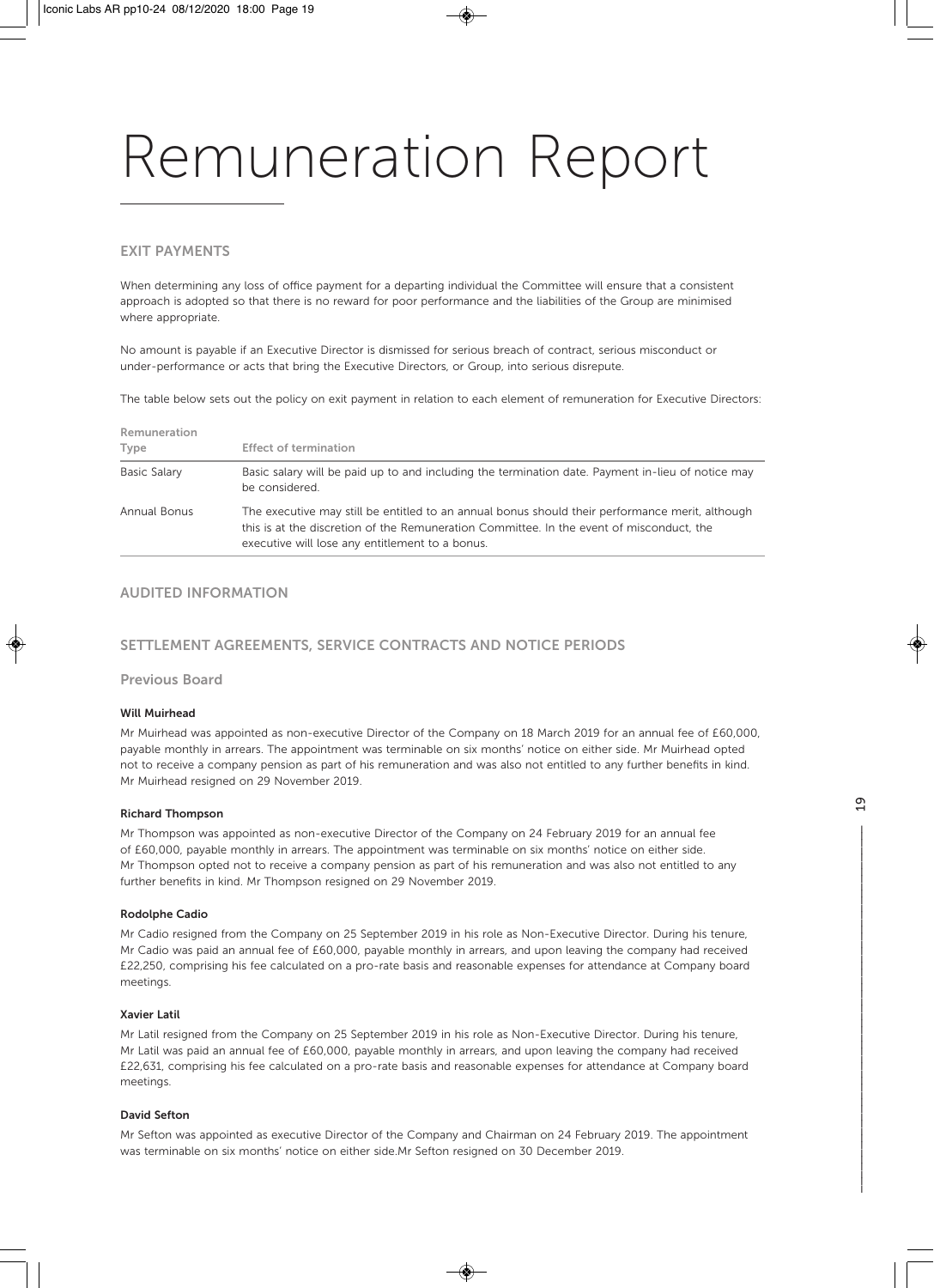# Remuneration Report

## EXIT PAYMENTS

When determining any loss of office payment for a departing individual the Committee will ensure that a consistent approach is adopted so that there is no reward for poor performance and the liabilities of the Group are minimised where appropriate.

No amount is payable if an Executive Director is dismissed for serious breach of contract, serious misconduct or under-performance or acts that bring the Executive Directors, or Group, into serious disrepute.

The table below sets out the policy on exit payment in relation to each element of remuneration for Executive Directors:

| Remuneration Type | Effect of termination |
|---|---|
| Basic Salary | Basic salary will be paid up to and including the termination date. Payment in-lieu of notice may be considered. |
| Annual Bonus | The executive may still be entitled to an annual bonus should their performance merit, although this is at the discretion of the Remuneration Committee. In the event of misconduct, the executive will lose any entitlement to a bonus. |

## AUDITED INFORMATION

## SETTLEMENT AGREEMENTS, SERVICE CONTRACTS AND NOTICE PERIODS

### Previous Board

**Will Muirhead**

Mr Muirhead was appointed as non-executive Director of the Company on 18 March 2019 for an annual fee of £60,000, payable monthly in arrears. The appointment was terminable on six months' notice on either side. Mr Muirhead opted not to receive a company pension as part of his remuneration and was also not entitled to any further benefits in kind. Mr Muirhead resigned on 29 November 2019.

**Richard Thompson**

Mr Thompson was appointed as non-executive Director of the Company on 24 February 2019 for an annual fee of £60,000, payable monthly in arrears. The appointment was terminable on six months' notice on either side. Mr Thompson opted not to receive a company pension as part of his remuneration and was also not entitled to any further benefits in kind. Mr Thompson resigned on 29 November 2019.

**Rodolphe Cadio**

Mr Cadio resigned from the Company on 25 September 2019 in his role as Non-Executive Director. During his tenure, Mr Cadio was paid an annual fee of £60,000, payable monthly in arrears, and upon leaving the company had received £22,250, comprising his fee calculated on a pro-rate basis and reasonable expenses for attendance at Company board meetings.

**Xavier Latil**

Mr Latil resigned from the Company on 25 September 2019 in his role as Non-Executive Director. During his tenure, Mr Latil was paid an annual fee of £60,000, payable monthly in arrears, and upon leaving the company had received £22,631, comprising his fee calculated on a pro-rate basis and reasonable expenses for attendance at Company board meetings.

**David Sefton**

Mr Sefton was appointed as executive Director of the Company and Chairman on 24 February 2019. The appointment was terminable on six months' notice on either side.Mr Sefton resigned on 30 December 2019.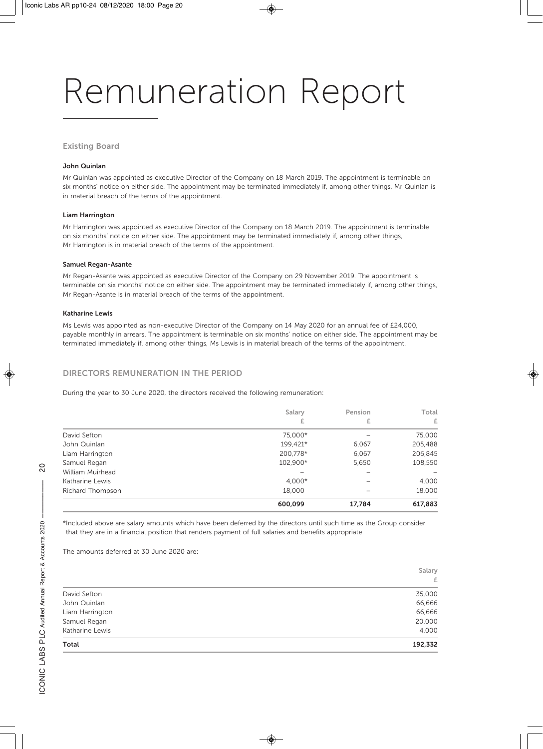# Remuneration Report

## Existing Board

### John Quinlan

Mr Quinlan was appointed as executive Director of the Company on 18 March 2019. The appointment is terminable on six months' notice on either side. The appointment may be terminated immediately if, among other things, Mr Quinlan is in material breach of the terms of the appointment.

### Liam Harrington

Mr Harrington was appointed as executive Director of the Company on 18 March 2019. The appointment is terminable on six months' notice on either side. The appointment may be terminated immediately if, among other things, Mr Harrington is in material breach of the terms of the appointment.

### Samuel Regan-Asante

Mr Regan-Asante was appointed as executive Director of the Company on 29 November 2019. The appointment is terminable on six months' notice on either side. The appointment may be terminated immediately if, among other things, Mr Regan-Asante is in material breach of the terms of the appointment.

### Katharine Lewis

Ms Lewis was appointed as non-executive Director of the Company on 14 May 2020 for an annual fee of £24,000, payable monthly in arrears. The appointment is terminable on six months' notice on either side. The appointment may be terminated immediately if, among other things, Ms Lewis is in material breach of the terms of the appointment.

## DIRECTORS REMUNERATION IN THE PERIOD

During the year to 30 June 2020, the directors received the following remuneration:

| | Salary £ | Pension £ | Total £ |
|---|---|---|---|
| David Sefton | 75,000* | – | 75,000 |
| John Quinlan | 199,421* | 6,067 | 205,488 |
| Liam Harrington | 200,778* | 6,067 | 206,845 |
| Samuel Regan | 102,900* | 5,650 | 108,550 |
| William Muirhead | – | – | – |
| Katharine Lewis | 4,000* | – | 4,000 |
| Richard Thompson | 18,000 | – | 18,000 |
| | **600,099** | **17,784** | **617,883** |

*Included above are salary amounts which have been deferred by the directors until such time as the Group consider that they are in a financial position that renders payment of full salaries and benefits appropriate.

The amounts deferred at 30 June 2020 are:

| | Salary £ |
|---|---|
| David Sefton | 35,000 |
| John Quinlan | 66,666 |
| Liam Harrington | 66,666 |
| Samuel Regan | 20,000 |
| Katharine Lewis | 4,000 |
| **Total** | **192,332** |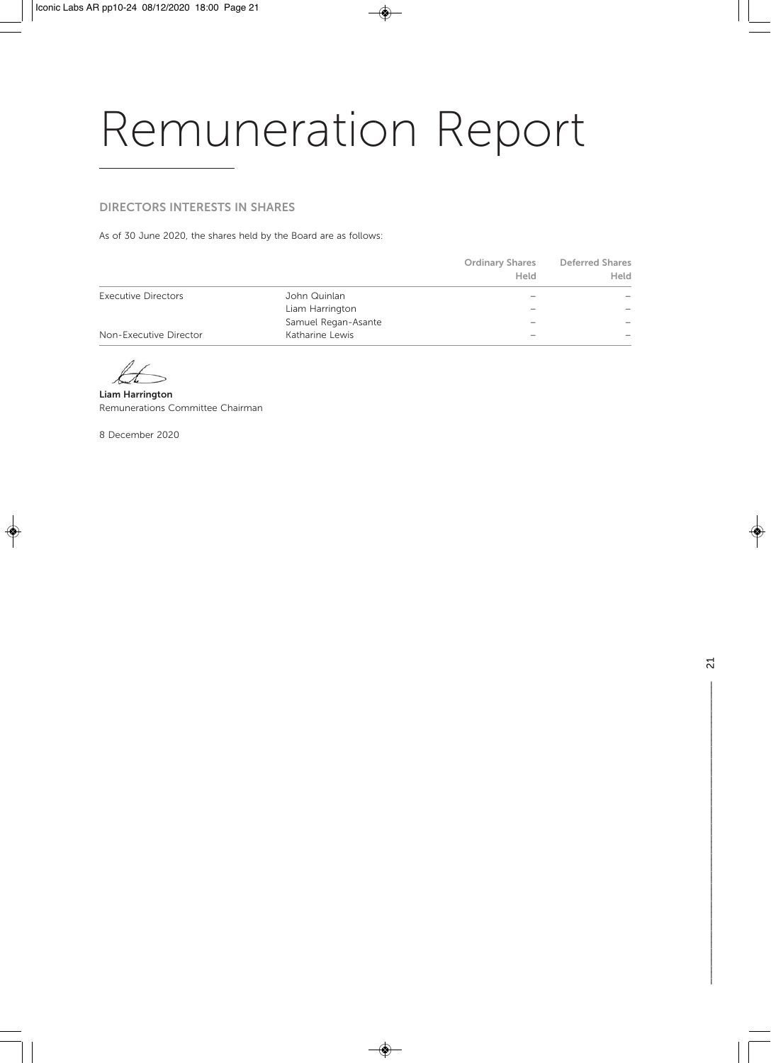# Remuneration Report

## DIRECTORS INTERESTS IN SHARES

As of 30 June 2020, the shares held by the Board are as follows:

| | | Ordinary Shares Held | Deferred Shares Held |
|---|---|---|---|
| Executive Directors | John Quinlan | – | – |
| | Liam Harrington | – | – |
| | Samuel Regan-Asante | – | – |
| Non-Executive Director | Katharine Lewis | – | – |

**Liam Harrington**
Remunerations Committee Chairman

8 December 2020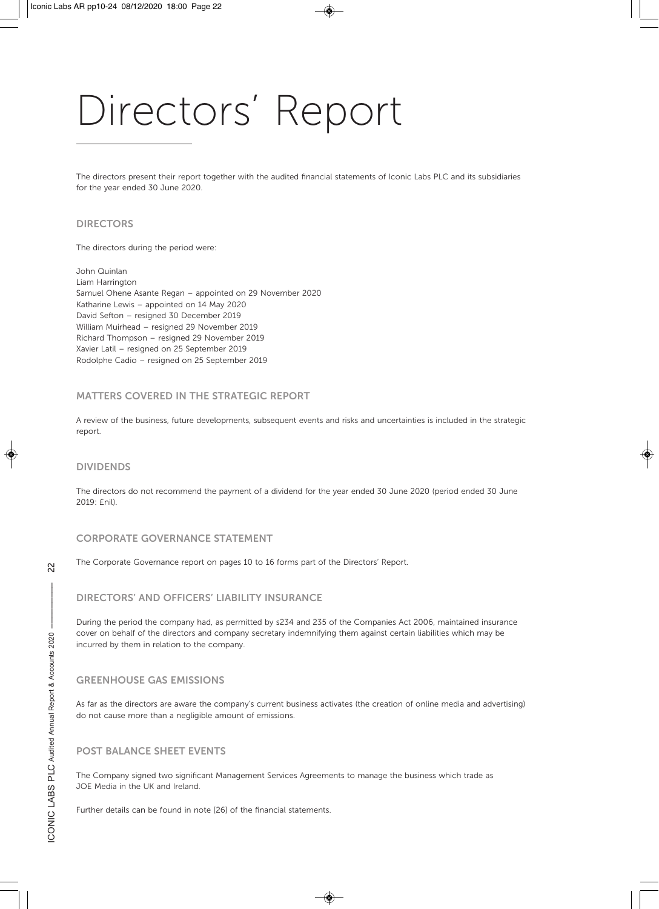# Directors' Report

The directors present their report together with the audited financial statements of Iconic Labs PLC and its subsidiaries for the year ended 30 June 2020.

## DIRECTORS

The directors during the period were:

John Quinlan
Liam Harrington
Samuel Ohene Asante Regan – appointed on 29 November 2020
Katharine Lewis – appointed on 14 May 2020
David Sefton – resigned 30 December 2019
William Muirhead – resigned 29 November 2019
Richard Thompson – resigned 29 November 2019
Xavier Latil – resigned on 25 September 2019
Rodolphe Cadio – resigned on 25 September 2019

## MATTERS COVERED IN THE STRATEGIC REPORT

A review of the business, future developments, subsequent events and risks and uncertainties is included in the strategic report.

## DIVIDENDS

The directors do not recommend the payment of a dividend for the year ended 30 June 2020 (period ended 30 June 2019: £nil).

## CORPORATE GOVERNANCE STATEMENT

The Corporate Governance report on pages 10 to 16 forms part of the Directors' Report.

## DIRECTORS' AND OFFICERS' LIABILITY INSURANCE

During the period the company had, as permitted by s234 and 235 of the Companies Act 2006, maintained insurance cover on behalf of the directors and company secretary indemnifying them against certain liabilities which may be incurred by them in relation to the company.

## GREENHOUSE GAS EMISSIONS

As far as the directors are aware the company's current business activates (the creation of online media and advertising) do not cause more than a negligible amount of emissions.

## POST BALANCE SHEET EVENTS

The Company signed two significant Management Services Agreements to manage the business which trade as JOE Media in the UK and Ireland.

Further details can be found in note [26] of the financial statements.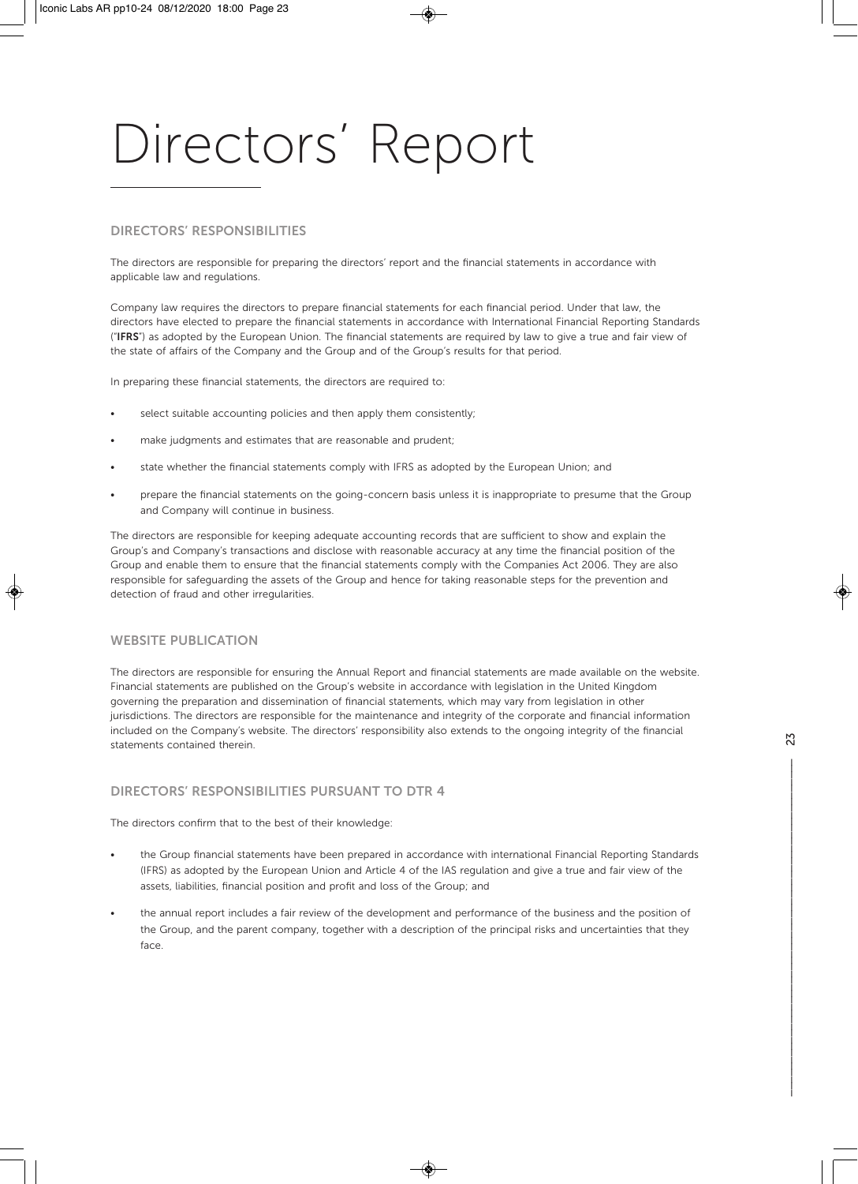# Directors' Report

## DIRECTORS' RESPONSIBILITIES

The directors are responsible for preparing the directors' report and the financial statements in accordance with applicable law and regulations.

Company law requires the directors to prepare financial statements for each financial period. Under that law, the directors have elected to prepare the financial statements in accordance with International Financial Reporting Standards ("**IFRS**") as adopted by the European Union. The financial statements are required by law to give a true and fair view of the state of affairs of the Company and the Group and of the Group's results for that period.

In preparing these financial statements, the directors are required to:

- select suitable accounting policies and then apply them consistently;
- make judgments and estimates that are reasonable and prudent;
- state whether the financial statements comply with IFRS as adopted by the European Union; and
- prepare the financial statements on the going-concern basis unless it is inappropriate to presume that the Group and Company will continue in business.

The directors are responsible for keeping adequate accounting records that are sufficient to show and explain the Group's and Company's transactions and disclose with reasonable accuracy at any time the financial position of the Group and enable them to ensure that the financial statements comply with the Companies Act 2006. They are also responsible for safeguarding the assets of the Group and hence for taking reasonable steps for the prevention and detection of fraud and other irregularities.

## WEBSITE PUBLICATION

The directors are responsible for ensuring the Annual Report and financial statements are made available on the website. Financial statements are published on the Group's website in accordance with legislation in the United Kingdom governing the preparation and dissemination of financial statements, which may vary from legislation in other jurisdictions. The directors are responsible for the maintenance and integrity of the corporate and financial information included on the Company's website. The directors' responsibility also extends to the ongoing integrity of the financial statements contained therein.

## DIRECTORS' RESPONSIBILITIES PURSUANT TO DTR 4

The directors confirm that to the best of their knowledge:

- the Group financial statements have been prepared in accordance with international Financial Reporting Standards (IFRS) as adopted by the European Union and Article 4 of the IAS regulation and give a true and fair view of the assets, liabilities, financial position and profit and loss of the Group; and
- the annual report includes a fair review of the development and performance of the business and the position of the Group, and the parent company, together with a description of the principal risks and uncertainties that they face.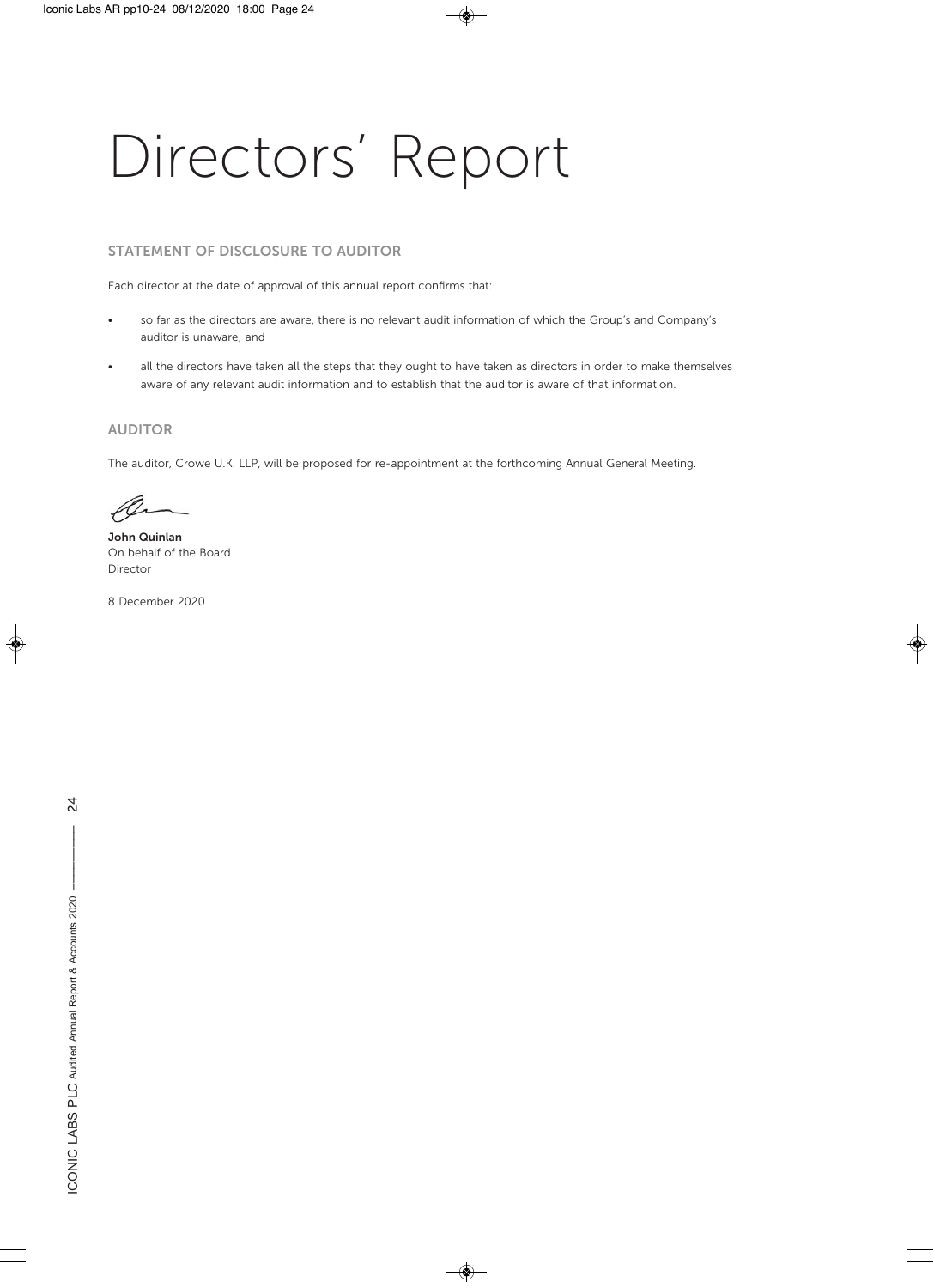# Directors' Report

## STATEMENT OF DISCLOSURE TO AUDITOR

Each director at the date of approval of this annual report confirms that:

- so far as the directors are aware, there is no relevant audit information of which the Group's and Company's auditor is unaware; and
- all the directors have taken all the steps that they ought to have taken as directors in order to make themselves aware of any relevant audit information and to establish that the auditor is aware of that information.

## AUDITOR

The auditor, Crowe U.K. LLP, will be proposed for re-appointment at the forthcoming Annual General Meeting.

**John Quinlan**
On behalf of the Board
Director

8 December 2020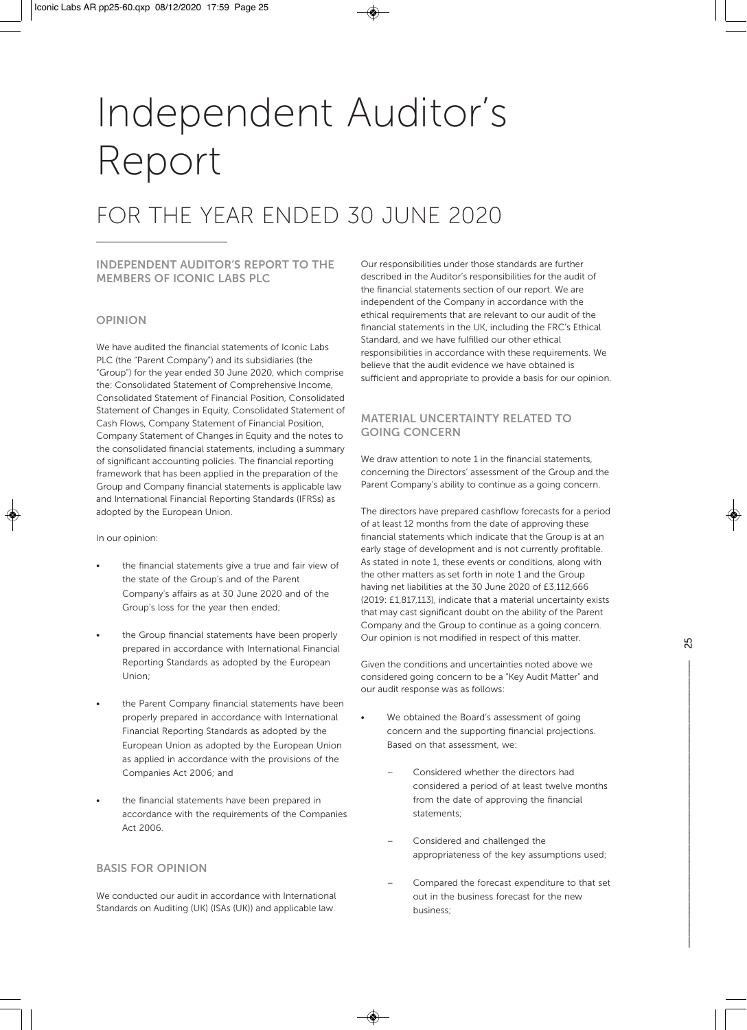# Independent Auditor's Report

# FOR THE YEAR ENDED 30 JUNE 2020

## INDEPENDENT AUDITOR'S REPORT TO THE MEMBERS OF ICONIC LABS PLC

### OPINION

We have audited the financial statements of Iconic Labs PLC (the "Parent Company") and its subsidiaries (the "Group") for the year ended 30 June 2020, which comprise the: Consolidated Statement of Comprehensive Income, Consolidated Statement of Financial Position, Consolidated Statement of Changes in Equity, Consolidated Statement of Cash Flows, Company Statement of Financial Position, Company Statement of Changes in Equity and the notes to the consolidated financial statements, including a summary of significant accounting policies. The financial reporting framework that has been applied in the preparation of the Group and Company financial statements is applicable law and International Financial Reporting Standards (IFRSs) as adopted by the European Union.

In our opinion:

- the financial statements give a true and fair view of the state of the Group's and of the Parent Company's affairs as at 30 June 2020 and of the Group's loss for the year then ended;
- the Group financial statements have been properly prepared in accordance with International Financial Reporting Standards as adopted by the European Union;
- the Parent Company financial statements have been properly prepared in accordance with International Financial Reporting Standards as adopted by the European Union as adopted by the European Union as applied in accordance with the provisions of the Companies Act 2006; and
- the financial statements have been prepared in accordance with the requirements of the Companies Act 2006.

### BASIS FOR OPINION

We conducted our audit in accordance with International Standards on Auditing (UK) (ISAs (UK)) and applicable law. Our responsibilities under those standards are further described in the Auditor's responsibilities for the audit of the financial statements section of our report. We are independent of the Company in accordance with the ethical requirements that are relevant to our audit of the financial statements in the UK, including the FRC's Ethical Standard, and we have fulfilled our other ethical responsibilities in accordance with these requirements. We believe that the audit evidence we have obtained is sufficient and appropriate to provide a basis for our opinion.

### MATERIAL UNCERTAINTY RELATED TO GOING CONCERN

We draw attention to note 1 in the financial statements, concerning the Directors' assessment of the Group and the Parent Company's ability to continue as a going concern.

The directors have prepared cashflow forecasts for a period of at least 12 months from the date of approving these financial statements which indicate that the Group is at an early stage of development and is not currently profitable. As stated in note 1, these events or conditions, along with the other matters as set forth in note 1 and the Group having net liabilities at the 30 June 2020 of £3,112,666 (2019: £1,817,113), indicate that a material uncertainty exists that may cast significant doubt on the ability of the Parent Company and the Group to continue as a going concern. Our opinion is not modified in respect of this matter.

Given the conditions and uncertainties noted above we considered going concern to be a "Key Audit Matter" and our audit response was as follows:

- We obtained the Board's assessment of going concern and the supporting financial projections. Based on that assessment, we:
  - Considered whether the directors had considered a period of at least twelve months from the date of approving the financial statements;
  - Considered and challenged the appropriateness of the key assumptions used;
  - Compared the forecast expenditure to that set out in the business forecast for the new business;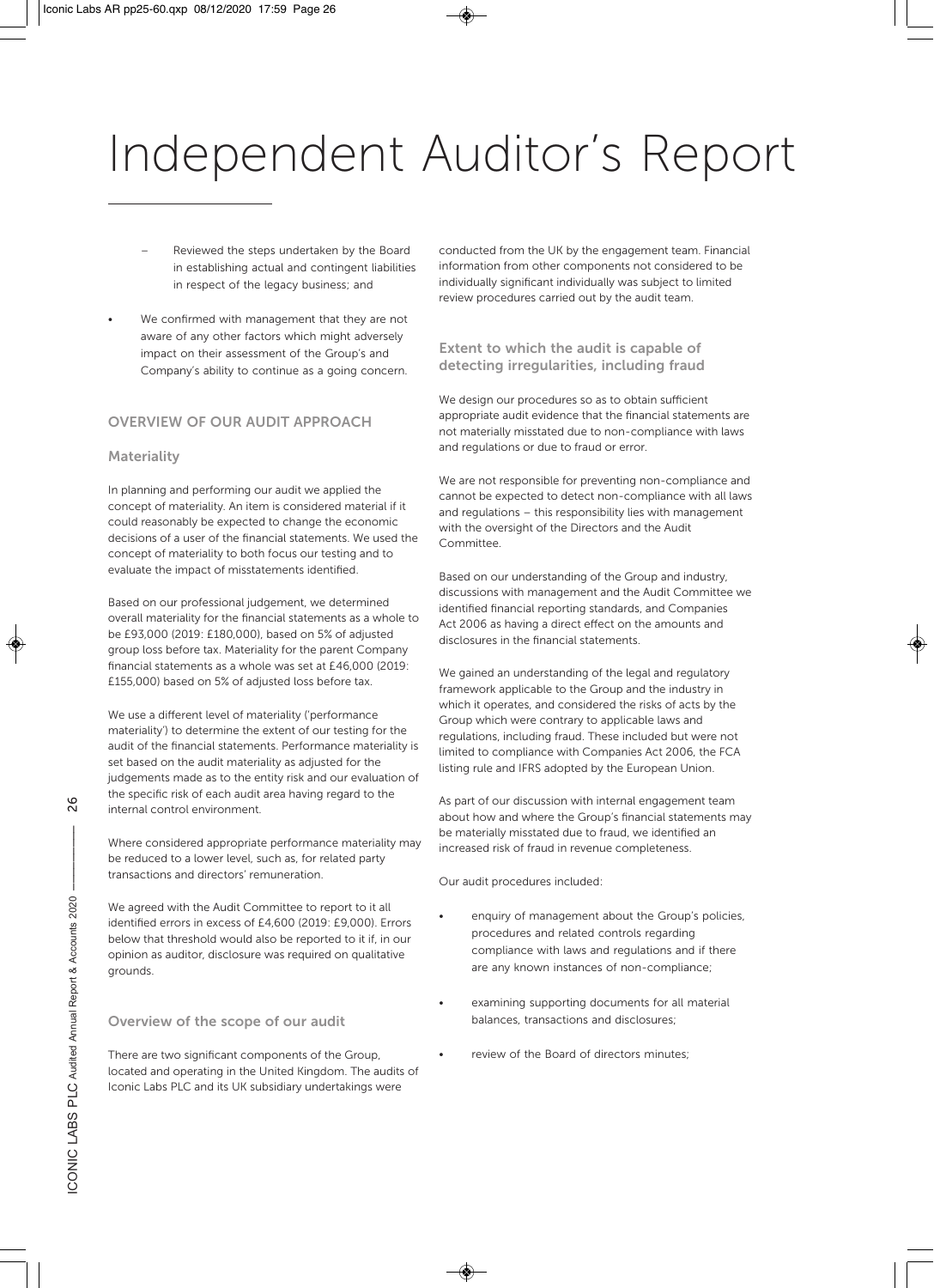# Independent Auditor's Report

  - Reviewed the steps undertaken by the Board in establishing actual and contingent liabilities in respect of the legacy business; and
- We confirmed with management that they are not aware of any other factors which might adversely impact on their assessment of the Group's and Company's ability to continue as a going concern.

## OVERVIEW OF OUR AUDIT APPROACH

### Materiality

In planning and performing our audit we applied the concept of materiality. An item is considered material if it could reasonably be expected to change the economic decisions of a user of the financial statements. We used the concept of materiality to both focus our testing and to evaluate the impact of misstatements identified.

Based on our professional judgement, we determined overall materiality for the financial statements as a whole to be £93,000 (2019: £180,000), based on 5% of adjusted group loss before tax. Materiality for the parent Company financial statements as a whole was set at £46,000 (2019: £155,000) based on 5% of adjusted loss before tax.

We use a different level of materiality ('performance materiality') to determine the extent of our testing for the audit of the financial statements. Performance materiality is set based on the audit materiality as adjusted for the judgements made as to the entity risk and our evaluation of the specific risk of each audit area having regard to the internal control environment.

Where considered appropriate performance materiality may be reduced to a lower level, such as, for related party transactions and directors' remuneration.

We agreed with the Audit Committee to report to it all identified errors in excess of £4,600 (2019: £9,000). Errors below that threshold would also be reported to it if, in our opinion as auditor, disclosure was required on qualitative grounds.

### Overview of the scope of our audit

There are two significant components of the Group, located and operating in the United Kingdom. The audits of Iconic Labs PLC and its UK subsidiary undertakings were conducted from the UK by the engagement team. Financial information from other components not considered to be individually significant individually was subject to limited review procedures carried out by the audit team.

### Extent to which the audit is capable of detecting irregularities, including fraud

We design our procedures so as to obtain sufficient appropriate audit evidence that the financial statements are not materially misstated due to non-compliance with laws and regulations or due to fraud or error.

We are not responsible for preventing non-compliance and cannot be expected to detect non-compliance with all laws and regulations – this responsibility lies with management with the oversight of the Directors and the Audit Committee.

Based on our understanding of the Group and industry, discussions with management and the Audit Committee we identified financial reporting standards, and Companies Act 2006 as having a direct effect on the amounts and disclosures in the financial statements.

We gained an understanding of the legal and regulatory framework applicable to the Group and the industry in which it operates, and considered the risks of acts by the Group which were contrary to applicable laws and regulations, including fraud. These included but were not limited to compliance with Companies Act 2006, the FCA listing rule and IFRS adopted by the European Union.

As part of our discussion with internal engagement team about how and where the Group's financial statements may be materially misstated due to fraud, we identified an increased risk of fraud in revenue completeness.

Our audit procedures included:

- enquiry of management about the Group's policies, procedures and related controls regarding compliance with laws and regulations and if there are any known instances of non-compliance;
- examining supporting documents for all material balances, transactions and disclosures;
- review of the Board of directors minutes;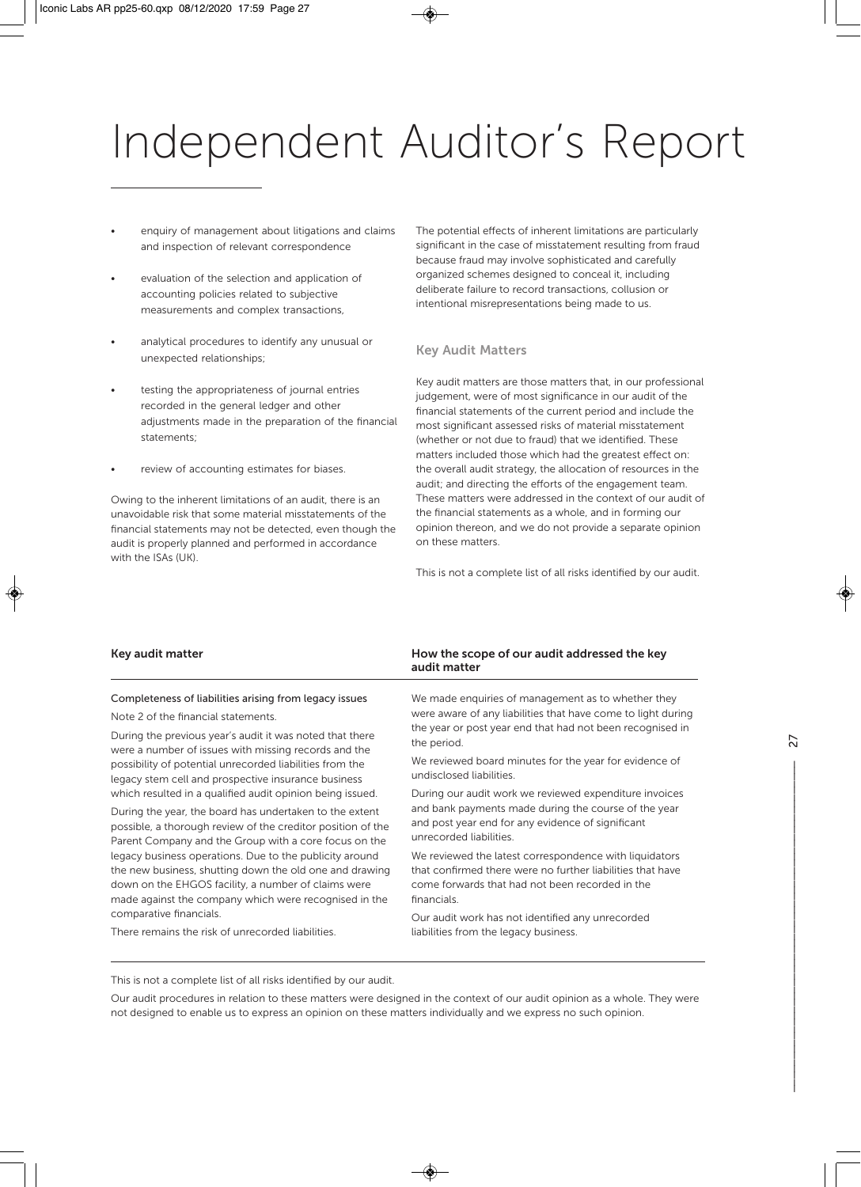# Independent Auditor's Report

- enquiry of management about litigations and claims and inspection of relevant correspondence
- evaluation of the selection and application of accounting policies related to subjective measurements and complex transactions,
- analytical procedures to identify any unusual or unexpected relationships;
- testing the appropriateness of journal entries recorded in the general ledger and other adjustments made in the preparation of the financial statements;
- review of accounting estimates for biases.

Owing to the inherent limitations of an audit, there is an unavoidable risk that some material misstatements of the financial statements may not be detected, even though the audit is properly planned and performed in accordance with the ISAs (UK).

The potential effects of inherent limitations are particularly significant in the case of misstatement resulting from fraud because fraud may involve sophisticated and carefully organized schemes designed to conceal it, including deliberate failure to record transactions, collusion or intentional misrepresentations being made to us.

## Key Audit Matters

Key audit matters are those matters that, in our professional judgement, were of most significance in our audit of the financial statements of the current period and include the most significant assessed risks of material misstatement (whether or not due to fraud) that we identified. These matters included those which had the greatest effect on: the overall audit strategy, the allocation of resources in the audit; and directing the efforts of the engagement team. These matters were addressed in the context of our audit of the financial statements as a whole, and in forming our opinion thereon, and we do not provide a separate opinion on these matters.

This is not a complete list of all risks identified by our audit.

| Key audit matter | How the scope of our audit addressed the key audit matter |
|---|---|
| Completeness of liabilities arising from legacy issues<br><br>Note 2 of the financial statements.<br><br>During the previous year's audit it was noted that there were a number of issues with missing records and the possibility of potential unrecorded liabilities from the legacy stem cell and prospective insurance business which resulted in a qualified audit opinion being issued.<br><br>During the year, the board has undertaken to the extent possible, a thorough review of the creditor position of the Parent Company and the Group with a core focus on the legacy business operations. Due to the publicity around the new business, shutting down the old one and drawing down on the EHGOS facility, a number of claims were made against the company which were recognised in the comparative financials.<br><br>There remains the risk of unrecorded liabilities. | We made enquiries of management as to whether they were aware of any liabilities that have come to light during the year or post year end that had not been recognised in the period.<br><br>We reviewed board minutes for the year for evidence of undisclosed liabilities.<br><br>During our audit work we reviewed expenditure invoices and bank payments made during the course of the year and post year end for any evidence of significant unrecorded liabilities.<br><br>We reviewed the latest correspondence with liquidators that confirmed there were no further liabilities that have come forwards that had not been recorded in the financials.<br><br>Our audit work has not identified any unrecorded liabilities from the legacy business. |

This is not a complete list of all risks identified by our audit.

Our audit procedures in relation to these matters were designed in the context of our audit opinion as a whole. They were not designed to enable us to express an opinion on these matters individually and we express no such opinion.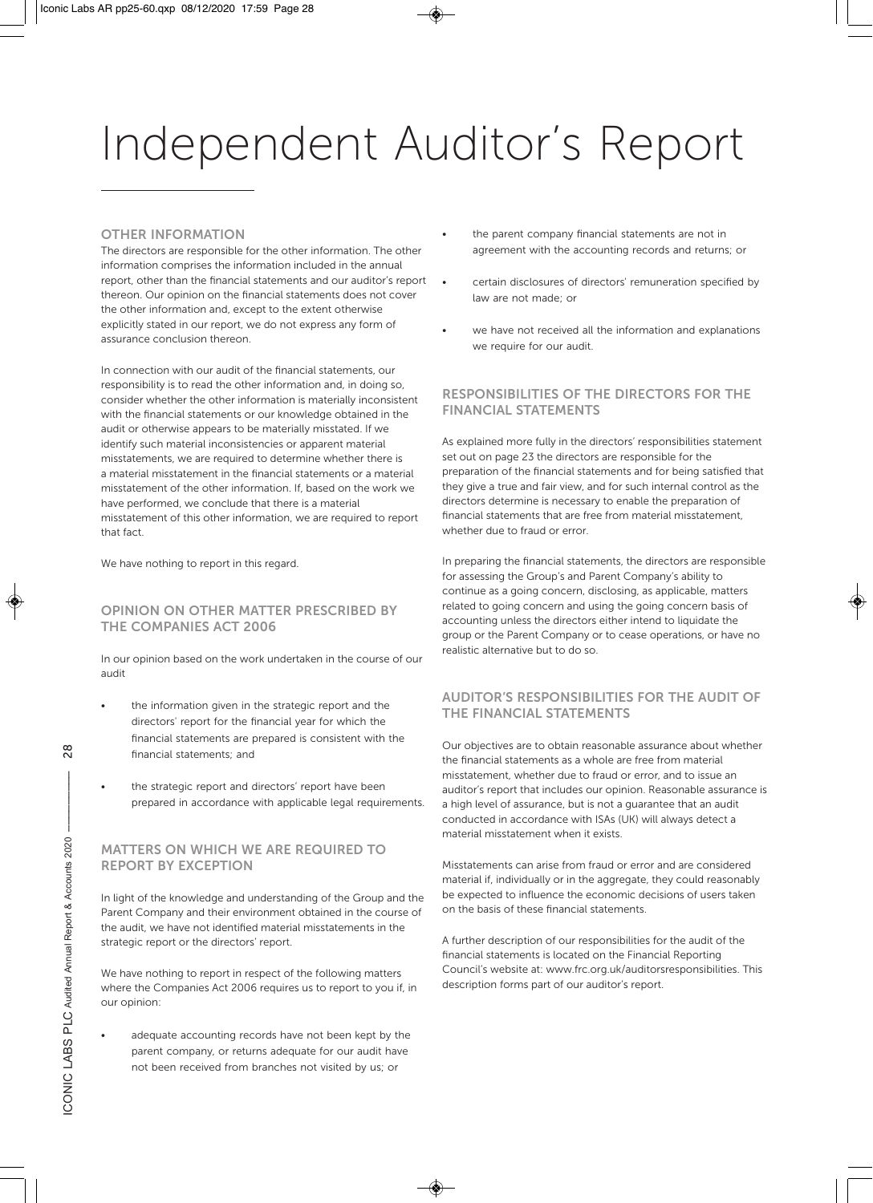# Independent Auditor's Report

## OTHER INFORMATION

The directors are responsible for the other information. The other information comprises the information included in the annual report, other than the financial statements and our auditor's report thereon. Our opinion on the financial statements does not cover the other information and, except to the extent otherwise explicitly stated in our report, we do not express any form of assurance conclusion thereon.

In connection with our audit of the financial statements, our responsibility is to read the other information and, in doing so, consider whether the other information is materially inconsistent with the financial statements or our knowledge obtained in the audit or otherwise appears to be materially misstated. If we identify such material inconsistencies or apparent material misstatements, we are required to determine whether there is a material misstatement in the financial statements or a material misstatement of the other information. If, based on the work we have performed, we conclude that there is a material misstatement of this other information, we are required to report that fact.

We have nothing to report in this regard.

## OPINION ON OTHER MATTER PRESCRIBED BY THE COMPANIES ACT 2006

In our opinion based on the work undertaken in the course of our audit

- the information given in the strategic report and the directors' report for the financial year for which the financial statements are prepared is consistent with the financial statements; and
- the strategic report and directors' report have been prepared in accordance with applicable legal requirements.

## MATTERS ON WHICH WE ARE REQUIRED TO REPORT BY EXCEPTION

In light of the knowledge and understanding of the Group and the Parent Company and their environment obtained in the course of the audit, we have not identified material misstatements in the strategic report or the directors' report.

We have nothing to report in respect of the following matters where the Companies Act 2006 requires us to report to you if, in our opinion:

- adequate accounting records have not been kept by the parent company, or returns adequate for our audit have not been received from branches not visited by us; or
- the parent company financial statements are not in agreement with the accounting records and returns; or
- certain disclosures of directors' remuneration specified by law are not made; or
- we have not received all the information and explanations we require for our audit.

## RESPONSIBILITIES OF THE DIRECTORS FOR THE FINANCIAL STATEMENTS

As explained more fully in the directors' responsibilities statement set out on page 23 the directors are responsible for the preparation of the financial statements and for being satisfied that they give a true and fair view, and for such internal control as the directors determine is necessary to enable the preparation of financial statements that are free from material misstatement, whether due to fraud or error.

In preparing the financial statements, the directors are responsible for assessing the Group's and Parent Company's ability to continue as a going concern, disclosing, as applicable, matters related to going concern and using the going concern basis of accounting unless the directors either intend to liquidate the group or the Parent Company or to cease operations, or have no realistic alternative but to do so.

## AUDITOR'S RESPONSIBILITIES FOR THE AUDIT OF THE FINANCIAL STATEMENTS

Our objectives are to obtain reasonable assurance about whether the financial statements as a whole are free from material misstatement, whether due to fraud or error, and to issue an auditor's report that includes our opinion. Reasonable assurance is a high level of assurance, but is not a guarantee that an audit conducted in accordance with ISAs (UK) will always detect a material misstatement when it exists.

Misstatements can arise from fraud or error and are considered material if, individually or in the aggregate, they could reasonably be expected to influence the economic decisions of users taken on the basis of these financial statements.

A further description of our responsibilities for the audit of the financial statements is located on the Financial Reporting Council's website at: www.frc.org.uk/auditorsresponsibilities. This description forms part of our auditor's report.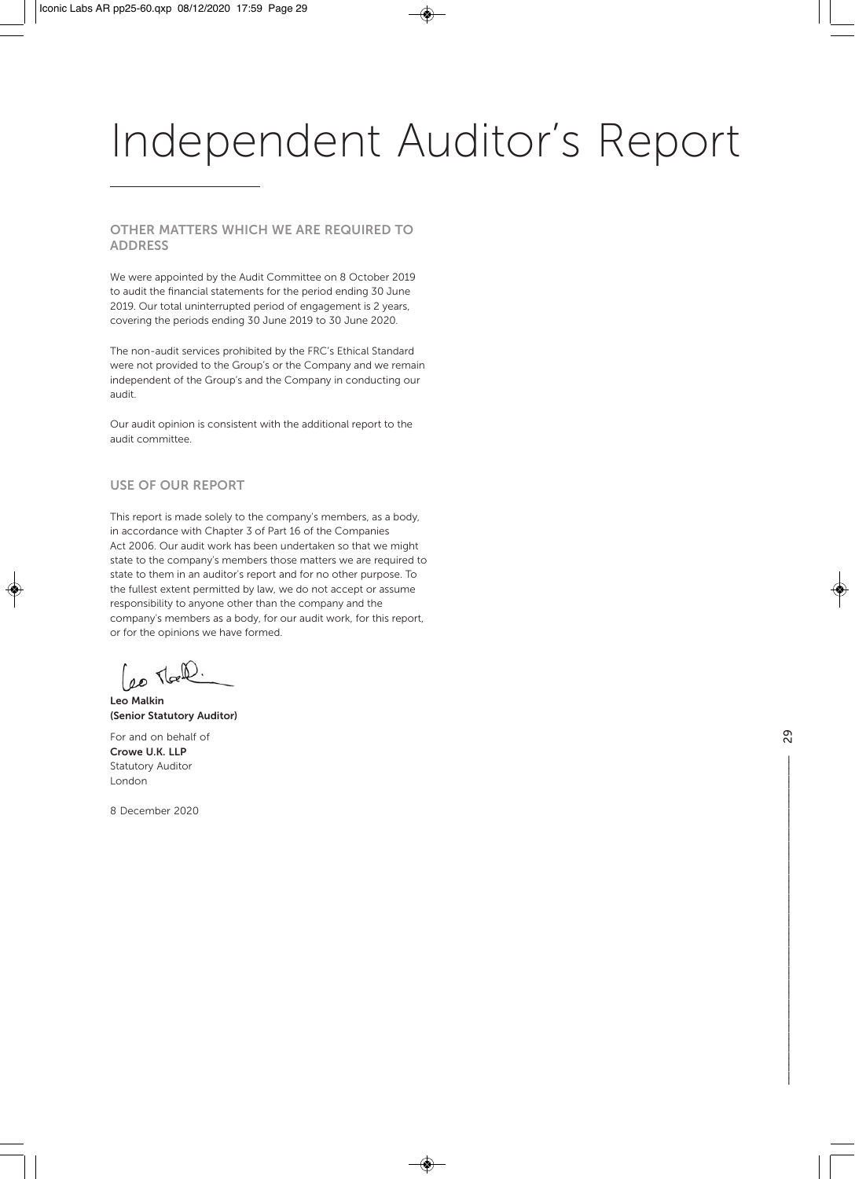# Independent Auditor's Report

## OTHER MATTERS WHICH WE ARE REQUIRED TO ADDRESS

We were appointed by the Audit Committee on 8 October 2019 to audit the financial statements for the period ending 30 June 2019. Our total uninterrupted period of engagement is 2 years, covering the periods ending 30 June 2019 to 30 June 2020.

The non-audit services prohibited by the FRC's Ethical Standard were not provided to the Group's or the Company and we remain independent of the Group's and the Company in conducting our audit.

Our audit opinion is consistent with the additional report to the audit committee.

## USE OF OUR REPORT

This report is made solely to the company's members, as a body, in accordance with Chapter 3 of Part 16 of the Companies Act 2006. Our audit work has been undertaken so that we might state to the company's members those matters we are required to state to them in an auditor's report and for no other purpose. To the fullest extent permitted by law, we do not accept or assume responsibility to anyone other than the company and the company's members as a body, for our audit work, for this report, or for the opinions we have formed.

**Leo Malkin**
**(Senior Statutory Auditor)**

For and on behalf of
**Crowe U.K. LLP**
Statutory Auditor
London

8 December 2020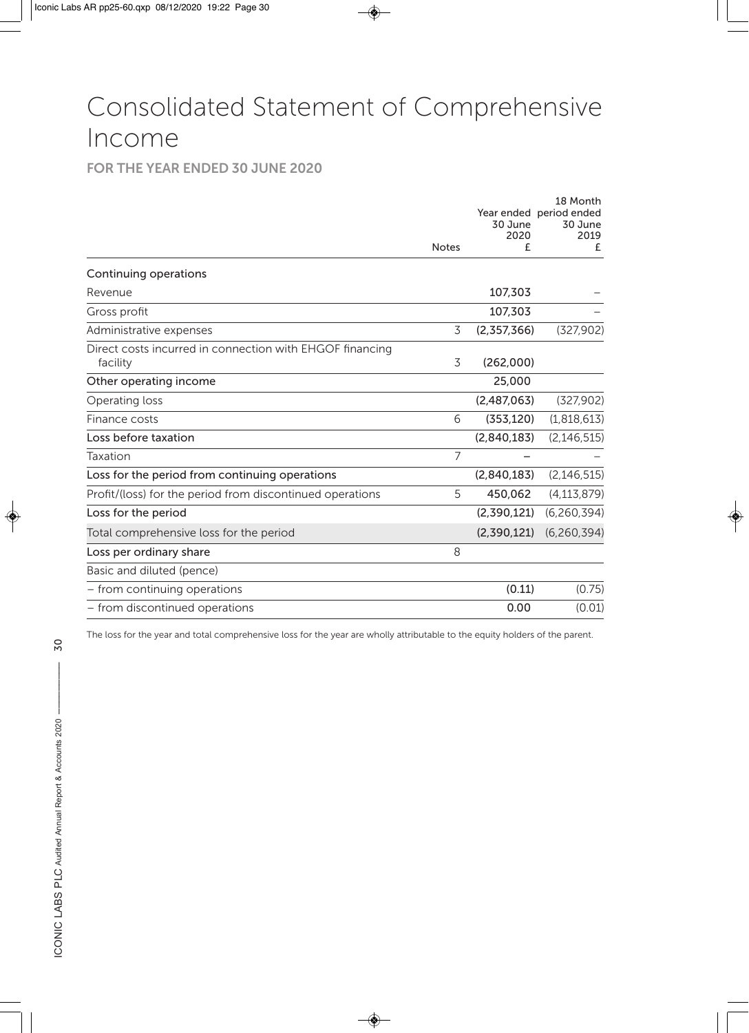# Consolidated Statement of Comprehensive Income

**FOR THE YEAR ENDED 30 JUNE 2020**

| | Notes | Year ended 30 June 2020 £ | 18 Month period ended 30 June 2019 £ |
|---|---|---|---|
| **Continuing operations** | | | |
| Revenue | | **107,303** | – |
| Gross profit | | **107,303** | – |
| Administrative expenses | 3 | **(2,357,366)** | (327,902) |
| Direct costs incurred in connection with EHGOF financing facility | 3 | **(262,000)** | |
| **Other operating income** | | **25,000** | |
| Operating loss | | **(2,487,063)** | (327,902) |
| Finance costs | 6 | **(353,120)** | (1,818,613) |
| **Loss before taxation** | | **(2,840,183)** | (2,146,515) |
| Taxation | 7 | **–** | – |
| **Loss for the period from continuing operations** | | **(2,840,183)** | (2,146,515) |
| Profit/(loss) for the period from discontinued operations | 5 | **450,062** | (4,113,879) |
| **Loss for the period** | | **(2,390,121)** | (6,260,394) |
| Total comprehensive loss for the period | | **(2,390,121)** | (6,260,394) |
| **Loss per ordinary share** | 8 | | |
| Basic and diluted (pence) | | | |
| – from continuing operations | | **(0.11)** | (0.75) |
| – from discontinued operations | | **0.00** | (0.01) |

The loss for the year and total comprehensive loss for the year are wholly attributable to the equity holders of the parent.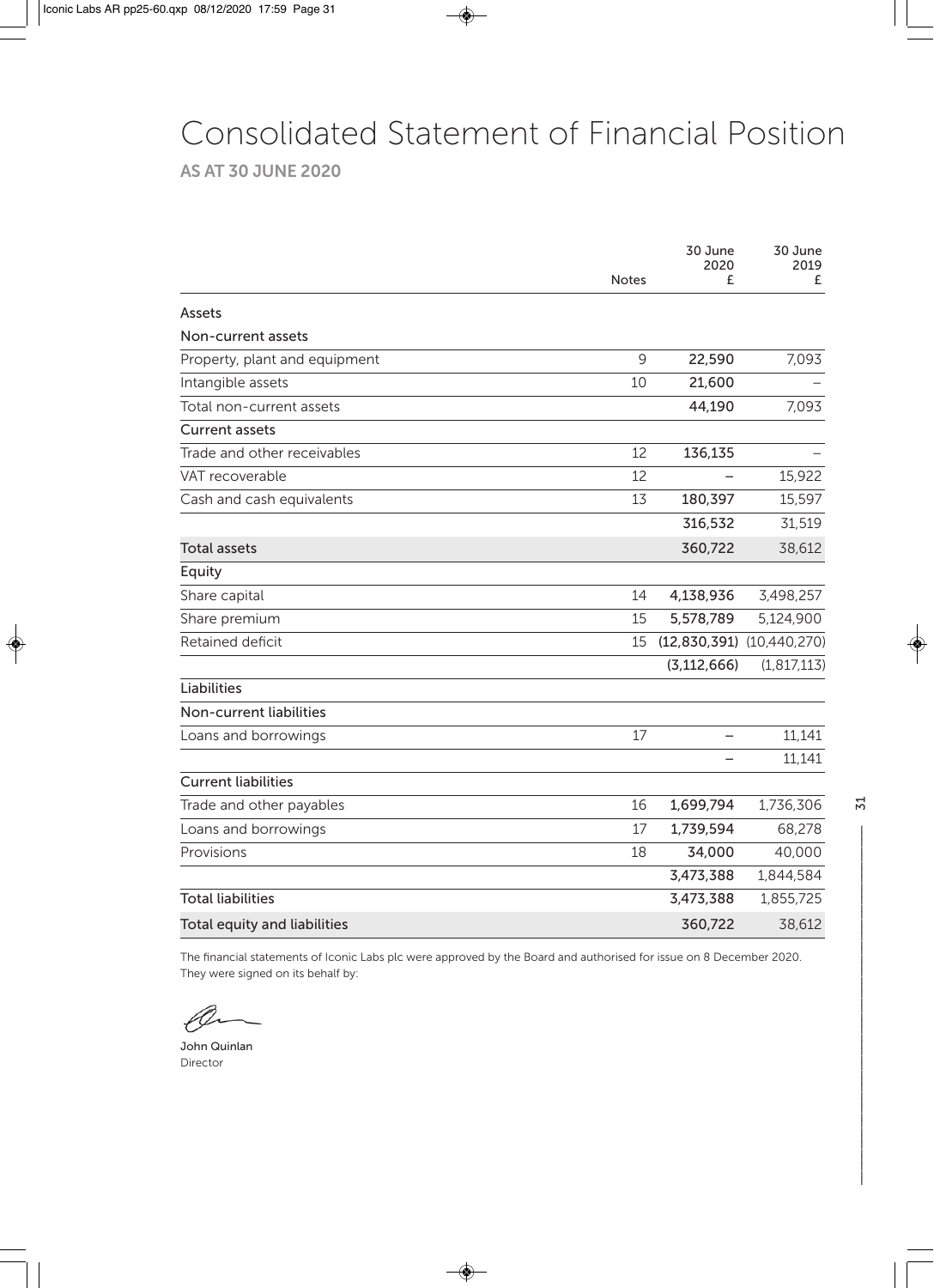# Consolidated Statement of Financial Position

**AS AT 30 JUNE 2020**

| | Notes | 30 June 2020 £ | 30 June 2019 £ |
|---|---|---|---|
| Assets | | | |
| Non-current assets | | | |
| Property, plant and equipment | 9 | **22,590** | 7,093 |
| Intangible assets | 10 | **21,600** | – |
| Total non-current assets | | **44,190** | 7,093 |
| Current assets | | | |
| Trade and other receivables | 12 | **136,135** | – |
| VAT recoverable | 12 | **–** | 15,922 |
| Cash and cash equivalents | 13 | **180,397** | 15,597 |
| | | **316,532** | 31,519 |
| Total assets | | **360,722** | 38,612 |
| Equity | | | |
| Share capital | 14 | **4,138,936** | 3,498,257 |
| Share premium | 15 | **5,578,789** | 5,124,900 |
| Retained deficit | 15 | **(12,830,391)** | (10,440,270) |
| | | **(3,112,666)** | (1,817,113) |
| Liabilities | | | |
| Non-current liabilities | | | |
| Loans and borrowings | 17 | **–** | 11,141 |
| | | **–** | 11,141 |
| Current liabilities | | | |
| Trade and other payables | 16 | **1,699,794** | 1,736,306 |
| Loans and borrowings | 17 | **1,739,594** | 68,278 |
| Provisions | 18 | **34,000** | 40,000 |
| | | **3,473,388** | 1,844,584 |
| Total liabilities | | **3,473,388** | 1,855,725 |
| Total equity and liabilities | | **360,722** | 38,612 |

The financial statements of Iconic Labs plc were approved by the Board and authorised for issue on 8 December 2020. They were signed on its behalf by:

**John Quinlan**
Director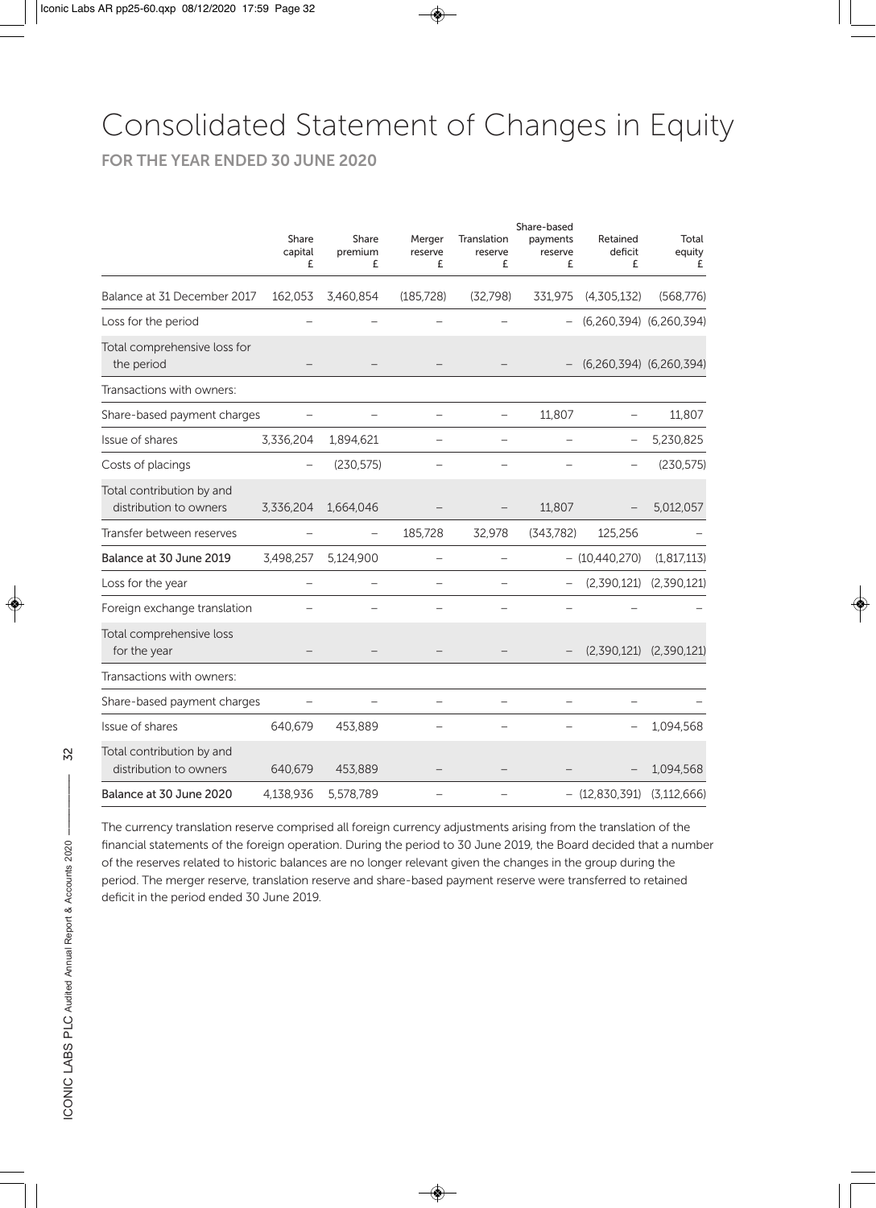# Consolidated Statement of Changes in Equity

## FOR THE YEAR ENDED 30 JUNE 2020

| | Share capital £ | Share premium £ | Merger reserve £ | Translation reserve £ | Share-based payments reserve £ | Retained deficit £ | Total equity £ |
|---|---|---|---|---|---|---|---|
| Balance at 31 December 2017 | 162,053 | 3,460,854 | (185,728) | (32,798) | 331,975 | (4,305,132) | (568,776) |
| Loss for the period | – | – | – | – | – | (6,260,394) | (6,260,394) |
| Total comprehensive loss for the period | – | – | – | – | – | (6,260,394) | (6,260,394) |
| Transactions with owners: | | | | | | | |
| Share-based payment charges | – | – | – | – | 11,807 | – | 11,807 |
| Issue of shares | 3,336,204 | 1,894,621 | – | – | – | – | 5,230,825 |
| Costs of placings | – | (230,575) | – | – | – | – | (230,575) |
| Total contribution by and distribution to owners | 3,336,204 | 1,664,046 | – | – | 11,807 | – | 5,012,057 |
| Transfer between reserves | – | – | 185,728 | 32,978 | (343,782) | 125,256 | – |
| **Balance at 30 June 2019** | 3,498,257 | 5,124,900 | – | – | – | (10,440,270) | (1,817,113) |
| Loss for the year | – | – | – | – | – | (2,390,121) | (2,390,121) |
| Foreign exchange translation | – | – | – | – | – | – | – |
| Total comprehensive loss for the year | – | – | – | – | – | (2,390,121) | (2,390,121) |
| Transactions with owners: | | | | | | | |
| Share-based payment charges | – | – | – | – | – | – | – |
| Issue of shares | 640,679 | 453,889 | – | – | – | – | 1,094,568 |
| Total contribution by and distribution to owners | 640,679 | 453,889 | – | – | – | – | 1,094,568 |
| **Balance at 30 June 2020** | 4,138,936 | 5,578,789 | – | – | – | (12,830,391) | (3,112,666) |

The currency translation reserve comprised all foreign currency adjustments arising from the translation of the financial statements of the foreign operation. During the period to 30 June 2019, the Board decided that a number of the reserves related to historic balances are no longer relevant given the changes in the group during the period. The merger reserve, translation reserve and share-based payment reserve were transferred to retained deficit in the period ended 30 June 2019.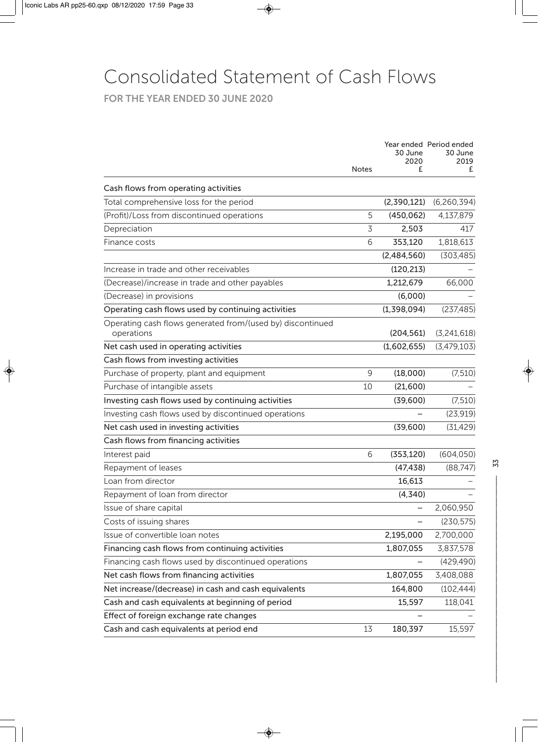# Consolidated Statement of Cash Flows

**FOR THE YEAR ENDED 30 JUNE 2020**

| | Notes | Year ended 30 June 2020 £ | Period ended 30 June 2019 £ |
|---|---|---|---|
| Cash flows from operating activities | | | |
| Total comprehensive loss for the period | | **(2,390,121)** | (6,260,394) |
| (Profit)/Loss from discontinued operations | 5 | **(450,062)** | 4,137,879 |
| Depreciation | 3 | **2,503** | 417 |
| Finance costs | 6 | **353,120** | 1,818,613 |
| | | **(2,484,560)** | (303,485) |
| Increase in trade and other receivables | | **(120,213)** | – |
| (Decrease)/increase in trade and other payables | | **1,212,679** | 66,000 |
| (Decrease) in provisions | | **(6,000)** | – |
| Operating cash flows used by continuing activities | | **(1,398,094)** | (237,485) |
| Operating cash flows generated from/(used by) discontinued operations | | **(204,561)** | (3,241,618) |
| Net cash used in operating activities | | **(1,602,655)** | (3,479,103) |
| Cash flows from investing activities | | | |
| Purchase of property, plant and equipment | 9 | **(18,000)** | (7,510) |
| Purchase of intangible assets | 10 | **(21,600)** | – |
| Investing cash flows used by continuing activities | | **(39,600)** | (7,510) |
| Investing cash flows used by discontinued operations | | **–** | (23,919) |
| Net cash used in investing activities | | **(39,600)** | (31,429) |
| Cash flows from financing activities | | | |
| Interest paid | 6 | **(353,120)** | (604,050) |
| Repayment of leases | | **(47,438)** | (88,747) |
| Loan from director | | **16,613** | – |
| Repayment of loan from director | | **(4,340)** | – |
| Issue of share capital | | **–** | 2,060,950 |
| Costs of issuing shares | | **–** | (230,575) |
| Issue of convertible loan notes | | **2,195,000** | 2,700,000 |
| Financing cash flows from continuing activities | | **1,807,055** | 3,837,578 |
| Financing cash flows used by discontinued operations | | **–** | (429,490) |
| Net cash flows from financing activities | | **1,807,055** | 3,408,088 |
| Net increase/(decrease) in cash and cash equivalents | | **164,800** | (102,444) |
| Cash and cash equivalents at beginning of period | | **15,597** | 118,041 |
| Effect of foreign exchange rate changes | | **–** | – |
| Cash and cash equivalents at period end | 13 | **180,397** | 15,597 |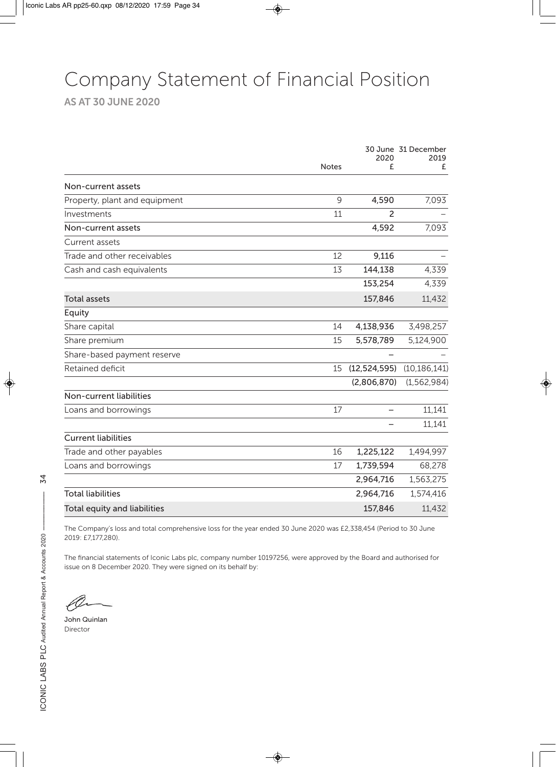# Company Statement of Financial Position

## AS AT 30 JUNE 2020

| | Notes | 30 June 2020 £ | 31 December 2019 £ |
|---|---|---|---|
| **Non-current assets** | | | |
| Property, plant and equipment | 9 | **4,590** | 7,093 |
| Investments | 11 | **2** | – |
| **Non-current assets** | | **4,592** | 7,093 |
| Current assets | | | |
| Trade and other receivables | 12 | **9,116** | – |
| Cash and cash equivalents | 13 | **144,138** | 4,339 |
| | | **153,254** | 4,339 |
| **Total assets** | | **157,846** | 11,432 |
| **Equity** | | | |
| Share capital | 14 | **4,138,936** | 3,498,257 |
| Share premium | 15 | **5,578,789** | 5,124,900 |
| Share-based payment reserve | | **–** | – |
| Retained deficit | 15 | **(12,524,595)** | (10,186,141) |
| | | **(2,806,870)** | (1,562,984) |
| **Non-current liabilities** | | | |
| Loans and borrowings | 17 | **–** | 11,141 |
| | | **–** | 11,141 |
| **Current liabilities** | | | |
| Trade and other payables | 16 | **1,225,122** | 1,494,997 |
| Loans and borrowings | 17 | **1,739,594** | 68,278 |
| | | **2,964,716** | 1,563,275 |
| **Total liabilities** | | **2,964,716** | 1,574,416 |
| **Total equity and liabilities** | | **157,846** | 11,432 |

The Company's loss and total comprehensive loss for the year ended 30 June 2020 was £2,338,454 (Period to 30 June 2019: £7,177,280).

The financial statements of Iconic Labs plc, company number 10197256, were approved by the Board and authorised for issue on 8 December 2020. They were signed on its behalf by:

**John Quinlan**
Director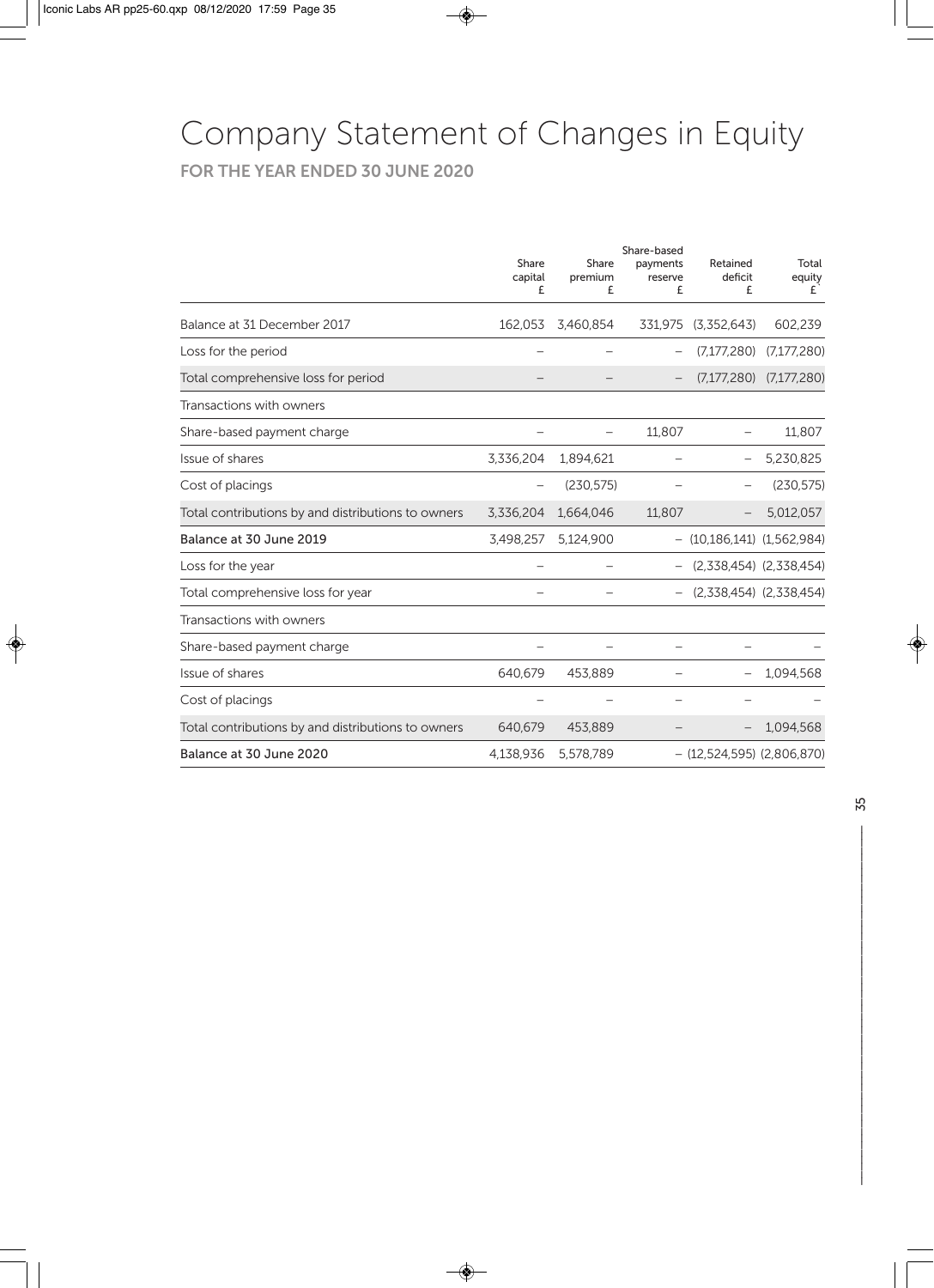# Company Statement of Changes in Equity

## FOR THE YEAR ENDED 30 JUNE 2020

| | Share capital £ | Share premium £ | Share-based payments reserve £ | Retained deficit £ | Total equity £ |
|---|---|---|---|---|---|
| Balance at 31 December 2017 | 162,053 | 3,460,854 | 331,975 | (3,352,643) | 602,239 |
| Loss for the period | – | – | – | (7,177,280) | (7,177,280) |
| Total comprehensive loss for period | – | – | – | (7,177,280) | (7,177,280) |
| Transactions with owners | | | | | |
| Share-based payment charge | – | – | 11,807 | – | 11,807 |
| Issue of shares | 3,336,204 | 1,894,621 | – | – | 5,230,825 |
| Cost of placings | – | (230,575) | – | – | (230,575) |
| Total contributions by and distributions to owners | 3,336,204 | 1,664,046 | 11,807 | – | 5,012,057 |
| **Balance at 30 June 2019** | 3,498,257 | 5,124,900 | – | (10,186,141) | (1,562,984) |
| Loss for the year | – | – | – | (2,338,454) | (2,338,454) |
| Total comprehensive loss for year | – | – | – | (2,338,454) | (2,338,454) |
| Transactions with owners | | | | | |
| Share-based payment charge | – | – | – | – | – |
| Issue of shares | 640,679 | 453,889 | – | – | 1,094,568 |
| Cost of placings | – | – | – | – | – |
| Total contributions by and distributions to owners | 640,679 | 453,889 | – | – | 1,094,568 |
| **Balance at 30 June 2020** | 4,138,936 | 5,578,789 | – | (12,524,595) | (2,806,870) |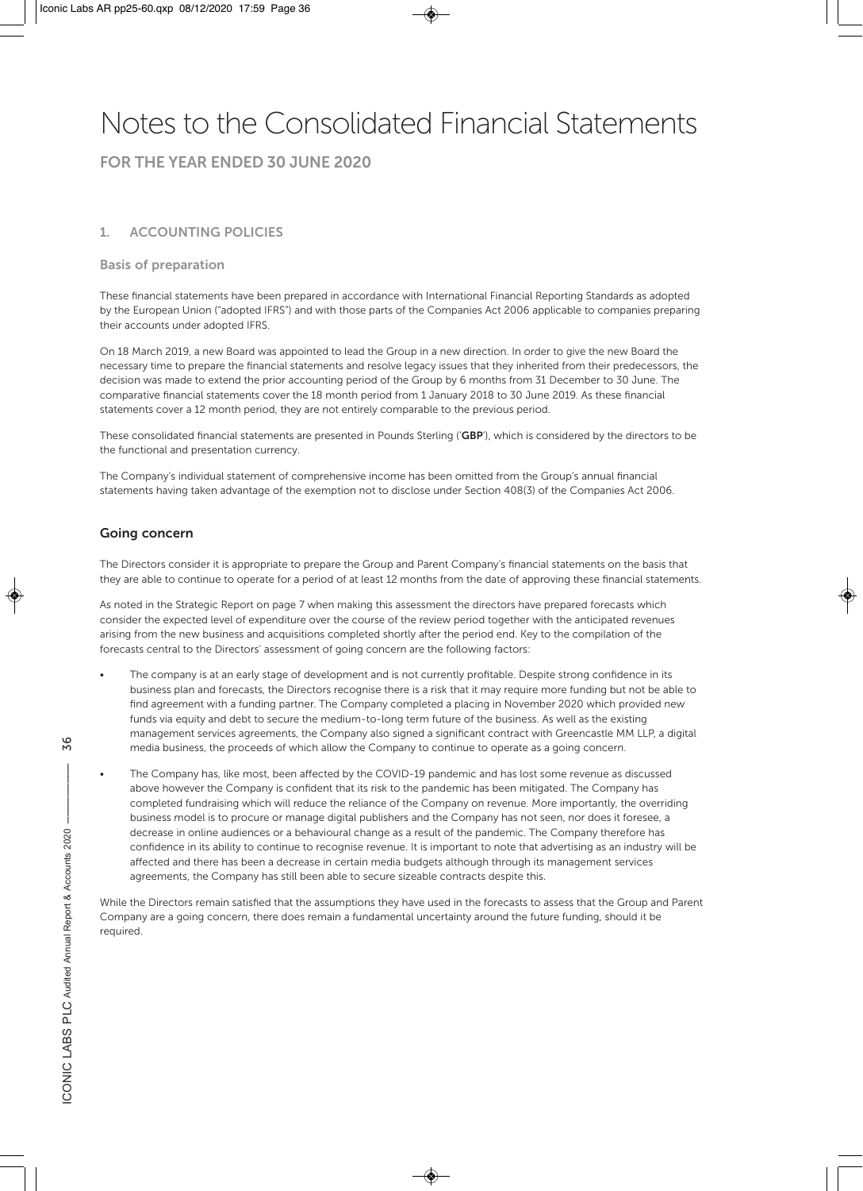# Notes to the Consolidated Financial Statements

## FOR THE YEAR ENDED 30 JUNE 2020

### 1. ACCOUNTING POLICIES

#### Basis of preparation

These financial statements have been prepared in accordance with International Financial Reporting Standards as adopted by the European Union ("adopted IFRS") and with those parts of the Companies Act 2006 applicable to companies preparing their accounts under adopted IFRS.

On 18 March 2019, a new Board was appointed to lead the Group in a new direction. In order to give the new Board the necessary time to prepare the financial statements and resolve legacy issues that they inherited from their predecessors, the decision was made to extend the prior accounting period of the Group by 6 months from 31 December to 30 June. The comparative financial statements cover the 18 month period from 1 January 2018 to 30 June 2019. As these financial statements cover a 12 month period, they are not entirely comparable to the previous period.

These consolidated financial statements are presented in Pounds Sterling ('**GBP**'), which is considered by the directors to be the functional and presentation currency.

The Company's individual statement of comprehensive income has been omitted from the Group's annual financial statements having taken advantage of the exemption not to disclose under Section 408(3) of the Companies Act 2006.

#### Going concern

The Directors consider it is appropriate to prepare the Group and Parent Company's financial statements on the basis that they are able to continue to operate for a period of at least 12 months from the date of approving these financial statements.

As noted in the Strategic Report on page 7 when making this assessment the directors have prepared forecasts which consider the expected level of expenditure over the course of the review period together with the anticipated revenues arising from the new business and acquisitions completed shortly after the period end. Key to the compilation of the forecasts central to the Directors' assessment of going concern are the following factors:

- The company is at an early stage of development and is not currently profitable. Despite strong confidence in its business plan and forecasts, the Directors recognise there is a risk that it may require more funding but not be able to find agreement with a funding partner. The Company completed a placing in November 2020 which provided new funds via equity and debt to secure the medium-to-long term future of the business. As well as the existing management services agreements, the Company also signed a significant contract with Greencastle MM LLP, a digital media business, the proceeds of which allow the Company to continue to operate as a going concern.
- The Company has, like most, been affected by the COVID-19 pandemic and has lost some revenue as discussed above however the Company is confident that its risk to the pandemic has been mitigated. The Company has completed fundraising which will reduce the reliance of the Company on revenue. More importantly, the overriding business model is to procure or manage digital publishers and the Company has not seen, nor does it foresee, a decrease in online audiences or a behavioural change as a result of the pandemic. The Company therefore has confidence in its ability to continue to recognise revenue. It is important to note that advertising as an industry will be affected and there has been a decrease in certain media budgets although through its management services agreements, the Company has still been able to secure sizeable contracts despite this.

While the Directors remain satisfied that the assumptions they have used in the forecasts to assess that the Group and Parent Company are a going concern, there does remain a fundamental uncertainty around the future funding, should it be required.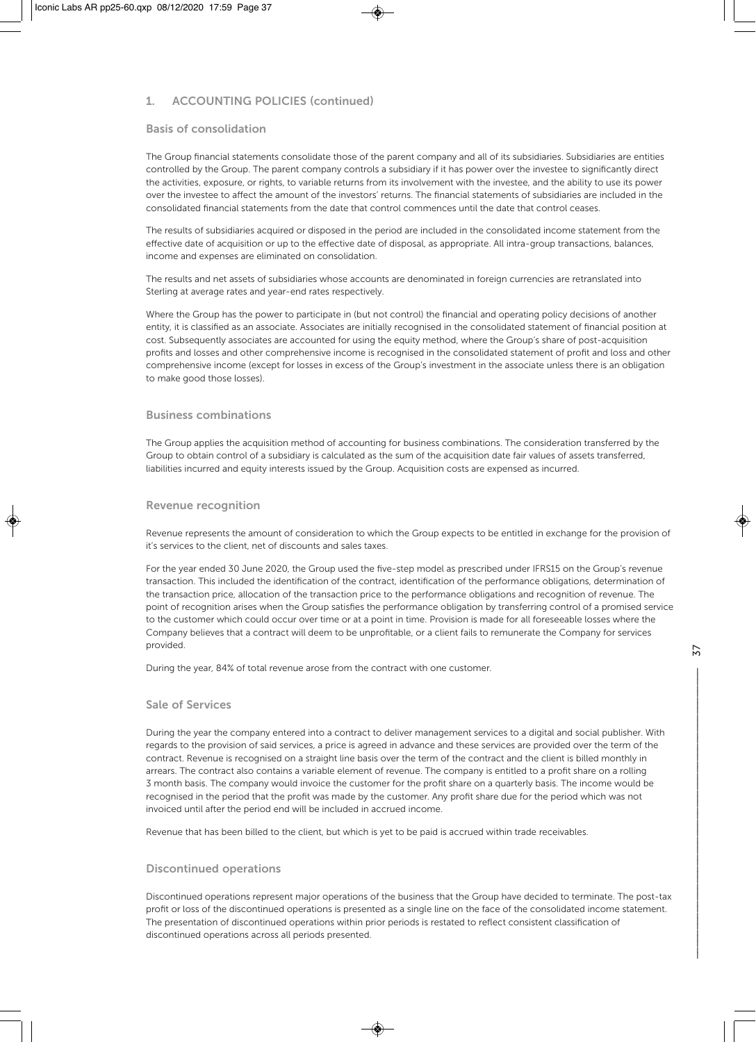## 1. ACCOUNTING POLICIES (continued)

### Basis of consolidation

The Group financial statements consolidate those of the parent company and all of its subsidiaries. Subsidiaries are entities controlled by the Group. The parent company controls a subsidiary if it has power over the investee to significantly direct the activities, exposure, or rights, to variable returns from its involvement with the investee, and the ability to use its power over the investee to affect the amount of the investors' returns. The financial statements of subsidiaries are included in the consolidated financial statements from the date that control commences until the date that control ceases.

The results of subsidiaries acquired or disposed in the period are included in the consolidated income statement from the effective date of acquisition or up to the effective date of disposal, as appropriate. All intra-group transactions, balances, income and expenses are eliminated on consolidation.

The results and net assets of subsidiaries whose accounts are denominated in foreign currencies are retranslated into Sterling at average rates and year-end rates respectively.

Where the Group has the power to participate in (but not control) the financial and operating policy decisions of another entity, it is classified as an associate. Associates are initially recognised in the consolidated statement of financial position at cost. Subsequently associates are accounted for using the equity method, where the Group's share of post-acquisition profits and losses and other comprehensive income is recognised in the consolidated statement of profit and loss and other comprehensive income (except for losses in excess of the Group's investment in the associate unless there is an obligation to make good those losses).

### Business combinations

The Group applies the acquisition method of accounting for business combinations. The consideration transferred by the Group to obtain control of a subsidiary is calculated as the sum of the acquisition date fair values of assets transferred, liabilities incurred and equity interests issued by the Group. Acquisition costs are expensed as incurred.

### Revenue recognition

Revenue represents the amount of consideration to which the Group expects to be entitled in exchange for the provision of it's services to the client, net of discounts and sales taxes.

For the year ended 30 June 2020, the Group used the five-step model as prescribed under IFRS15 on the Group's revenue transaction. This included the identification of the contract, identification of the performance obligations, determination of the transaction price, allocation of the transaction price to the performance obligations and recognition of revenue. The point of recognition arises when the Group satisfies the performance obligation by transferring control of a promised service to the customer which could occur over time or at a point in time. Provision is made for all foreseeable losses where the Company believes that a contract will deem to be unprofitable, or a client fails to remunerate the Company for services provided.

During the year, 84% of total revenue arose from the contract with one customer.

### Sale of Services

During the year the company entered into a contract to deliver management services to a digital and social publisher. With regards to the provision of said services, a price is agreed in advance and these services are provided over the term of the contract. Revenue is recognised on a straight line basis over the term of the contract and the client is billed monthly in arrears. The contract also contains a variable element of revenue. The company is entitled to a profit share on a rolling 3 month basis. The company would invoice the customer for the profit share on a quarterly basis. The income would be recognised in the period that the profit was made by the customer. Any profit share due for the period which was not invoiced until after the period end will be included in accrued income.

Revenue that has been billed to the client, but which is yet to be paid is accrued within trade receivables.

### Discontinued operations

Discontinued operations represent major operations of the business that the Group have decided to terminate. The post-tax profit or loss of the discontinued operations is presented as a single line on the face of the consolidated income statement. The presentation of discontinued operations within prior periods is restated to reflect consistent classification of discontinued operations across all periods presented.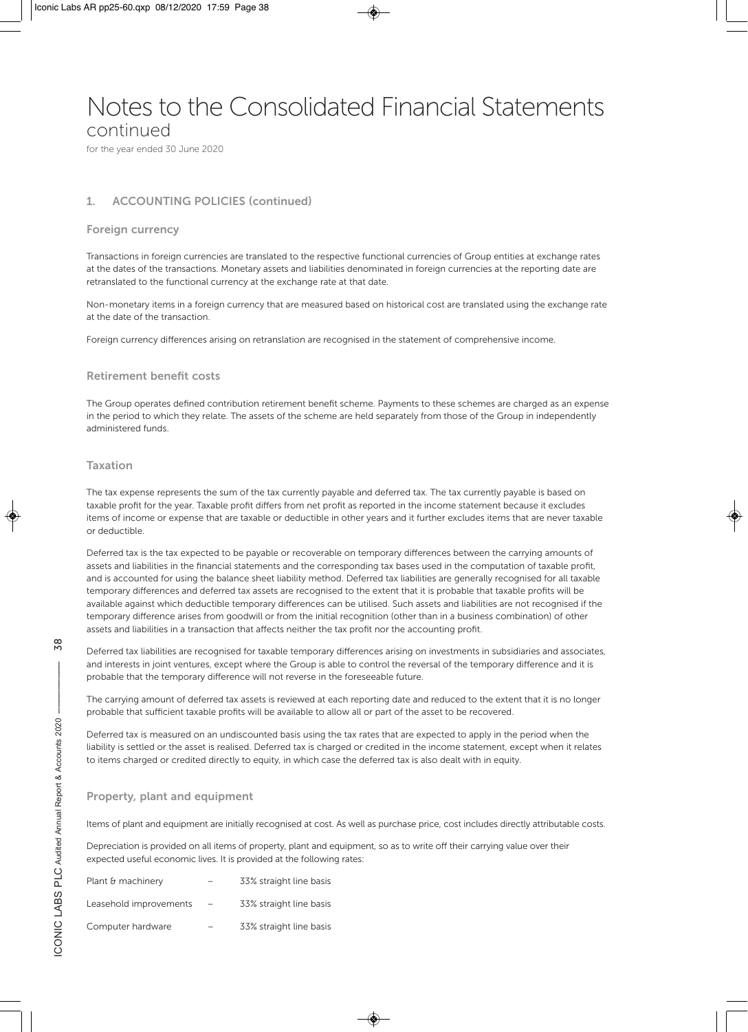# Notes to the Consolidated Financial Statements
continued

for the year ended 30 June 2020

## 1. ACCOUNTING POLICIES (continued)

### Foreign currency

Transactions in foreign currencies are translated to the respective functional currencies of Group entities at exchange rates at the dates of the transactions. Monetary assets and liabilities denominated in foreign currencies at the reporting date are retranslated to the functional currency at the exchange rate at that date.

Non-monetary items in a foreign currency that are measured based on historical cost are translated using the exchange rate at the date of the transaction.

Foreign currency differences arising on retranslation are recognised in the statement of comprehensive income.

### Retirement benefit costs

The Group operates defined contribution retirement benefit scheme. Payments to these schemes are charged as an expense in the period to which they relate. The assets of the scheme are held separately from those of the Group in independently administered funds.

### Taxation

The tax expense represents the sum of the tax currently payable and deferred tax. The tax currently payable is based on taxable profit for the year. Taxable profit differs from net profit as reported in the income statement because it excludes items of income or expense that are taxable or deductible in other years and it further excludes items that are never taxable or deductible.

Deferred tax is the tax expected to be payable or recoverable on temporary differences between the carrying amounts of assets and liabilities in the financial statements and the corresponding tax bases used in the computation of taxable profit, and is accounted for using the balance sheet liability method. Deferred tax liabilities are generally recognised for all taxable temporary differences and deferred tax assets are recognised to the extent that it is probable that taxable profits will be available against which deductible temporary differences can be utilised. Such assets and liabilities are not recognised if the temporary difference arises from goodwill or from the initial recognition (other than in a business combination) of other assets and liabilities in a transaction that affects neither the tax profit nor the accounting profit.

Deferred tax liabilities are recognised for taxable temporary differences arising on investments in subsidiaries and associates, and interests in joint ventures, except where the Group is able to control the reversal of the temporary difference and it is probable that the temporary difference will not reverse in the foreseeable future.

The carrying amount of deferred tax assets is reviewed at each reporting date and reduced to the extent that it is no longer probable that sufficient taxable profits will be available to allow all or part of the asset to be recovered.

Deferred tax is measured on an undiscounted basis using the tax rates that are expected to apply in the period when the liability is settled or the asset is realised. Deferred tax is charged or credited in the income statement, except when it relates to items charged or credited directly to equity, in which case the deferred tax is also dealt with in equity.

### Property, plant and equipment

Items of plant and equipment are initially recognised at cost. As well as purchase price, cost includes directly attributable costs.

Depreciation is provided on all items of property, plant and equipment, so as to write off their carrying value over their expected useful economic lives. It is provided at the following rates:

| | | |
|---|---|---|
| Plant & machinery | – | 33% straight line basis |
| Leasehold improvements | – | 33% straight line basis |
| Computer hardware | – | 33% straight line basis |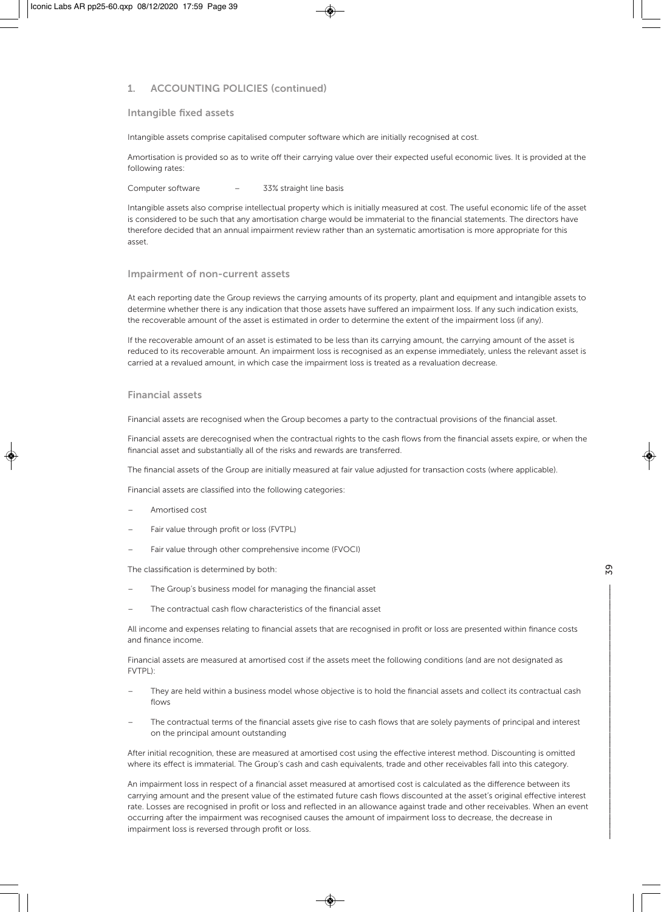## 1. ACCOUNTING POLICIES (continued)

### Intangible fixed assets

Intangible assets comprise capitalised computer software which are initially recognised at cost.

Amortisation is provided so as to write off their carrying value over their expected useful economic lives. It is provided at the following rates:

Computer software – 33% straight line basis

Intangible assets also comprise intellectual property which is initially measured at cost. The useful economic life of the asset is considered to be such that any amortisation charge would be immaterial to the financial statements. The directors have therefore decided that an annual impairment review rather than an systematic amortisation is more appropriate for this asset.

### Impairment of non-current assets

At each reporting date the Group reviews the carrying amounts of its property, plant and equipment and intangible assets to determine whether there is any indication that those assets have suffered an impairment loss. If any such indication exists, the recoverable amount of the asset is estimated in order to determine the extent of the impairment loss (if any).

If the recoverable amount of an asset is estimated to be less than its carrying amount, the carrying amount of the asset is reduced to its recoverable amount. An impairment loss is recognised as an expense immediately, unless the relevant asset is carried at a revalued amount, in which case the impairment loss is treated as a revaluation decrease.

### Financial assets

Financial assets are recognised when the Group becomes a party to the contractual provisions of the financial asset.

Financial assets are derecognised when the contractual rights to the cash flows from the financial assets expire, or when the financial asset and substantially all of the risks and rewards are transferred.

The financial assets of the Group are initially measured at fair value adjusted for transaction costs (where applicable).

Financial assets are classified into the following categories:

- Amortised cost
- Fair value through profit or loss (FVTPL)
- Fair value through other comprehensive income (FVOCI)

The classification is determined by both:

- The Group's business model for managing the financial asset
- The contractual cash flow characteristics of the financial asset

All income and expenses relating to financial assets that are recognised in profit or loss are presented within finance costs and finance income.

Financial assets are measured at amortised cost if the assets meet the following conditions (and are not designated as FVTPL):

- They are held within a business model whose objective is to hold the financial assets and collect its contractual cash flows
- The contractual terms of the financial assets give rise to cash flows that are solely payments of principal and interest on the principal amount outstanding

After initial recognition, these are measured at amortised cost using the effective interest method. Discounting is omitted where its effect is immaterial. The Group's cash and cash equivalents, trade and other receivables fall into this category.

An impairment loss in respect of a financial asset measured at amortised cost is calculated as the difference between its carrying amount and the present value of the estimated future cash flows discounted at the asset's original effective interest rate. Losses are recognised in profit or loss and reflected in an allowance against trade and other receivables. When an event occurring after the impairment was recognised causes the amount of impairment loss to decrease, the decrease in impairment loss is reversed through profit or loss.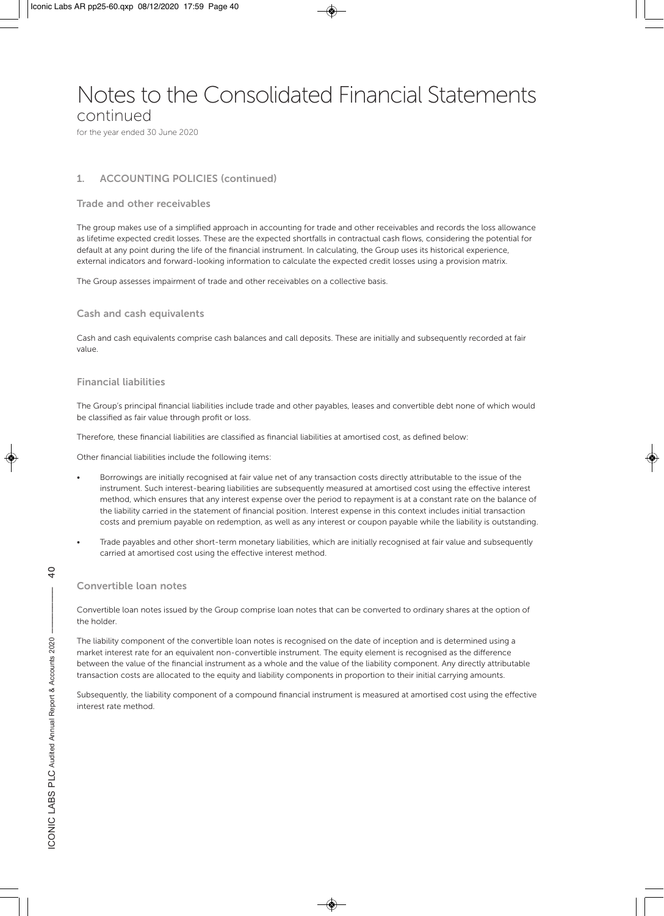# Notes to the Consolidated Financial Statements
continued

for the year ended 30 June 2020

## 1. ACCOUNTING POLICIES (continued)

### Trade and other receivables

The group makes use of a simplified approach in accounting for trade and other receivables and records the loss allowance as lifetime expected credit losses. These are the expected shortfalls in contractual cash flows, considering the potential for default at any point during the life of the financial instrument. In calculating, the Group uses its historical experience, external indicators and forward-looking information to calculate the expected credit losses using a provision matrix.

The Group assesses impairment of trade and other receivables on a collective basis.

### Cash and cash equivalents

Cash and cash equivalents comprise cash balances and call deposits. These are initially and subsequently recorded at fair value.

### Financial liabilities

The Group's principal financial liabilities include trade and other payables, leases and convertible debt none of which would be classified as fair value through profit or loss.

Therefore, these financial liabilities are classified as financial liabilities at amortised cost, as defined below:

Other financial liabilities include the following items:

- Borrowings are initially recognised at fair value net of any transaction costs directly attributable to the issue of the instrument. Such interest-bearing liabilities are subsequently measured at amortised cost using the effective interest method, which ensures that any interest expense over the period to repayment is at a constant rate on the balance of the liability carried in the statement of financial position. Interest expense in this context includes initial transaction costs and premium payable on redemption, as well as any interest or coupon payable while the liability is outstanding.
- Trade payables and other short-term monetary liabilities, which are initially recognised at fair value and subsequently carried at amortised cost using the effective interest method.

### Convertible loan notes

Convertible loan notes issued by the Group comprise loan notes that can be converted to ordinary shares at the option of the holder.

The liability component of the convertible loan notes is recognised on the date of inception and is determined using a market interest rate for an equivalent non-convertible instrument. The equity element is recognised as the difference between the value of the financial instrument as a whole and the value of the liability component. Any directly attributable transaction costs are allocated to the equity and liability components in proportion to their initial carrying amounts.

Subsequently, the liability component of a compound financial instrument is measured at amortised cost using the effective interest rate method.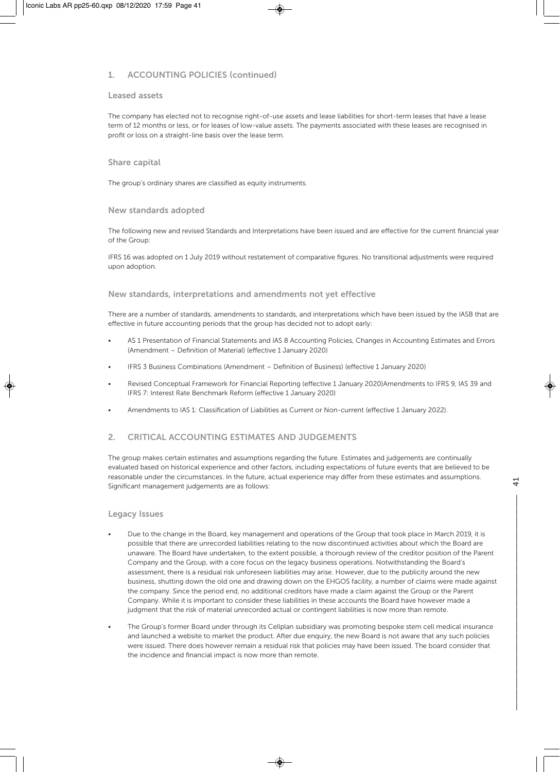## 1. ACCOUNTING POLICIES (continued)

### Leased assets

The company has elected not to recognise right-of-use assets and lease liabilities for short-term leases that have a lease term of 12 months or less, or for leases of low-value assets. The payments associated with these leases are recognised in profit or loss on a straight-line basis over the lease term.

### Share capital

The group's ordinary shares are classified as equity instruments.

### New standards adopted

The following new and revised Standards and Interpretations have been issued and are effective for the current financial year of the Group:

IFRS 16 was adopted on 1 July 2019 without restatement of comparative figures. No transitional adjustments were required upon adoption.

### New standards, interpretations and amendments not yet effective

There are a number of standards, amendments to standards, and interpretations which have been issued by the IASB that are effective in future accounting periods that the group has decided not to adopt early:

- AS 1 Presentation of Financial Statements and IAS 8 Accounting Policies, Changes in Accounting Estimates and Errors (Amendment – Definition of Material) (effective 1 January 2020)
- IFRS 3 Business Combinations (Amendment – Definition of Business) (effective 1 January 2020)
- Revised Conceptual Framework for Financial Reporting (effective 1 January 2020)Amendments to IFRS 9, IAS 39 and IFRS 7: Interest Rate Benchmark Reform (effective 1 January 2020)
- Amendments to IAS 1: Classification of Liabilities as Current or Non-current (effective 1 January 2022).

## 2. CRITICAL ACCOUNTING ESTIMATES AND JUDGEMENTS

The group makes certain estimates and assumptions regarding the future. Estimates and judgements are continually evaluated based on historical experience and other factors, including expectations of future events that are believed to be reasonable under the circumstances. In the future, actual experience may differ from these estimates and assumptions. Significant management judgements are as follows:

### Legacy Issues

- Due to the change in the Board, key management and operations of the Group that took place in March 2019, it is possible that there are unrecorded liabilities relating to the now discontinued activities about which the Board are unaware. The Board have undertaken, to the extent possible, a thorough review of the creditor position of the Parent Company and the Group, with a core focus on the legacy business operations. Notwithstanding the Board's assessment, there is a residual risk unforeseen liabilities may arise. However, due to the publicity around the new business, shutting down the old one and drawing down on the EHGOS facility, a number of claims were made against the company. Since the period end, no additional creditors have made a claim against the Group or the Parent Company. While it is important to consider these liabilities in these accounts the Board have however made a judgment that the risk of material unrecorded actual or contingent liabilities is now more than remote.
- The Group's former Board under through its Cellplan subsidiary was promoting bespoke stem cell medical insurance and launched a website to market the product. After due enquiry, the new Board is not aware that any such policies were issued. There does however remain a residual risk that policies may have been issued. The board consider that the incidence and financial impact is now more than remote.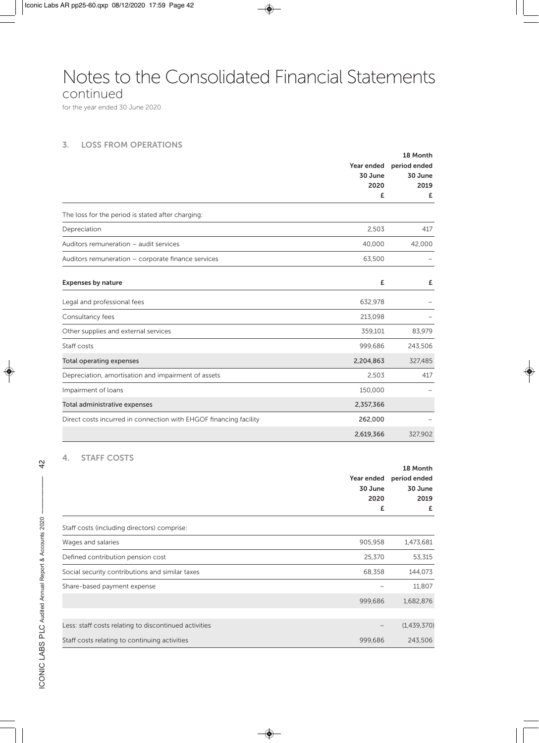# Notes to the Consolidated Financial Statements
continued

for the year ended 30 June 2020

## 3. LOSS FROM OPERATIONS

| | Year ended 30 June 2020 £ | 18 Month period ended 30 June 2019 £ |
|---|---|---|
| The loss for the period is stated after charging: | | |
| Depreciation | 2,503 | 417 |
| Auditors remuneration – audit services | 40,000 | 42,000 |
| Auditors remuneration – corporate finance services | 63,500 | – |
| **Expenses by nature** | **£** | **£** |
| Legal and professional fees | 632,978 | – |
| Consultancy fees | 213,098 | – |
| Other supplies and external services | 359,101 | 83,979 |
| Staff costs | 999,686 | 243,506 |
| Total operating expenses | 2,204,863 | 327,485 |
| Depreciation, amortisation and impairment of assets | 2,503 | 417 |
| Impairment of loans | 150,000 | – |
| Total administrative expenses | 2,357,366 | |
| Direct costs incurred in connection with EHGOF financing facility | 262,000 | – |
| | 2,619,366 | 327,902 |

## 4. STAFF COSTS

| | Year ended 30 June 2020 £ | 18 Month period ended 30 June 2019 £ |
|---|---|---|
| Staff costs (including directors) comprise: | | |
| Wages and salaries | 905,958 | 1,473,681 |
| Defined contribution pension cost | 25,370 | 53,315 |
| Social security contributions and similar taxes | 68,358 | 144,073 |
| Share-based payment expense | – | 11,807 |
| | 999,686 | 1,682,876 |
| Less: staff costs relating to discontinued activities | – | (1,439,370) |
| Staff costs relating to continuing activities | 999,686 | 243,506 |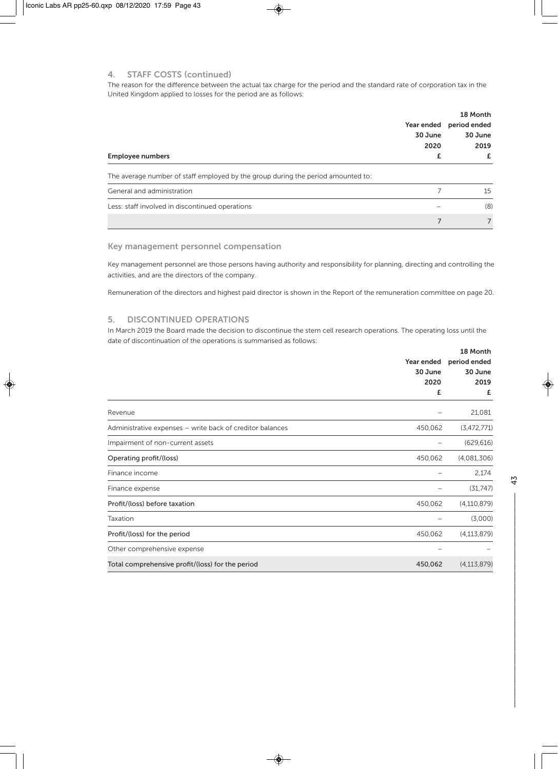## 4. STAFF COSTS (continued)

The reason for the difference between the actual tax charge for the period and the standard rate of corporation tax in the United Kingdom applied to losses for the period are as follows:

| Employee numbers | Year ended 30 June 2020 £ | 18 Month period ended 30 June 2019 £ |
|---|---|---|
| The average number of staff employed by the group during the period amounted to: | | |
| General and administration | 7 | 15 |
| Less: staff involved in discontinued operations | – | (8) |
| | 7 | 7 |

### Key management personnel compensation

Key management personnel are those persons having authority and responsibility for planning, directing and controlling the activities, and are the directors of the company.

Remuneration of the directors and highest paid director is shown in the Report of the remuneration committee on page 20.

## 5. DISCONTINUED OPERATIONS

In March 2019 the Board made the decision to discontinue the stem cell research operations. The operating loss until the date of discontinuation of the operations is summarised as follows:

| | Year ended 30 June 2020 £ | 18 Month period ended 30 June 2019 £ |
|---|---|---|
| Revenue | – | 21,081 |
| Administrative expenses – write back of creditor balances | 450,062 | (3,472,771) |
| Impairment of non-current assets | – | (629,616) |
| Operating profit/(loss) | 450,062 | (4,081,306) |
| Finance income | – | 2,174 |
| Finance expense | – | (31,747) |
| Profit/(loss) before taxation | 450,062 | (4,110,879) |
| Taxation | – | (3,000) |
| Profit/(loss) for the period | 450,062 | (4,113,879) |
| Other comprehensive expense | – | – |
| **Total comprehensive profit/(loss) for the period** | **450,062** | **(4,113,879)** |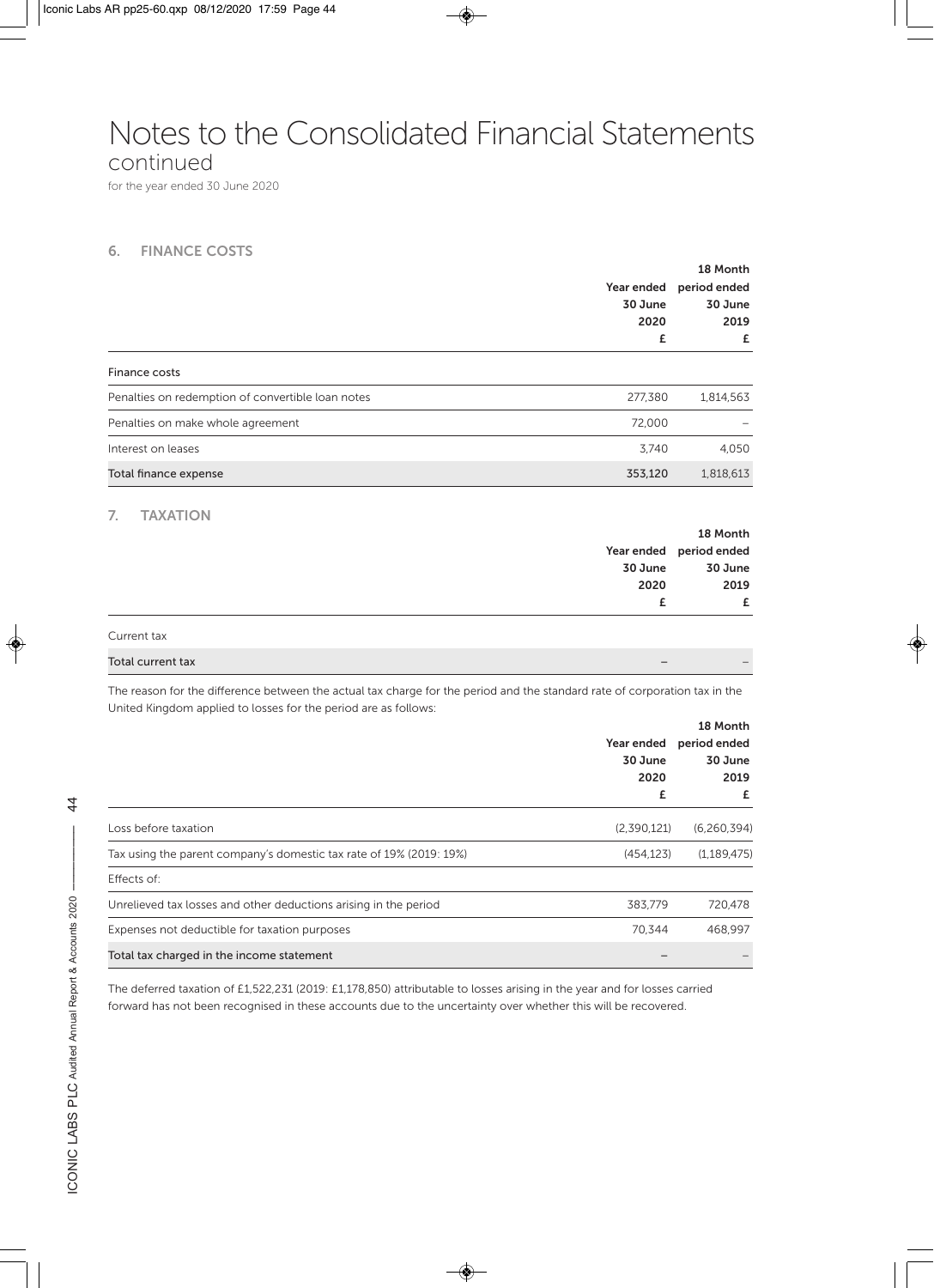# Notes to the Consolidated Financial Statements continued

for the year ended 30 June 2020

## 6. FINANCE COSTS

| | Year ended 30 June 2020 £ | 18 Month period ended 30 June 2019 £ |
|---|---|---|
| **Finance costs** | | |
| Penalties on redemption of convertible loan notes | 277,380 | 1,814,563 |
| Penalties on make whole agreement | 72,000 | – |
| Interest on leases | 3,740 | 4,050 |
| Total finance expense | 353,120 | 1,818,613 |

## 7. TAXATION

| | Year ended 30 June 2020 £ | 18 Month period ended 30 June 2019 £ |
|---|---|---|
| Current tax | | |
| Total current tax | – | – |

The reason for the difference between the actual tax charge for the period and the standard rate of corporation tax in the United Kingdom applied to losses for the period are as follows:

| | Year ended 30 June 2020 £ | 18 Month period ended 30 June 2019 £ |
|---|---|---|
| Loss before taxation | (2,390,121) | (6,260,394) |
| Tax using the parent company's domestic tax rate of 19% (2019: 19%) | (454,123) | (1,189,475) |
| Effects of: | | |
| Unrelieved tax losses and other deductions arising in the period | 383,779 | 720,478 |
| Expenses not deductible for taxation purposes | 70,344 | 468,997 |
| Total tax charged in the income statement | – | – |

The deferred taxation of £1,522,231 (2019: £1,178,850) attributable to losses arising in the year and for losses carried forward has not been recognised in these accounts due to the uncertainty over whether this will be recovered.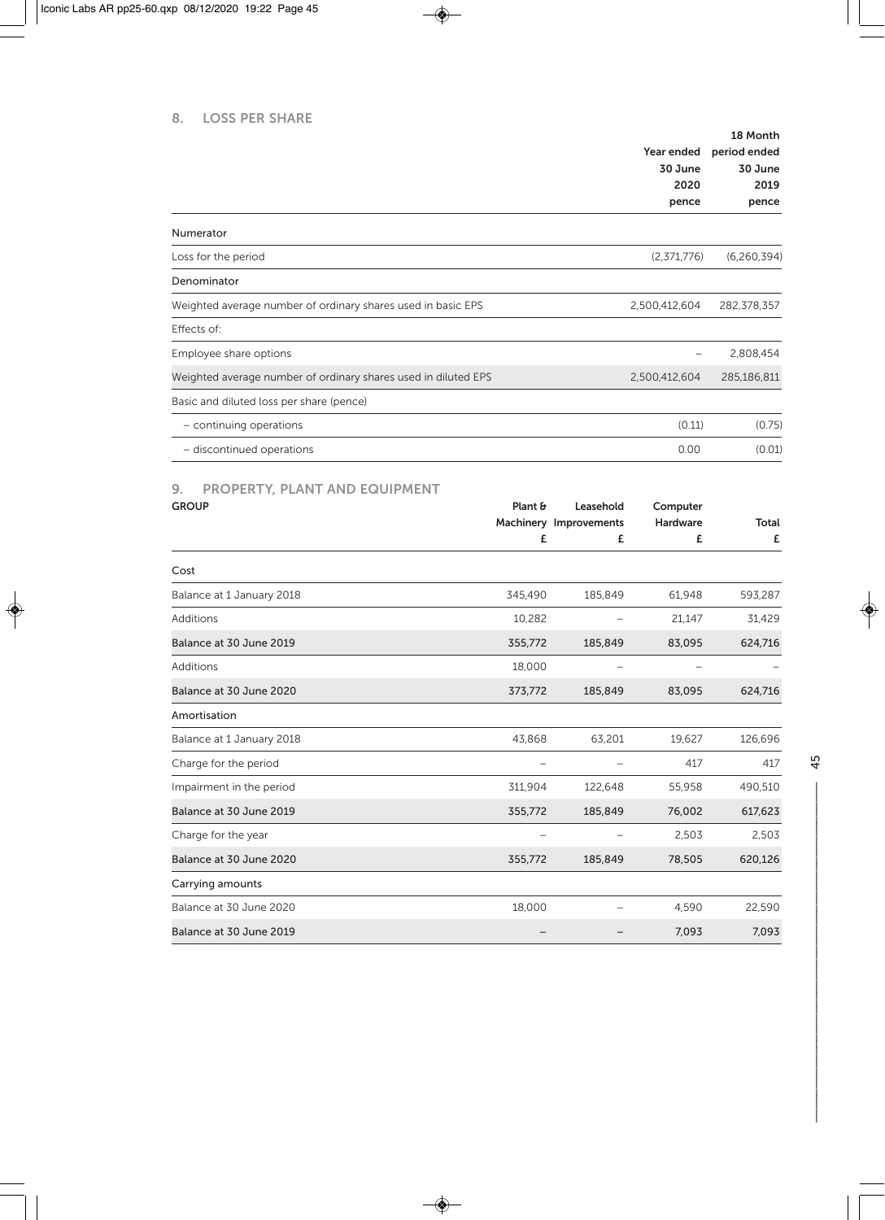## 8. LOSS PER SHARE

| | Year ended 30 June 2020 pence | 18 Month period ended 30 June 2019 pence |
|---|---|---|
| **Numerator** | | |
| Loss for the period | (2,371,776) | (6,260,394) |
| **Denominator** | | |
| Weighted average number of ordinary shares used in basic EPS | 2,500,412,604 | 282,378,357 |
| Effects of: | | |
| Employee share options | – | 2,808,454 |
| Weighted average number of ordinary shares used in diluted EPS | 2,500,412,604 | 285,186,811 |
| Basic and diluted loss per share (pence) | | |
| – continuing operations | (0.11) | (0.75) |
| – discontinued operations | 0.00 | (0.01) |

## 9. PROPERTY, PLANT AND EQUIPMENT

**GROUP**

| | Plant & Machinery £ | Leasehold Improvements £ | Computer Hardware £ | Total £ |
|---|---|---|---|---|
| **Cost** | | | | |
| Balance at 1 January 2018 | 345,490 | 185,849 | 61,948 | 593,287 |
| Additions | 10,282 | – | 21,147 | 31,429 |
| **Balance at 30 June 2019** | 355,772 | 185,849 | 83,095 | 624,716 |
| Additions | 18,000 | – | – | – |
| **Balance at 30 June 2020** | 373,772 | 185,849 | 83,095 | 624,716 |
| **Amortisation** | | | | |
| Balance at 1 January 2018 | 43,868 | 63,201 | 19,627 | 126,696 |
| Charge for the period | – | – | 417 | 417 |
| Impairment in the period | 311,904 | 122,648 | 55,958 | 490,510 |
| **Balance at 30 June 2019** | 355,772 | 185,849 | 76,002 | 617,623 |
| Charge for the year | – | – | 2,503 | 2,503 |
| **Balance at 30 June 2020** | 355,772 | 185,849 | 78,505 | 620,126 |
| **Carrying amounts** | | | | |
| Balance at 30 June 2020 | 18,000 | – | 4,590 | 22,590 |
| **Balance at 30 June 2019** | – | – | 7,093 | 7,093 |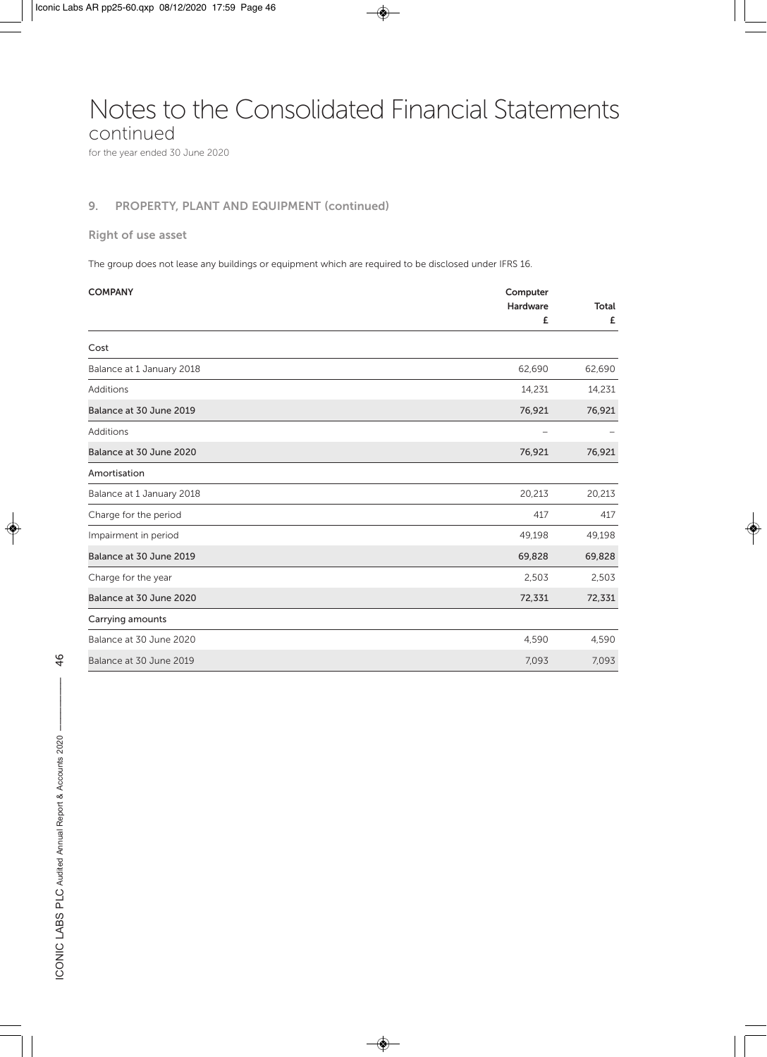# Notes to the Consolidated Financial Statements
continued

for the year ended 30 June 2020

## 9. PROPERTY, PLANT AND EQUIPMENT (continued)

### Right of use asset

The group does not lease any buildings or equipment which are required to be disclosed under IFRS 16.

| COMPANY | Computer Hardware £ | Total £ |
|---|---|---|
| Cost | | |
| Balance at 1 January 2018 | 62,690 | 62,690 |
| Additions | 14,231 | 14,231 |
| **Balance at 30 June 2019** | **76,921** | **76,921** |
| Additions | – | – |
| **Balance at 30 June 2020** | **76,921** | **76,921** |
| Amortisation | | |
| Balance at 1 January 2018 | 20,213 | 20,213 |
| Charge for the period | 417 | 417 |
| Impairment in period | 49,198 | 49,198 |
| **Balance at 30 June 2019** | **69,828** | **69,828** |
| Charge for the year | 2,503 | 2,503 |
| **Balance at 30 June 2020** | **72,331** | **72,331** |
| Carrying amounts | | |
| Balance at 30 June 2020 | 4,590 | 4,590 |
| Balance at 30 June 2019 | 7,093 | 7,093 |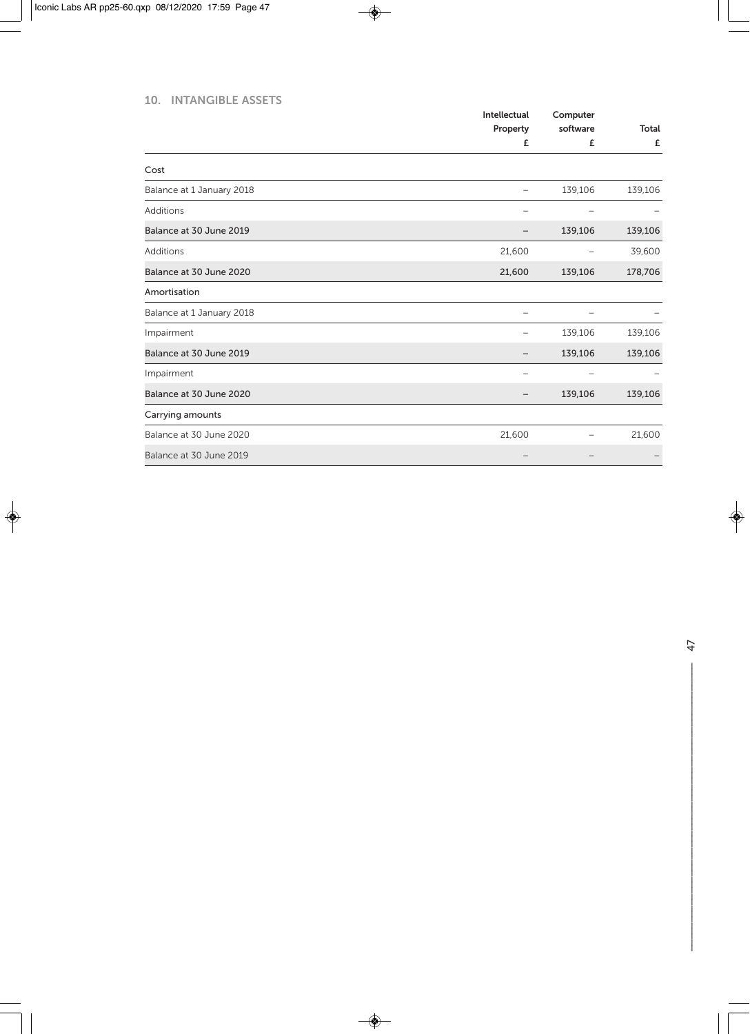## 10. INTANGIBLE ASSETS

| | Intellectual Property £ | Computer software £ | Total £ |
|---|---|---|---|
| **Cost** | | | |
| Balance at 1 January 2018 | – | 139,106 | 139,106 |
| Additions | – | – | – |
| **Balance at 30 June 2019** | – | 139,106 | 139,106 |
| Additions | 21,600 | – | 39,600 |
| **Balance at 30 June 2020** | 21,600 | 139,106 | 178,706 |
| **Amortisation** | | | |
| Balance at 1 January 2018 | – | – | – |
| Impairment | – | 139,106 | 139,106 |
| **Balance at 30 June 2019** | – | 139,106 | 139,106 |
| Impairment | – | – | – |
| **Balance at 30 June 2020** | – | 139,106 | 139,106 |
| **Carrying amounts** | | | |
| Balance at 30 June 2020 | 21,600 | – | 21,600 |
| Balance at 30 June 2019 | – | – | – |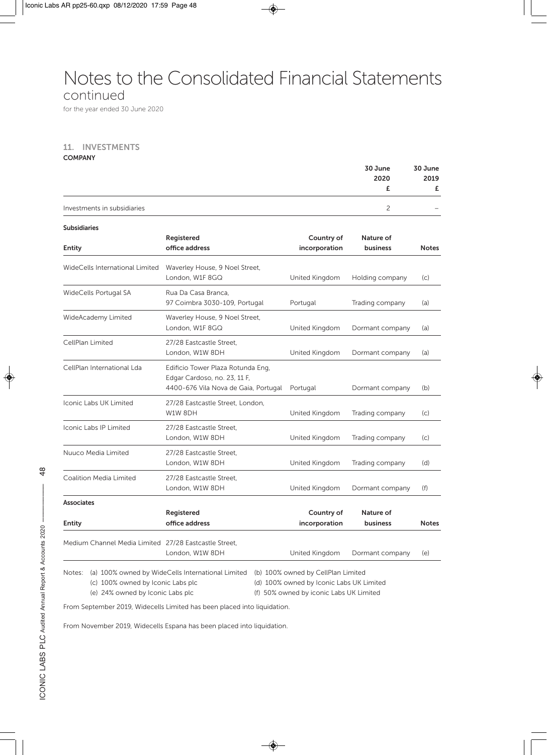# Notes to the Consolidated Financial Statements
continued

for the year ended 30 June 2020

## 11. INVESTMENTS

**COMPANY**

| | 30 June 2020 £ | 30 June 2019 £ |
|---|---|---|
| Investments in subsidiaries | 2 | – |

**Subsidiaries**

| Entity | Registered office address | Country of incorporation | Nature of business | Notes |
|---|---|---|---|---|
| WideCells International Limited | Waverley House, 9 Noel Street, London, W1F 8GQ | United Kingdom | Holding company | (c) |
| WideCells Portugal SA | Rua Da Casa Branca, 97 Coimbra 3030-109, Portugal | Portugal | Trading company | (a) |
| WideAcademy Limited | Waverley House, 9 Noel Street, London, W1F 8GQ | United Kingdom | Dormant company | (a) |
| CellPlan Limited | 27/28 Eastcastle Street, London, W1W 8DH | United Kingdom | Dormant company | (a) |
| CellPlan International Lda | Edificio Tower Plaza Rotunda Eng, Edgar Cardoso, no. 23, 11 F, 4400-676 Vila Nova de Gaia, Portugal | Portugal | Dormant company | (b) |
| Iconic Labs UK Limited | 27/28 Eastcastle Street, London, W1W 8DH | United Kingdom | Trading company | (c) |
| Iconic Labs IP Limited | 27/28 Eastcastle Street, London, W1W 8DH | United Kingdom | Trading company | (c) |
| Nuuco Media Limited | 27/28 Eastcastle Street, London, W1W 8DH | United Kingdom | Trading company | (d) |
| Coalition Media Limited | 27/28 Eastcastle Street, London, W1W 8DH | United Kingdom | Dormant company | (f) |

**Associates**

| Entity | Registered office address | Country of incorporation | Nature of business | Notes |
|---|---|---|---|---|
| Medium Channel Media Limited | 27/28 Eastcastle Street, London, W1W 8DH | United Kingdom | Dormant company | (e) |

Notes:
(a) 100% owned by WideCells International Limited
(b) 100% owned by CellPlan Limited
(c) 100% owned by Iconic Labs plc
(d) 100% owned by Iconic Labs UK Limited
(e) 24% owned by Iconic Labs plc
(f) 50% owned by iconic Labs UK Limited

From September 2019, Widecells Limited has been placed into liquidation.

From November 2019, Widecells Espana has been placed into liquidation.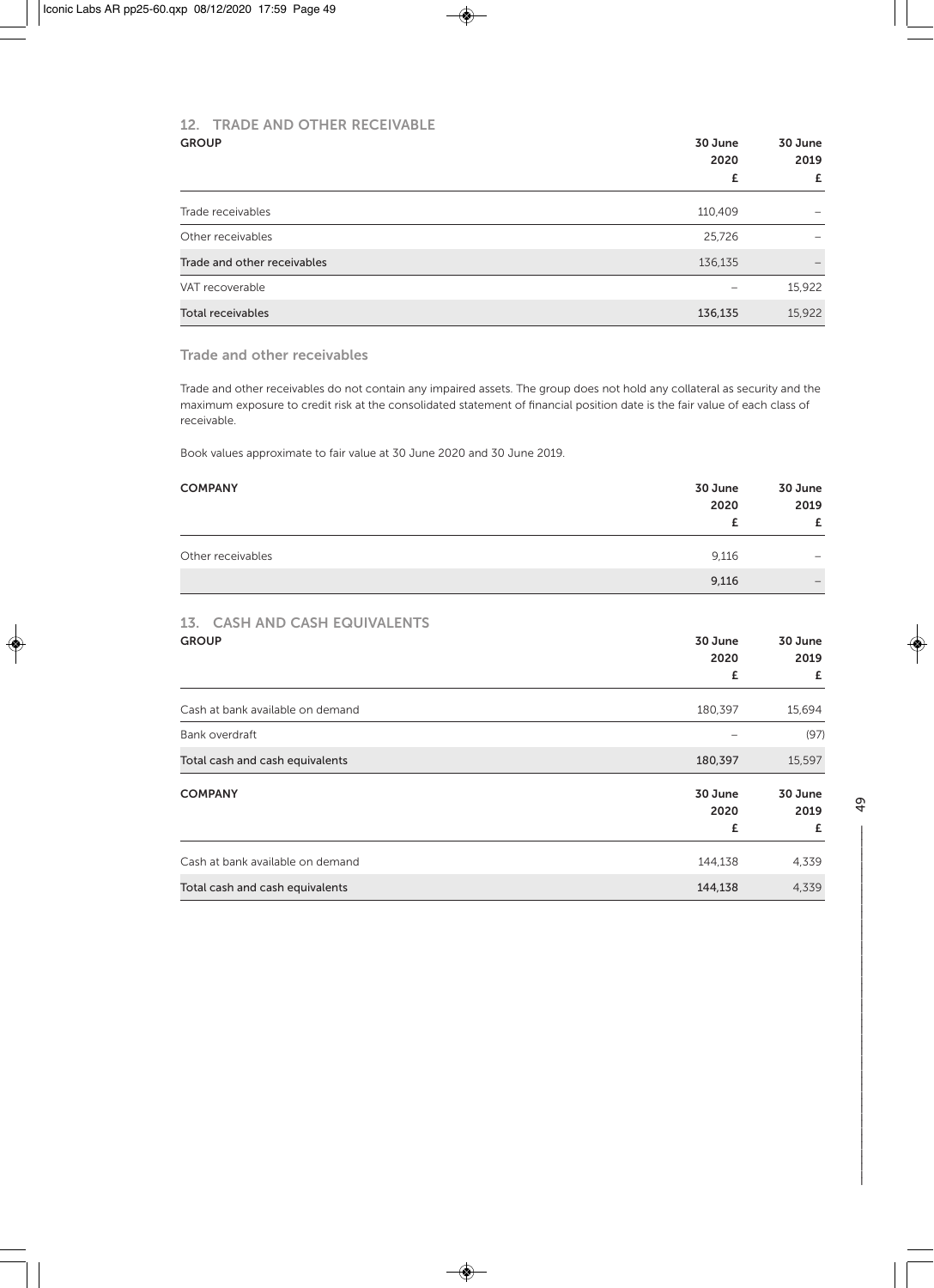## 12. TRADE AND OTHER RECEIVABLE

**GROUP**

| | 30 June 2020 £ | 30 June 2019 £ |
|---|---|---|
| Trade receivables | 110,409 | – |
| Other receivables | 25,726 | – |
| Trade and other receivables | 136,135 | – |
| VAT recoverable | – | 15,922 |
| Total receivables | 136,135 | 15,922 |

### Trade and other receivables

Trade and other receivables do not contain any impaired assets. The group does not hold any collateral as security and the maximum exposure to credit risk at the consolidated statement of financial position date is the fair value of each class of receivable.

Book values approximate to fair value at 30 June 2020 and 30 June 2019.

**COMPANY**

| | 30 June 2020 £ | 30 June 2019 £ |
|---|---|---|
| Other receivables | 9,116 | – |
| | 9,116 | – |

## 13. CASH AND CASH EQUIVALENTS

**GROUP**

| | 30 June 2020 £ | 30 June 2019 £ |
|---|---|---|
| Cash at bank available on demand | 180,397 | 15,694 |
| Bank overdraft | – | (97) |
| Total cash and cash equivalents | 180,397 | 15,597 |

**COMPANY**

| | 30 June 2020 £ | 30 June 2019 £ |
|---|---|---|
| Cash at bank available on demand | 144,138 | 4,339 |
| Total cash and cash equivalents | 144,138 | 4,339 |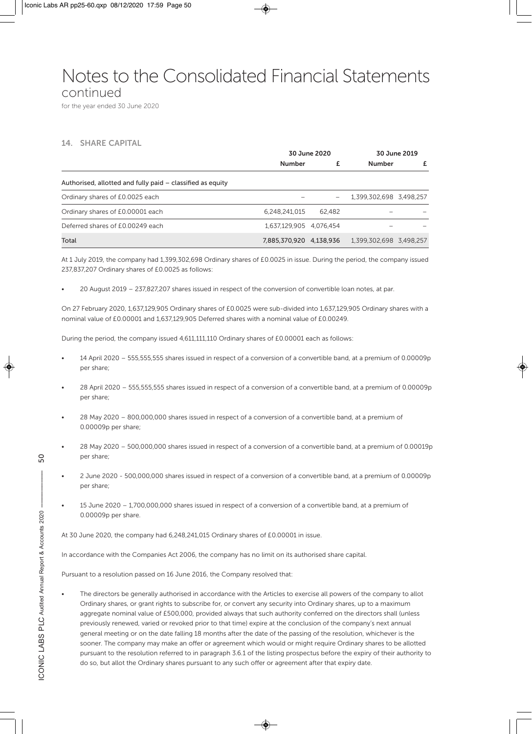# Notes to the Consolidated Financial Statements continued

for the year ended 30 June 2020

## 14. SHARE CAPITAL

| | 30 June 2020 | | 30 June 2019 | |
|---|---|---|---|---|
| | Number | £ | Number | £ |
| Authorised, allotted and fully paid – classified as equity | | | | |
| Ordinary shares of £0.0025 each | – | – | 1,399,302,698 | 3,498,257 |
| Ordinary shares of £0.00001 each | 6,248,241,015 | 62,482 | – | – |
| Deferred shares of £0.00249 each | 1,637,129,905 | 4,076,454 | – | – |
| Total | 7,885,370,920 | 4,138,936 | 1,399,302,698 | 3,498,257 |

At 1 July 2019, the company had 1,399,302,698 Ordinary shares of £0.0025 in issue. During the period, the company issued 237,837,207 Ordinary shares of £0.0025 as follows:

- 20 August 2019 – 237,827,207 shares issued in respect of the conversion of convertible loan notes, at par.

On 27 February 2020, 1,637,129,905 Ordinary shares of £0.0025 were sub-divided into 1,637,129,905 Ordinary shares with a nominal value of £0.00001 and 1,637,129,905 Deferred shares with a nominal value of £0.00249.

During the period, the company issued 4,611,111,110 Ordinary shares of £0.00001 each as follows:

- 14 April 2020 – 555,555,555 shares issued in respect of a conversion of a convertible band, at a premium of 0.00009p per share;
- 28 April 2020 – 555,555,555 shares issued in respect of a conversion of a convertible band, at a premium of 0.00009p per share;
- 28 May 2020 – 800,000,000 shares issued in respect of a conversion of a convertible band, at a premium of 0.00009p per share;
- 28 May 2020 – 500,000,000 shares issued in respect of a conversion of a convertible band, at a premium of 0.00019p per share;
- 2 June 2020 - 500,000,000 shares issued in respect of a conversion of a convertible band, at a premium of 0.00009p per share;
- 15 June 2020 – 1,700,000,000 shares issued in respect of a conversion of a convertible band, at a premium of 0.00009p per share.

At 30 June 2020, the company had 6,248,241,015 Ordinary shares of £0.00001 in issue.

In accordance with the Companies Act 2006, the company has no limit on its authorised share capital.

Pursuant to a resolution passed on 16 June 2016, the Company resolved that:

- The directors be generally authorised in accordance with the Articles to exercise all powers of the company to allot Ordinary shares, or grant rights to subscribe for, or convert any security into Ordinary shares, up to a maximum aggregate nominal value of £500,000, provided always that such authority conferred on the directors shall (unless previously renewed, varied or revoked prior to that time) expire at the conclusion of the company's next annual general meeting or on the date falling 18 months after the date of the passing of the resolution, whichever is the sooner. The company may make an offer or agreement which would or might require Ordinary shares to be allotted pursuant to the resolution referred to in paragraph 3.6.1 of the listing prospectus before the expiry of their authority to do so, but allot the Ordinary shares pursuant to any such offer or agreement after that expiry date.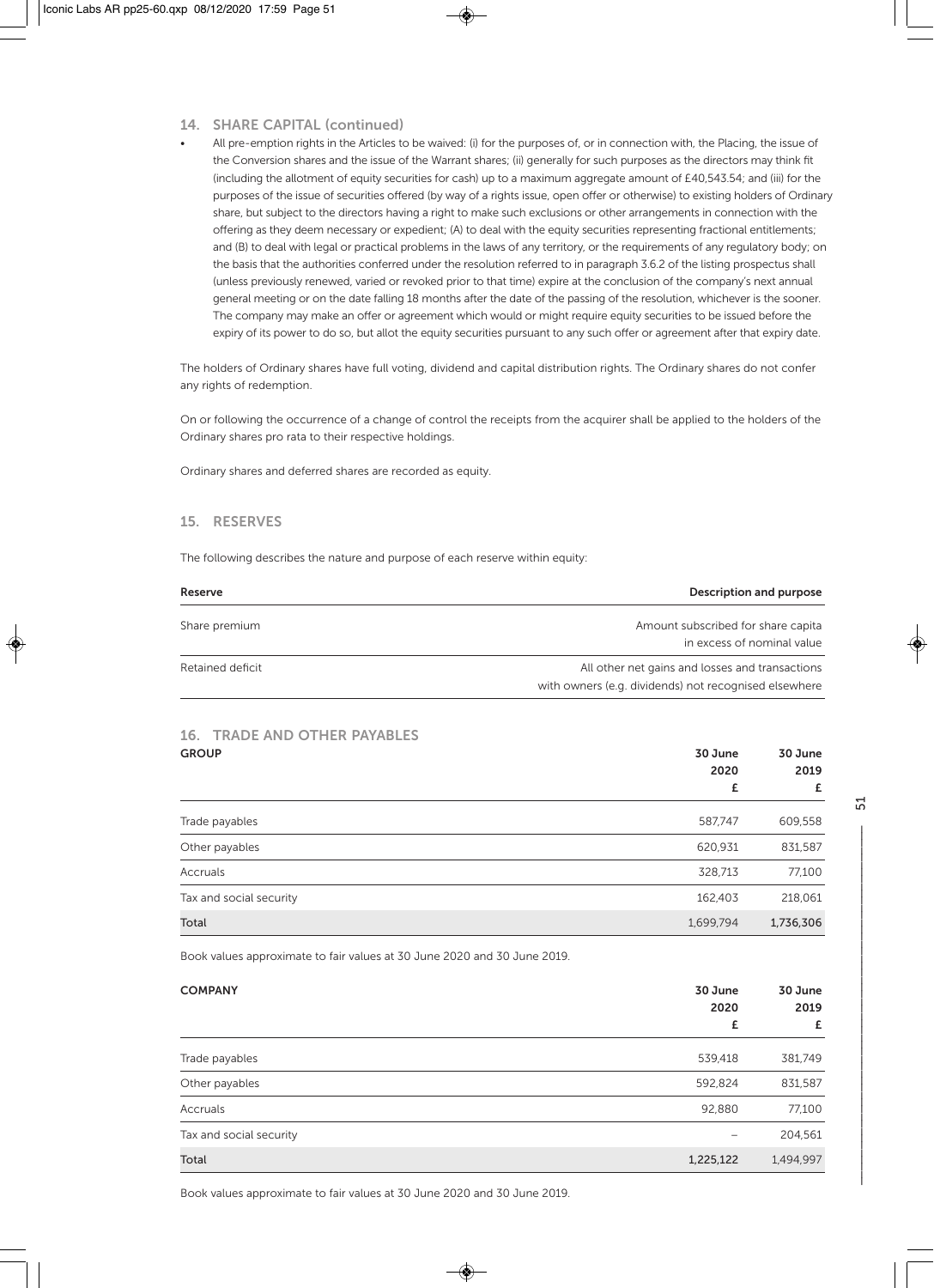## 14. SHARE CAPITAL (continued)

- All pre-emption rights in the Articles to be waived: (i) for the purposes of, or in connection with, the Placing, the issue of the Conversion shares and the issue of the Warrant shares; (ii) generally for such purposes as the directors may think fit (including the allotment of equity securities for cash) up to a maximum aggregate amount of £40,543.54; and (iii) for the purposes of the issue of securities offered (by way of a rights issue, open offer or otherwise) to existing holders of Ordinary share, but subject to the directors having a right to make such exclusions or other arrangements in connection with the offering as they deem necessary or expedient; (A) to deal with the equity securities representing fractional entitlements; and (B) to deal with legal or practical problems in the laws of any territory, or the requirements of any regulatory body; on the basis that the authorities conferred under the resolution referred to in paragraph 3.6.2 of the listing prospectus shall (unless previously renewed, varied or revoked prior to that time) expire at the conclusion of the company's next annual general meeting or on the date falling 18 months after the date of the passing of the resolution, whichever is the sooner. The company may make an offer or agreement which would or might require equity securities to be issued before the expiry of its power to do so, but allot the equity securities pursuant to any such offer or agreement after that expiry date.

The holders of Ordinary shares have full voting, dividend and capital distribution rights. The Ordinary shares do not confer any rights of redemption.

On or following the occurrence of a change of control the receipts from the acquirer shall be applied to the holders of the Ordinary shares pro rata to their respective holdings.

Ordinary shares and deferred shares are recorded as equity.

## 15. RESERVES

The following describes the nature and purpose of each reserve within equity:

| Reserve | Description and purpose |
|---|---|
| Share premium | Amount subscribed for share capita in excess of nominal value |
| Retained deficit | All other net gains and losses and transactions with owners (e.g. dividends) not recognised elsewhere |

## 16. TRADE AND OTHER PAYABLES

| GROUP | 30 June 2020 £ | 30 June 2019 £ |
|---|---|---|
| Trade payables | 587,747 | 609,558 |
| Other payables | 620,931 | 831,587 |
| Accruals | 328,713 | 77,100 |
| Tax and social security | 162,403 | 218,061 |
| Total | 1,699,794 | 1,736,306 |

Book values approximate to fair values at 30 June 2020 and 30 June 2019.

| COMPANY | 30 June 2020 £ | 30 June 2019 £ |
|---|---|---|
| Trade payables | 539,418 | 381,749 |
| Other payables | 592,824 | 831,587 |
| Accruals | 92,880 | 77,100 |
| Tax and social security | – | 204,561 |
| Total | 1,225,122 | 1,494,997 |

Book values approximate to fair values at 30 June 2020 and 30 June 2019.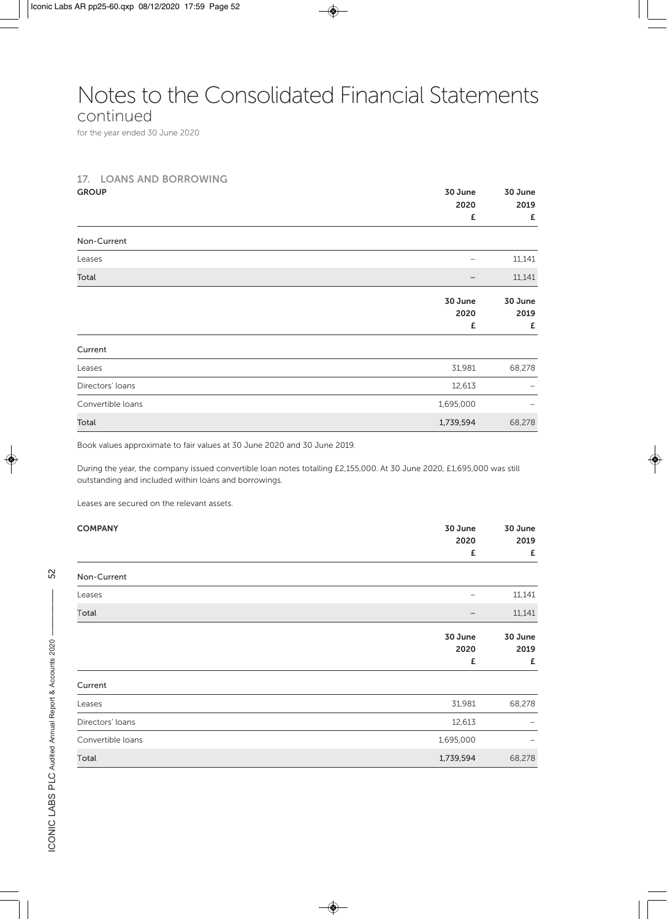# Notes to the Consolidated Financial Statements
continued

for the year ended 30 June 2020

## 17. LOANS AND BORROWING

**GROUP**

| | 30 June 2020 £ | 30 June 2019 £ |
|---|---|---|
| Non-Current | | |
| Leases | – | 11,141 |
| **Total** | **–** | **11,141** |

| | 30 June 2020 £ | 30 June 2019 £ |
|---|---|---|
| Current | | |
| Leases | 31,981 | 68,278 |
| Directors' loans | 12,613 | – |
| Convertible loans | 1,695,000 | – |
| **Total** | **1,739,594** | **68,278** |

Book values approximate to fair values at 30 June 2020 and 30 June 2019.

During the year, the company issued convertible loan notes totalling £2,155,000. At 30 June 2020, £1,695,000 was still outstanding and included within loans and borrowings.

Leases are secured on the relevant assets.

**COMPANY**

| | 30 June 2020 £ | 30 June 2019 £ |
|---|---|---|
| Non-Current | | |
| Leases | – | 11,141 |
| **Total** | **–** | **11,141** |

| | 30 June 2020 £ | 30 June 2019 £ |
|---|---|---|
| Current | | |
| Leases | 31,981 | 68,278 |
| Directors' loans | 12,613 | – |
| Convertible loans | 1,695,000 | – |
| **Total** | **1,739,594** | **68,278** |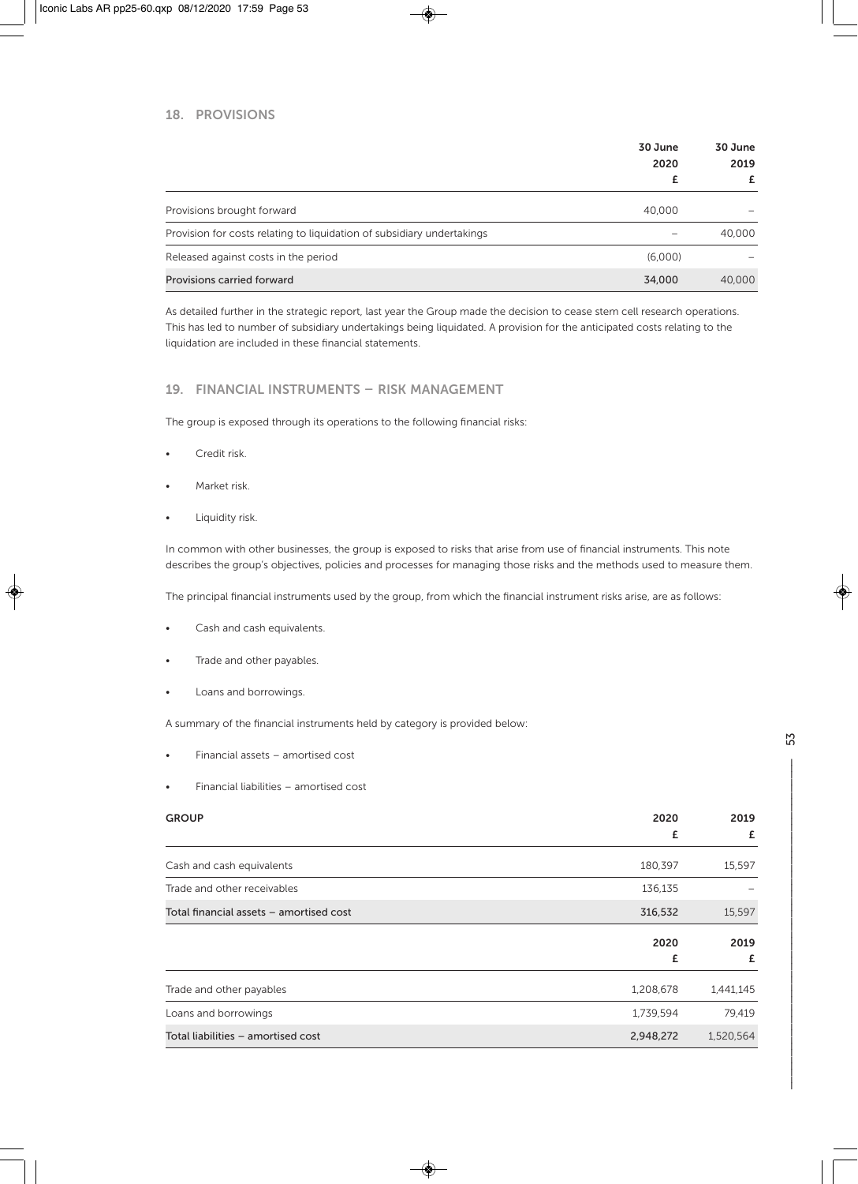## 18. PROVISIONS

| | 30 June 2020 £ | 30 June 2019 £ |
|---|---|---|
| Provisions brought forward | 40,000 | – |
| Provision for costs relating to liquidation of subsidiary undertakings | – | 40,000 |
| Released against costs in the period | (6,000) | – |
| Provisions carried forward | 34,000 | 40,000 |

As detailed further in the strategic report, last year the Group made the decision to cease stem cell research operations. This has led to number of subsidiary undertakings being liquidated. A provision for the anticipated costs relating to the liquidation are included in these financial statements.

## 19. FINANCIAL INSTRUMENTS – RISK MANAGEMENT

The group is exposed through its operations to the following financial risks:

- Credit risk.
- Market risk.
- Liquidity risk.

In common with other businesses, the group is exposed to risks that arise from use of financial instruments. This note describes the group's objectives, policies and processes for managing those risks and the methods used to measure them.

The principal financial instruments used by the group, from which the financial instrument risks arise, are as follows:

- Cash and cash equivalents.
- Trade and other payables.
- Loans and borrowings.

A summary of the financial instruments held by category is provided below:

- Financial assets – amortised cost
- Financial liabilities – amortised cost

| GROUP | 2020 £ | 2019 £ |
|---|---|---|
| Cash and cash equivalents | 180,397 | 15,597 |
| Trade and other receivables | 136,135 | – |
| Total financial assets – amortised cost | 316,532 | 15,597 |

| | 2020 £ | 2019 £ |
|---|---|---|
| Trade and other payables | 1,208,678 | 1,441,145 |
| Loans and borrowings | 1,739,594 | 79,419 |
| Total liabilities – amortised cost | 2,948,272 | 1,520,564 |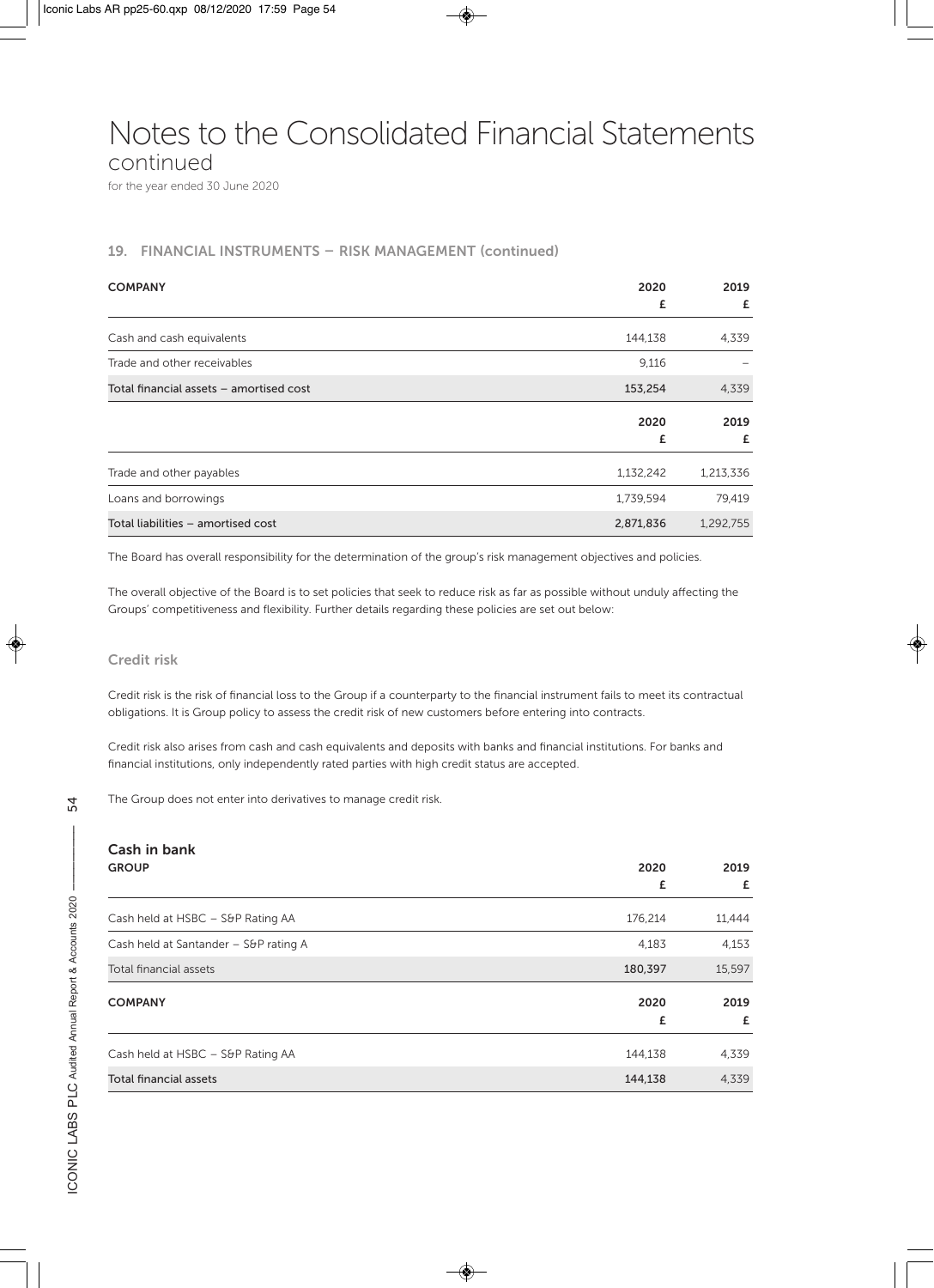# Notes to the Consolidated Financial Statements

continued

for the year ended 30 June 2020

## 19. FINANCIAL INSTRUMENTS – RISK MANAGEMENT (continued)

| COMPANY | 2020 £ | 2019 £ |
|---|---|---|
| Cash and cash equivalents | 144,138 | 4,339 |
| Trade and other receivables | 9,116 | – |
| Total financial assets – amortised cost | 153,254 | 4,339 |

| | 2020 £ | 2019 £ |
|---|---|---|
| Trade and other payables | 1,132,242 | 1,213,336 |
| Loans and borrowings | 1,739,594 | 79,419 |
| Total liabilities – amortised cost | 2,871,836 | 1,292,755 |

The Board has overall responsibility for the determination of the group's risk management objectives and policies.

The overall objective of the Board is to set policies that seek to reduce risk as far as possible without unduly affecting the Groups' competitiveness and flexibility. Further details regarding these policies are set out below:

### Credit risk

Credit risk is the risk of financial loss to the Group if a counterparty to the financial instrument fails to meet its contractual obligations. It is Group policy to assess the credit risk of new customers before entering into contracts.

Credit risk also arises from cash and cash equivalents and deposits with banks and financial institutions. For banks and financial institutions, only independently rated parties with high credit status are accepted.

The Group does not enter into derivatives to manage credit risk.

### Cash in bank

| GROUP | 2020 £ | 2019 £ |
|---|---|---|
| Cash held at HSBC – S&P Rating AA | 176,214 | 11,444 |
| Cash held at Santander – S&P rating A | 4,183 | 4,153 |
| Total financial assets | 180,397 | 15,597 |

| COMPANY | 2020 £ | 2019 £ |
|---|---|---|
| Cash held at HSBC – S&P Rating AA | 144,138 | 4,339 |
| Total financial assets | 144,138 | 4,339 |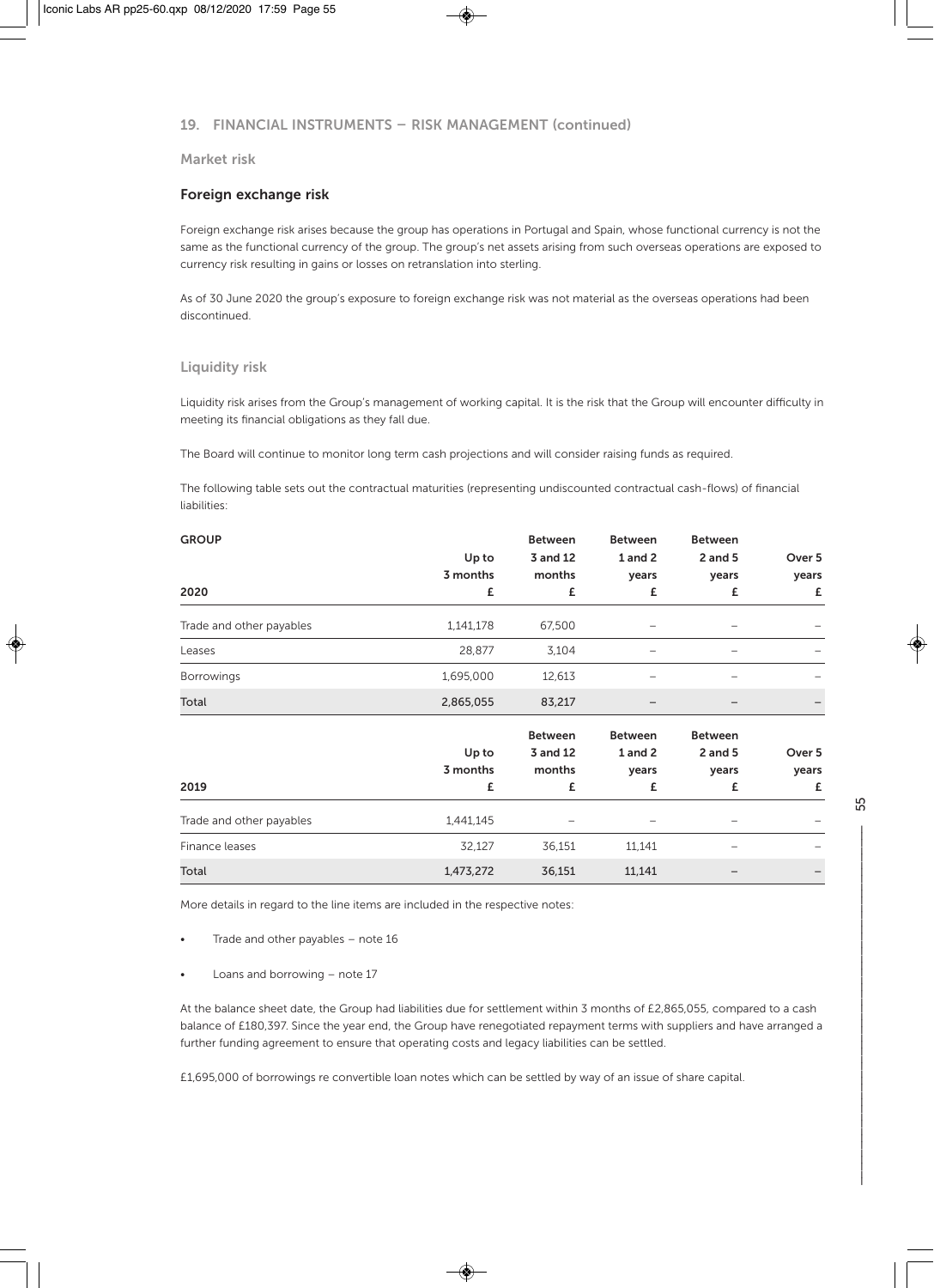## 19. FINANCIAL INSTRUMENTS – RISK MANAGEMENT (continued)

### Market risk

### Foreign exchange risk

Foreign exchange risk arises because the group has operations in Portugal and Spain, whose functional currency is not the same as the functional currency of the group. The group's net assets arising from such overseas operations are exposed to currency risk resulting in gains or losses on retranslation into sterling.

As of 30 June 2020 the group's exposure to foreign exchange risk was not material as the overseas operations had been discontinued.

### Liquidity risk

Liquidity risk arises from the Group's management of working capital. It is the risk that the Group will encounter difficulty in meeting its financial obligations as they fall due.

The Board will continue to monitor long term cash projections and will consider raising funds as required.

The following table sets out the contractual maturities (representing undiscounted contractual cash-flows) of financial liabilities:

| GROUP<br>2020 | Up to 3 months £ | Between 3 and 12 months £ | Between 1 and 2 years £ | Between 2 and 5 years £ | Over 5 years £ |
|---|---|---|---|---|---|
| Trade and other payables | 1,141,178 | 67,500 | – | – | – |
| Leases | 28,877 | 3,104 | – | – | – |
| Borrowings | 1,695,000 | 12,613 | – | – | – |
| Total | 2,865,055 | 83,217 | – | – | – |

| 2019 | Up to 3 months £ | Between 3 and 12 months £ | Between 1 and 2 years £ | Between 2 and 5 years £ | Over 5 years £ |
|---|---|---|---|---|---|
| Trade and other payables | 1,441,145 | – | – | – | – |
| Finance leases | 32,127 | 36,151 | 11,141 | – | – |
| Total | 1,473,272 | 36,151 | 11,141 | – | – |

More details in regard to the line items are included in the respective notes:

- Trade and other payables – note 16
- Loans and borrowing – note 17

At the balance sheet date, the Group had liabilities due for settlement within 3 months of £2,865,055, compared to a cash balance of £180,397. Since the year end, the Group have renegotiated repayment terms with suppliers and have arranged a further funding agreement to ensure that operating costs and legacy liabilities can be settled.

£1,695,000 of borrowings re convertible loan notes which can be settled by way of an issue of share capital.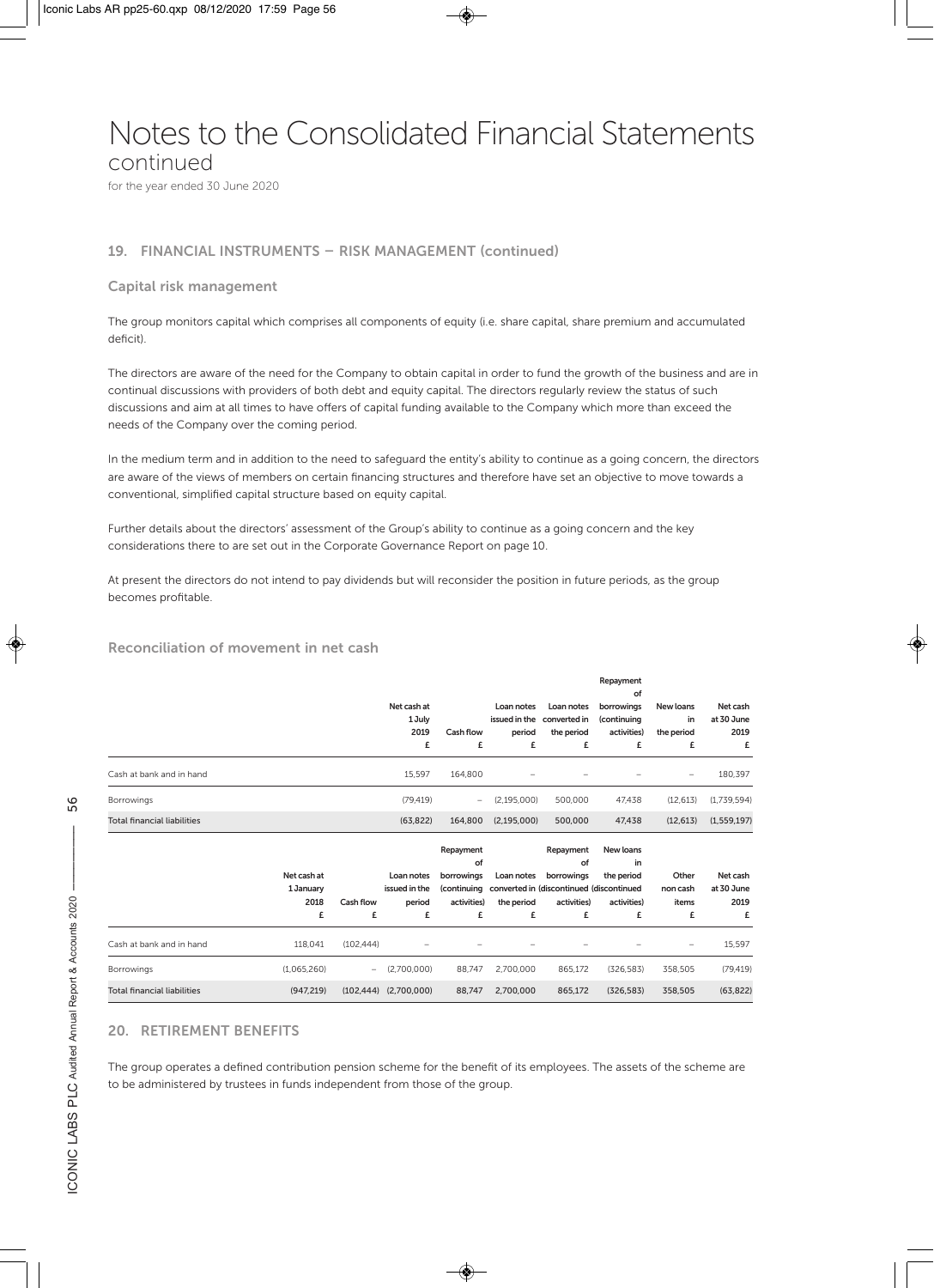# Notes to the Consolidated Financial Statements
continued

for the year ended 30 June 2020

## 19. FINANCIAL INSTRUMENTS – RISK MANAGEMENT (continued)

### Capital risk management

The group monitors capital which comprises all components of equity (i.e. share capital, share premium and accumulated deficit).

The directors are aware of the need for the Company to obtain capital in order to fund the growth of the business and are in continual discussions with providers of both debt and equity capital. The directors regularly review the status of such discussions and aim at all times to have offers of capital funding available to the Company which more than exceed the needs of the Company over the coming period.

In the medium term and in addition to the need to safeguard the entity's ability to continue as a going concern, the directors are aware of the views of members on certain financing structures and therefore have set an objective to move towards a conventional, simplified capital structure based on equity capital.

Further details about the directors' assessment of the Group's ability to continue as a going concern and the key considerations there to are set out in the Corporate Governance Report on page 10.

At present the directors do not intend to pay dividends but will reconsider the position in future periods, as the group becomes profitable.

### Reconciliation of movement in net cash

| | Net cash at 1 July 2019 £ | Cash flow £ | Loan notes issued in the period £ | Loan notes converted in the period £ | Repayment of borrowings (continuing activities) £ | New loans in the period £ | Net cash at 30 June 2019 £ |
|---|---|---|---|---|---|---|---|
| Cash at bank and in hand | 15,597 | 164,800 | – | – | – | – | 180,397 |
| Borrowings | (79,419) | – | (2,195,000) | 500,000 | 47,438 | (12,613) | (1,739,594) |
| **Total financial liabilities** | **(63,822)** | **164,800** | **(2,195,000)** | **500,000** | **47,438** | **(12,613)** | **(1,559,197)** |

| | Net cash at 1 January 2018 £ | Cash flow £ | Loan notes issued in the period £ | Repayment of borrowings (continuing activities) £ | Loan notes converted in the period £ | Repayment of borrowings (discontinued activities) £ | New loans in the period (discontinued activities) £ | Other non cash items £ | Net cash at 30 June 2019 £ |
|---|---|---|---|---|---|---|---|---|---|
| Cash at bank and in hand | 118,041 | (102,444) | – | – | – | – | – | – | 15,597 |
| Borrowings | (1,065,260) | – | (2,700,000) | 88,747 | 2,700,000 | 865,172 | (326,583) | 358,505 | (79,419) |
| **Total financial liabilities** | **(947,219)** | **(102,444)** | **(2,700,000)** | **88,747** | **2,700,000** | **865,172** | **(326,583)** | **358,505** | **(63,822)** |

## 20. RETIREMENT BENEFITS

The group operates a defined contribution pension scheme for the benefit of its employees. The assets of the scheme are to be administered by trustees in funds independent from those of the group.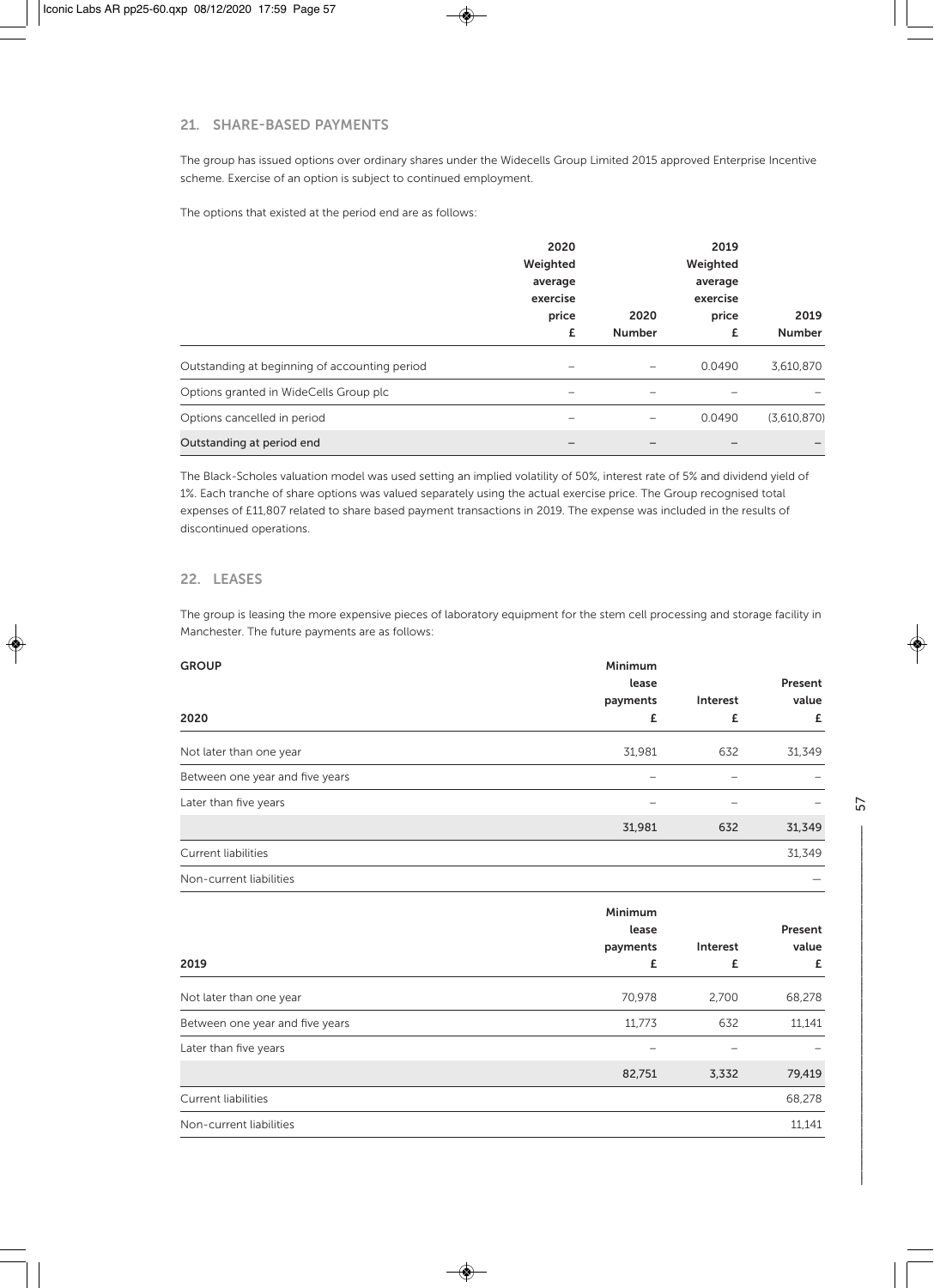## 21. SHARE-BASED PAYMENTS

The group has issued options over ordinary shares under the Widecells Group Limited 2015 approved Enterprise Incentive scheme. Exercise of an option is subject to continued employment.

The options that existed at the period end are as follows:

| | 2020 Weighted average exercise price £ | 2020 Number | 2019 Weighted average exercise price £ | 2019 Number |
|---|---|---|---|---|
| Outstanding at beginning of accounting period | – | – | 0.0490 | 3,610,870 |
| Options granted in WideCells Group plc | – | – | – | – |
| Options cancelled in period | – | – | 0.0490 | (3,610,870) |
| Outstanding at period end | – | – | – | – |

The Black-Scholes valuation model was used setting an implied volatility of 50%, interest rate of 5% and dividend yield of 1%. Each tranche of share options was valued separately using the actual exercise price. The Group recognised total expenses of £11,807 related to share based payment transactions in 2019. The expense was included in the results of discontinued operations.

## 22. LEASES

The group is leasing the more expensive pieces of laboratory equipment for the stem cell processing and storage facility in Manchester. The future payments are as follows:

**GROUP**

| 2020 | Minimum lease payments £ | Interest £ | Present value £ |
|---|---|---|---|
| Not later than one year | 31,981 | 632 | 31,349 |
| Between one year and five years | – | – | – |
| Later than five years | – | – | – |
| | 31,981 | 632 | 31,349 |
| Current liabilities | | | 31,349 |
| Non-current liabilities | | | – |

| 2019 | Minimum lease payments £ | Interest £ | Present value £ |
|---|---|---|---|
| Not later than one year | 70,978 | 2,700 | 68,278 |
| Between one year and five years | 11,773 | 632 | 11,141 |
| Later than five years | – | – | – |
| | 82,751 | 3,332 | 79,419 |
| Current liabilities | | | 68,278 |
| Non-current liabilities | | | 11,141 |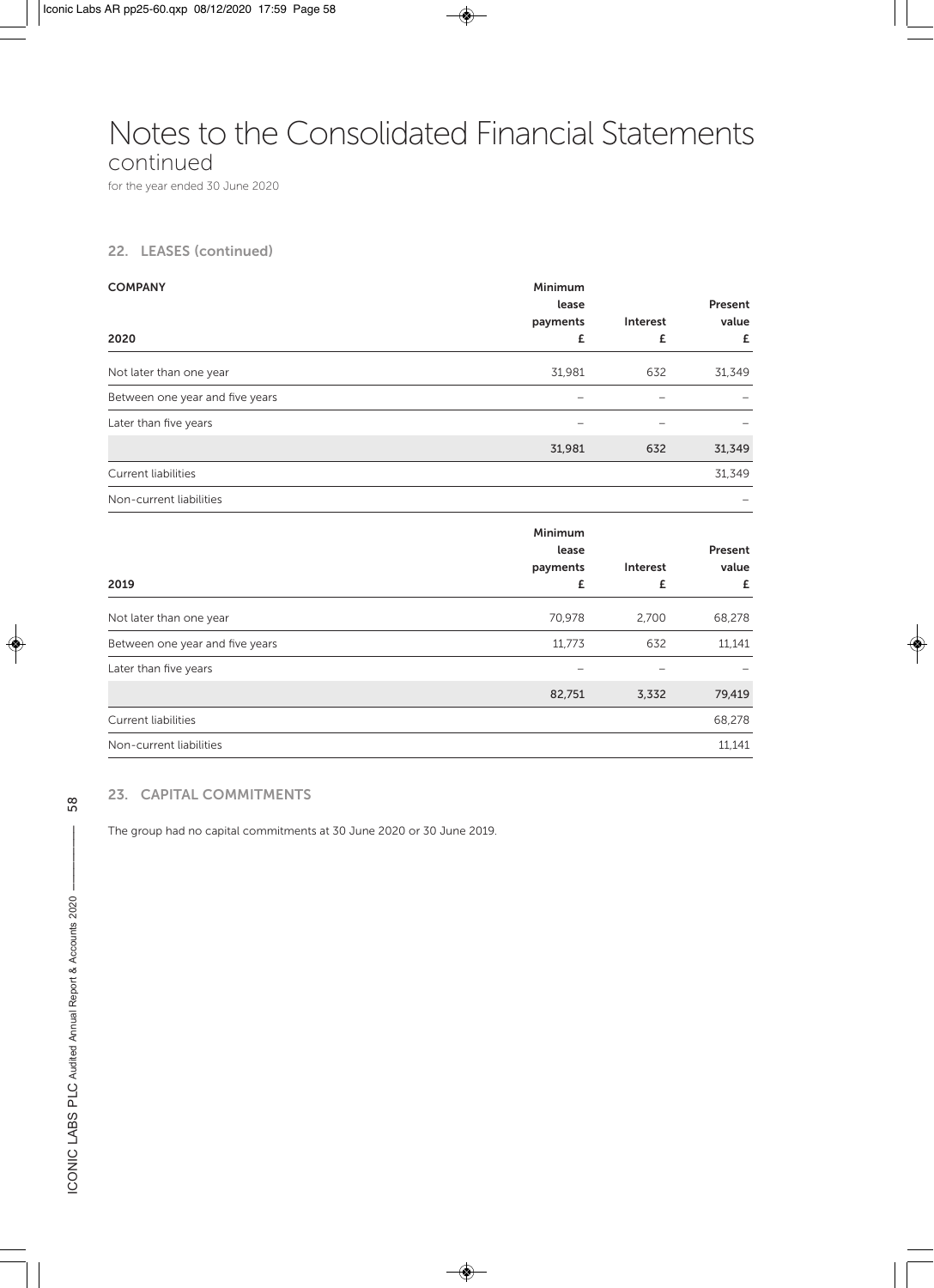# Notes to the Consolidated Financial Statements
continued

for the year ended 30 June 2020

### 22. LEASES (continued)

| COMPANY<br>2020 | Minimum lease payments<br>£ | Interest<br>£ | Present value<br>£ |
|---|---|---|---|
| Not later than one year | 31,981 | 632 | 31,349 |
| Between one year and five years | – | – | – |
| Later than five years | – | – | – |
| | 31,981 | 632 | 31,349 |
| Current liabilities | | | 31,349 |
| Non-current liabilities | | | – |

| 2019 | Minimum lease payments<br>£ | Interest<br>£ | Present value<br>£ |
|---|---|---|---|
| Not later than one year | 70,978 | 2,700 | 68,278 |
| Between one year and five years | 11,773 | 632 | 11,141 |
| Later than five years | – | – | – |
| | 82,751 | 3,332 | 79,419 |
| Current liabilities | | | 68,278 |
| Non-current liabilities | | | 11,141 |

### 23. CAPITAL COMMITMENTS

The group had no capital commitments at 30 June 2020 or 30 June 2019.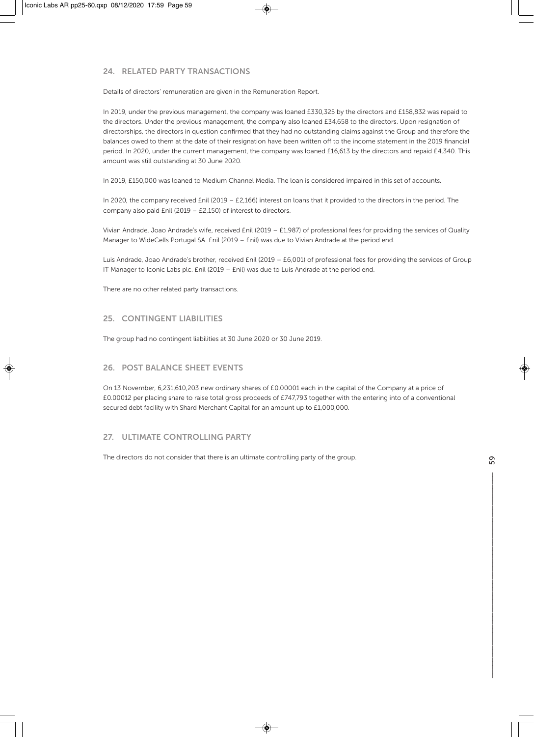## 24. RELATED PARTY TRANSACTIONS

Details of directors' remuneration are given in the Remuneration Report.

In 2019, under the previous management, the company was loaned £330,325 by the directors and £158,832 was repaid to the directors. Under the previous management, the company also loaned £34,658 to the directors. Upon resignation of directorships, the directors in question confirmed that they had no outstanding claims against the Group and therefore the balances owed to them at the date of their resignation have been written off to the income statement in the 2019 financial period. In 2020, under the current management, the company was loaned £16,613 by the directors and repaid £4,340. This amount was still outstanding at 30 June 2020.

In 2019, £150,000 was loaned to Medium Channel Media. The loan is considered impaired in this set of accounts.

In 2020, the company received £nil (2019 – £2,166) interest on loans that it provided to the directors in the period. The company also paid £nil (2019 – £2,150) of interest to directors.

Vivian Andrade, Joao Andrade's wife, received £nil (2019 – £1,987) of professional fees for providing the services of Quality Manager to WideCells Portugal SA. £nil (2019 – £nil) was due to Vivian Andrade at the period end.

Luis Andrade, Joao Andrade's brother, received £nil (2019 – £6,001) of professional fees for providing the services of Group IT Manager to Iconic Labs plc. £nil (2019 – £nil) was due to Luis Andrade at the period end.

There are no other related party transactions.

## 25. CONTINGENT LIABILITIES

The group had no contingent liabilities at 30 June 2020 or 30 June 2019.

## 26. POST BALANCE SHEET EVENTS

On 13 November, 6,231,610,203 new ordinary shares of £0.00001 each in the capital of the Company at a price of £0.00012 per placing share to raise total gross proceeds of £747,793 together with the entering into of a conventional secured debt facility with Shard Merchant Capital for an amount up to £1,000,000.

## 27. ULTIMATE CONTROLLING PARTY

The directors do not consider that there is an ultimate controlling party of the group.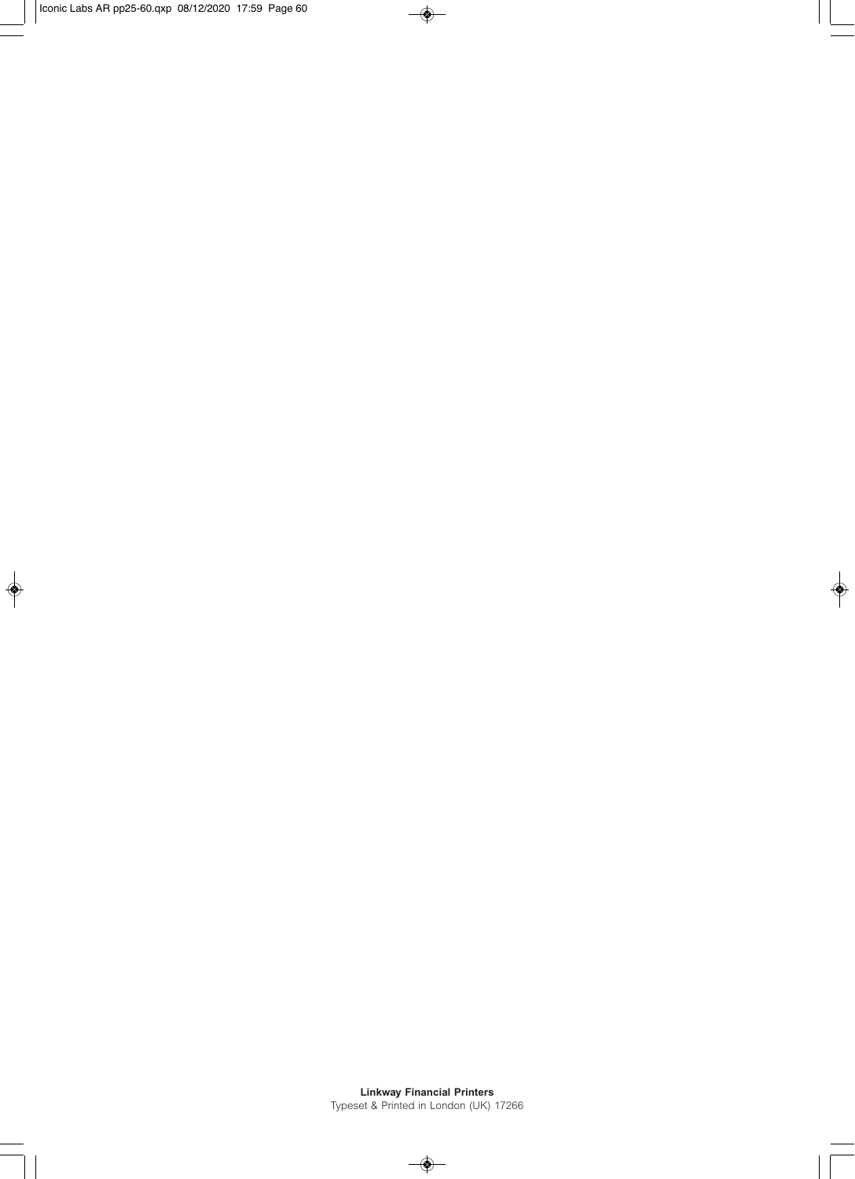**Linkway Financial Printers**
Typeset & Printed in London (UK) 17266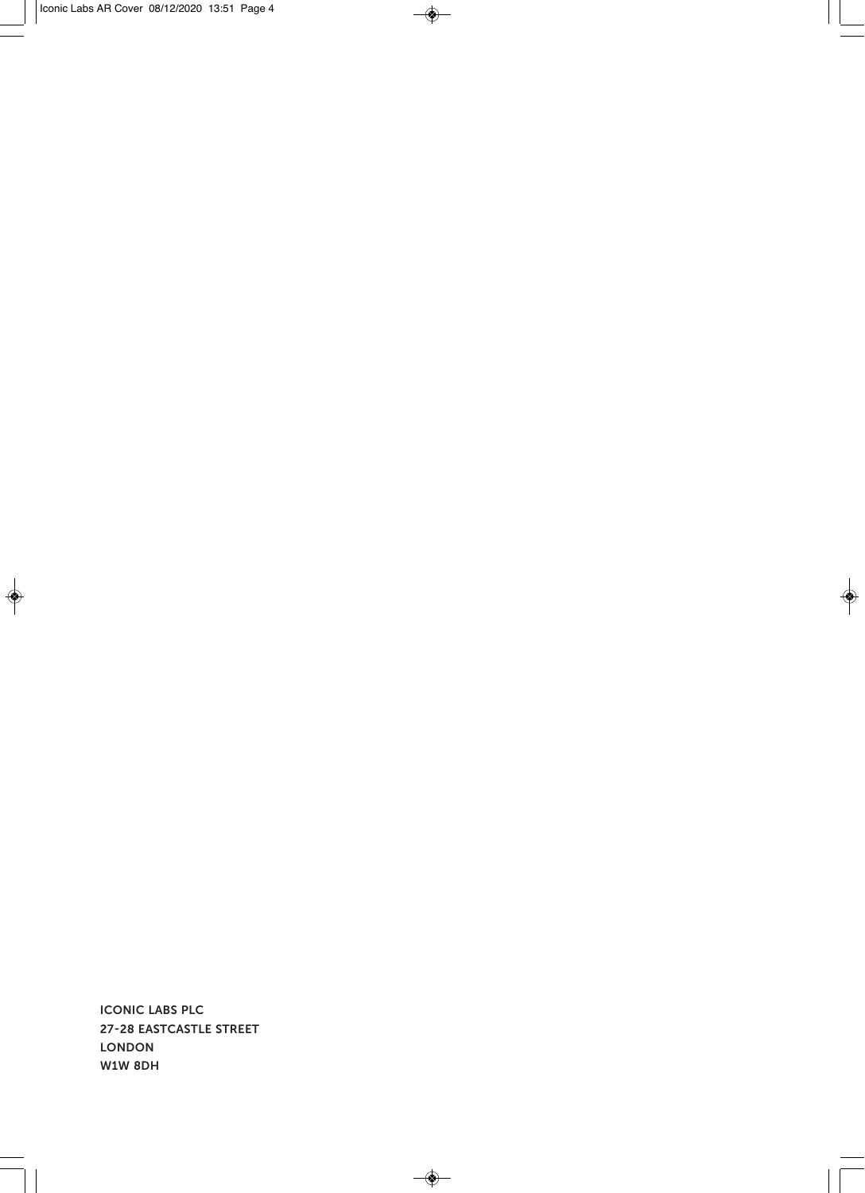ICONIC LABS PLC
27-28 EASTCASTLE STREET
LONDON
W1W 8DH